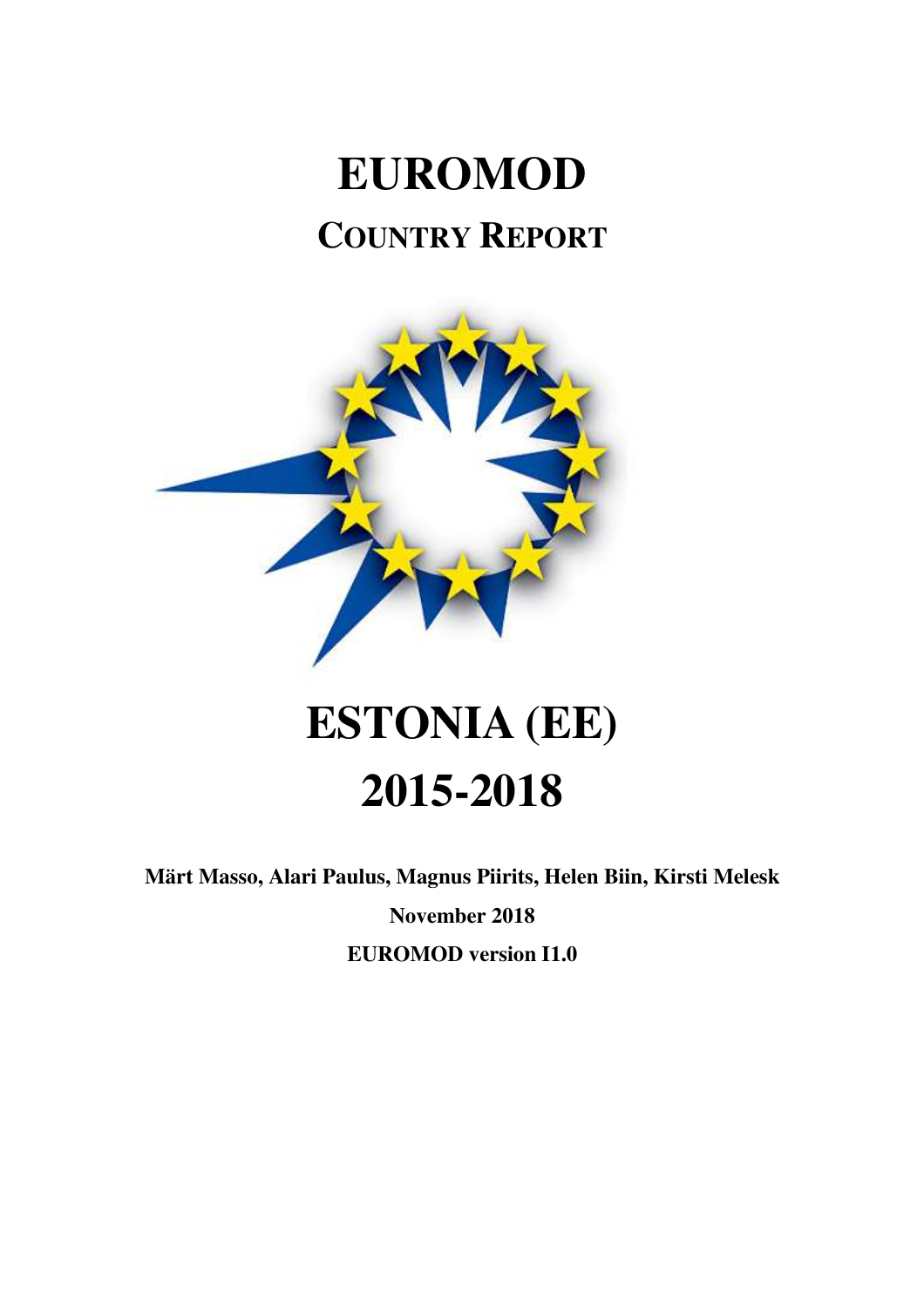# EUROMOD

## COUNTRY REPORT

# ESTONIA (EE)

# 2015-2018

**Märt Masso, Alari Paulus, Magnus Piirits, Helen Biin, Kirsti Melesk**

**November 2018**

**EUROMOD version I1.0**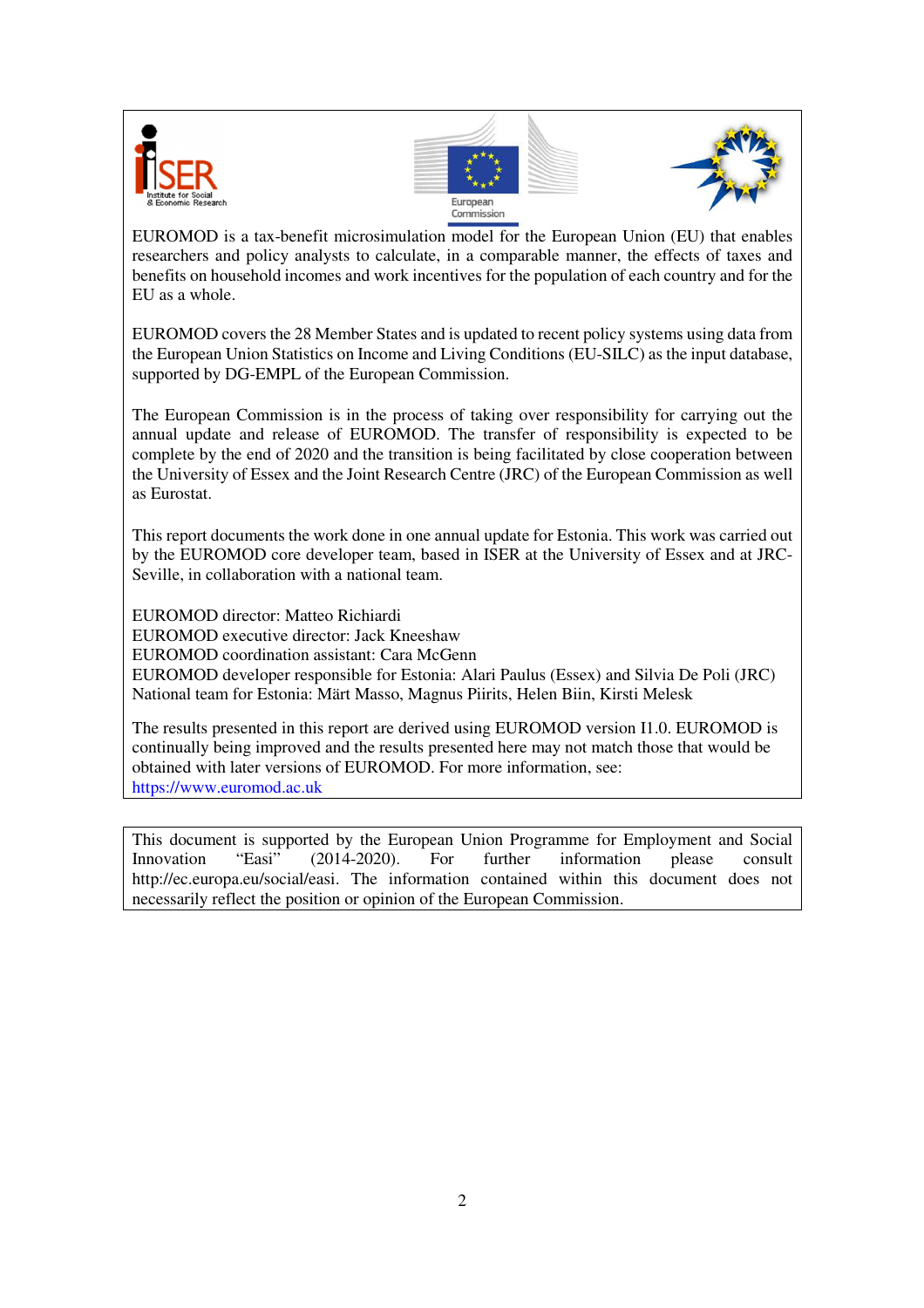EUROMOD is a tax-benefit microsimulation model for the European Union (EU) that enables researchers and policy analysts to calculate, in a comparable manner, the effects of taxes and benefits on household incomes and work incentives for the population of each country and for the EU as a whole.

EUROMOD covers the 28 Member States and is updated to recent policy systems using data from the European Union Statistics on Income and Living Conditions (EU-SILC) as the input database, supported by DG-EMPL of the European Commission.

The European Commission is in the process of taking over responsibility for carrying out the annual update and release of EUROMOD. The transfer of responsibility is expected to be complete by the end of 2020 and the transition is being facilitated by close cooperation between the University of Essex and the Joint Research Centre (JRC) of the European Commission as well as Eurostat.

This report documents the work done in one annual update for Estonia. This work was carried out by the EUROMOD core developer team, based in ISER at the University of Essex and at JRC-Seville, in collaboration with a national team.

EUROMOD director: Matteo Richiardi
EUROMOD executive director: Jack Kneeshaw
EUROMOD coordination assistant: Cara McGenn
EUROMOD developer responsible for Estonia: Alari Paulus (Essex) and Silvia De Poli (JRC)
National team for Estonia: Märt Masso, Magnus Piirits, Helen Biin, Kirsti Melesk

The results presented in this report are derived using EUROMOD version I1.0. EUROMOD is continually being improved and the results presented here may not match those that would be obtained with later versions of EUROMOD. For more information, see:
https://www.euromod.ac.uk

This document is supported by the European Union Programme for Employment and Social Innovation "Easi" (2014-2020). For further information please consult http://ec.europa.eu/social/easi. The information contained within this document does not necessarily reflect the position or opinion of the European Commission.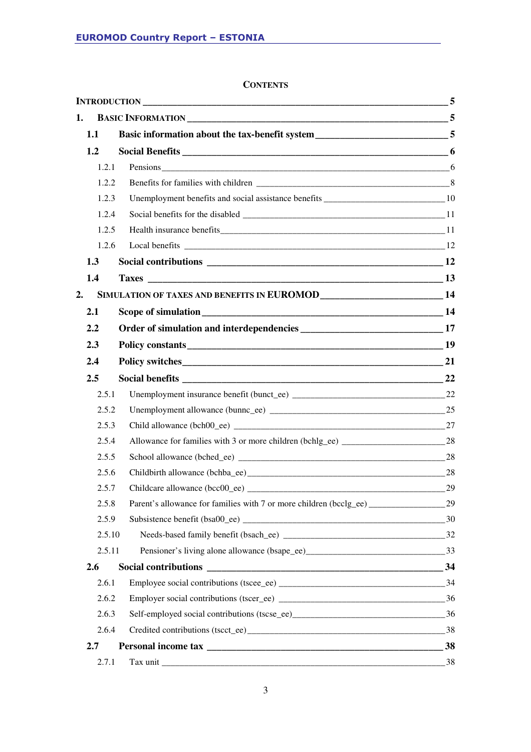**CONTENTS**

| | |
|---|---|
| **INTRODUCTION** | **5** |
| **1. BASIC INFORMATION** | **5** |
| **1.1 Basic information about the tax-benefit system** | **5** |
| **1.2 Social Benefits** | **6** |
| 1.2.1 Pensions | 6 |
| 1.2.2 Benefits for families with children | 8 |
| 1.2.3 Unemployment benefits and social assistance benefits | 10 |
| 1.2.4 Social benefits for the disabled | 11 |
| 1.2.5 Health insurance benefits | 11 |
| 1.2.6 Local benefits | 12 |
| **1.3 Social contributions** | **12** |
| **1.4 Taxes** | **13** |
| **2. SIMULATION OF TAXES AND BENEFITS IN EUROMOD** | **14** |
| **2.1 Scope of simulation** | **14** |
| **2.2 Order of simulation and interdependencies** | **17** |
| **2.3 Policy constants** | **19** |
| **2.4 Policy switches** | **21** |
| **2.5 Social benefits** | **22** |
| 2.5.1 Unemployment insurance benefit (bunct_ee) | 22 |
| 2.5.2 Unemployment allowance (bunnc_ee) | 25 |
| 2.5.3 Child allowance (bch00_ee) | 27 |
| 2.5.4 Allowance for families with 3 or more children (bchlg_ee) | 28 |
| 2.5.5 School allowance (bched_ee) | 28 |
| 2.5.6 Childbirth allowance (bchba_ee) | 28 |
| 2.5.7 Childcare allowance (bcc00_ee) | 29 |
| 2.5.8 Parent's allowance for families with 7 or more children (bcclg_ee) | 29 |
| 2.5.9 Subsistence benefit (bsa00_ee) | 30 |
| 2.5.10 Needs-based family benefit (bsach_ee) | 32 |
| 2.5.11 Pensioner's living alone allowance (bsape_ee) | 33 |
| **2.6 Social contributions** | **34** |
| 2.6.1 Employee social contributions (tscee_ee) | 34 |
| 2.6.2 Employer social contributions (tscer_ee) | 36 |
| 2.6.3 Self-employed social contributions (tscse_ee) | 36 |
| 2.6.4 Credited contributions (tscct_ee) | 38 |
| **2.7 Personal income tax** | **38** |
| 2.7.1 Tax unit | 38 |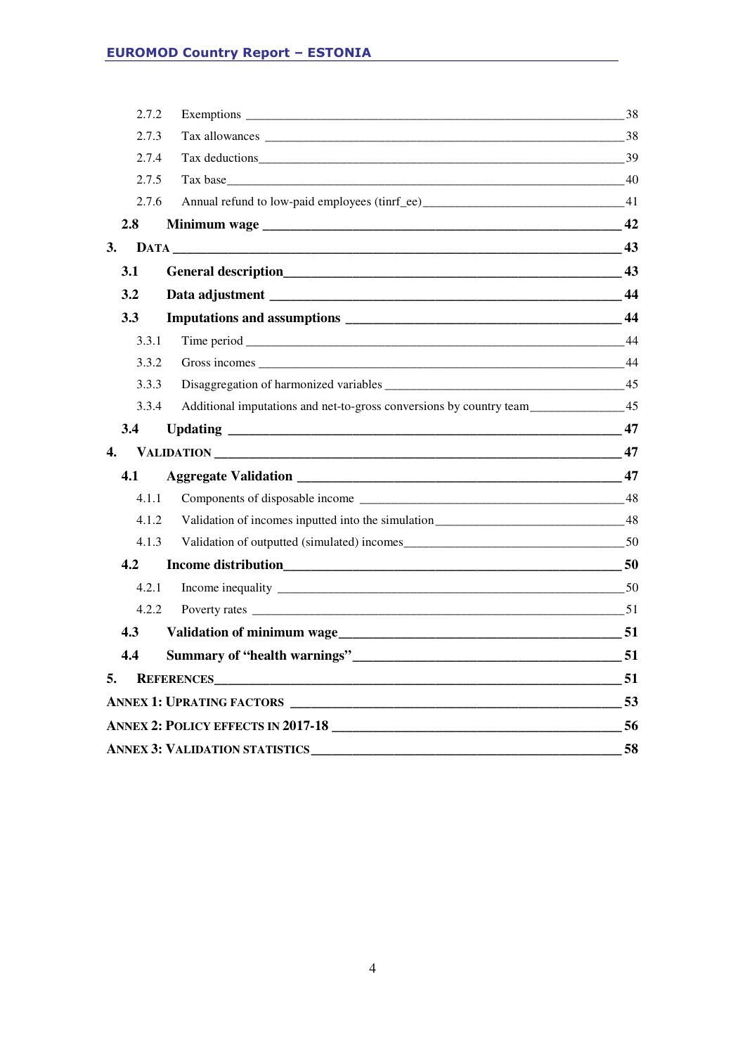2.7.2 Exemptions ____ 38

2.7.3 Tax allowances ____ 38

2.7.4 Tax deductions ____ 39

2.7.5 Tax base ____ 40

2.7.6 Annual refund to low-paid employees (tinrf_ee) ____ 41

**2.8 Minimum wage ____ 42**

**3. DATA ____ 43**

**3.1 General description ____ 43**

**3.2 Data adjustment ____ 44**

**3.3 Imputations and assumptions ____ 44**

3.3.1 Time period ____ 44

3.3.2 Gross incomes ____ 44

3.3.3 Disaggregation of harmonized variables ____ 45

3.3.4 Additional imputations and net-to-gross conversions by country team ____ 45

**3.4 Updating ____ 47**

**4. VALIDATION ____ 47**

**4.1 Aggregate Validation ____ 47**

4.1.1 Components of disposable income ____ 48

4.1.2 Validation of incomes inputted into the simulation ____ 48

4.1.3 Validation of outputted (simulated) incomes ____ 50

**4.2 Income distribution ____ 50**

4.2.1 Income inequality ____ 50

4.2.2 Poverty rates ____ 51

**4.3 Validation of minimum wage ____ 51**

**4.4 Summary of "health warnings" ____ 51**

**5. REFERENCES ____ 51**

**ANNEX 1: UPRATING FACTORS ____ 53**

**ANNEX 2: POLICY EFFECTS IN 2017-18 ____ 56**

**ANNEX 3: VALIDATION STATISTICS ____ 58**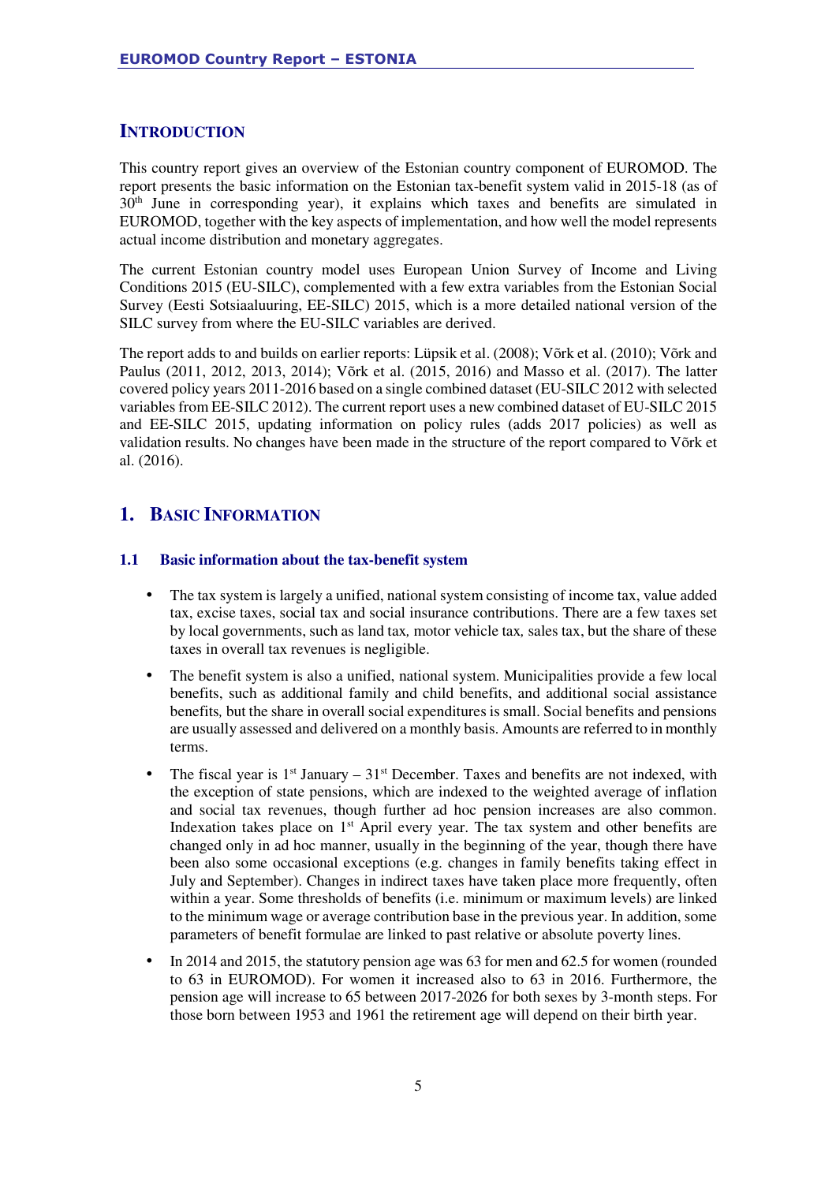# INTRODUCTION

This country report gives an overview of the Estonian country component of EUROMOD. The report presents the basic information on the Estonian tax-benefit system valid in 2015-18 (as of 30th June in corresponding year), it explains which taxes and benefits are simulated in EUROMOD, together with the key aspects of implementation, and how well the model represents actual income distribution and monetary aggregates.

The current Estonian country model uses European Union Survey of Income and Living Conditions 2015 (EU-SILC), complemented with a few extra variables from the Estonian Social Survey (Eesti Sotsiaaluuring, EE-SILC) 2015, which is a more detailed national version of the SILC survey from where the EU-SILC variables are derived.

The report adds to and builds on earlier reports: Lüpsik et al. (2008); Võrk et al. (2010); Võrk and Paulus (2011, 2012, 2013, 2014); Võrk et al. (2015, 2016) and Masso et al. (2017). The latter covered policy years 2011-2016 based on a single combined dataset (EU-SILC 2012 with selected variables from EE-SILC 2012). The current report uses a new combined dataset of EU-SILC 2015 and EE-SILC 2015, updating information on policy rules (adds 2017 policies) as well as validation results. No changes have been made in the structure of the report compared to Võrk et al. (2016).

# 1. BASIC INFORMATION

## 1.1 Basic information about the tax-benefit system

- The tax system is largely a unified, national system consisting of income tax, value added tax, excise taxes, social tax and social insurance contributions. There are a few taxes set by local governments, such as land tax, motor vehicle tax, sales tax, but the share of these taxes in overall tax revenues is negligible.
- The benefit system is also a unified, national system. Municipalities provide a few local benefits, such as additional family and child benefits, and additional social assistance benefits, but the share in overall social expenditures is small. Social benefits and pensions are usually assessed and delivered on a monthly basis. Amounts are referred to in monthly terms.
- The fiscal year is 1st January – 31st December. Taxes and benefits are not indexed, with the exception of state pensions, which are indexed to the weighted average of inflation and social tax revenues, though further ad hoc pension increases are also common. Indexation takes place on 1st April every year. The tax system and other benefits are changed only in ad hoc manner, usually in the beginning of the year, though there have been also some occasional exceptions (e.g. changes in family benefits taking effect in July and September). Changes in indirect taxes have taken place more frequently, often within a year. Some thresholds of benefits (i.e. minimum or maximum levels) are linked to the minimum wage or average contribution base in the previous year. In addition, some parameters of benefit formulae are linked to past relative or absolute poverty lines.
- In 2014 and 2015, the statutory pension age was 63 for men and 62.5 for women (rounded to 63 in EUROMOD). For women it increased also to 63 in 2016. Furthermore, the pension age will increase to 65 between 2017-2026 for both sexes by 3-month steps. For those born between 1953 and 1961 the retirement age will depend on their birth year.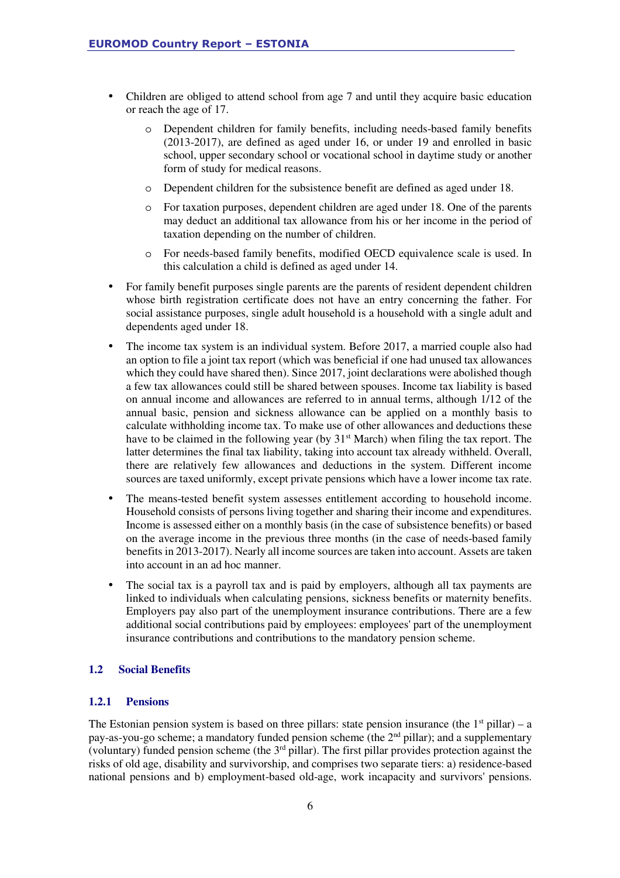- Children are obliged to attend school from age 7 and until they acquire basic education or reach the age of 17.
  - Dependent children for family benefits, including needs-based family benefits (2013-2017), are defined as aged under 16, or under 19 and enrolled in basic school, upper secondary school or vocational school in daytime study or another form of study for medical reasons.
  - Dependent children for the subsistence benefit are defined as aged under 18.
  - For taxation purposes, dependent children are aged under 18. One of the parents may deduct an additional tax allowance from his or her income in the period of taxation depending on the number of children.
  - For needs-based family benefits, modified OECD equivalence scale is used. In this calculation a child is defined as aged under 14.
- For family benefit purposes single parents are the parents of resident dependent children whose birth registration certificate does not have an entry concerning the father. For social assistance purposes, single adult household is a household with a single adult and dependents aged under 18.
- The income tax system is an individual system. Before 2017, a married couple also had an option to file a joint tax report (which was beneficial if one had unused tax allowances which they could have shared then). Since 2017, joint declarations were abolished though a few tax allowances could still be shared between spouses. Income tax liability is based on annual income and allowances are referred to in annual terms, although 1/12 of the annual basic, pension and sickness allowance can be applied on a monthly basis to calculate withholding income tax. To make use of other allowances and deductions these have to be claimed in the following year (by 31st March) when filing the tax report. The latter determines the final tax liability, taking into account tax already withheld. Overall, there are relatively few allowances and deductions in the system. Different income sources are taxed uniformly, except private pensions which have a lower income tax rate.
- The means-tested benefit system assesses entitlement according to household income. Household consists of persons living together and sharing their income and expenditures. Income is assessed either on a monthly basis (in the case of subsistence benefits) or based on the average income in the previous three months (in the case of needs-based family benefits in 2013-2017). Nearly all income sources are taken into account. Assets are taken into account in an ad hoc manner.
- The social tax is a payroll tax and is paid by employers, although all tax payments are linked to individuals when calculating pensions, sickness benefits or maternity benefits. Employers pay also part of the unemployment insurance contributions. There are a few additional social contributions paid by employees: employees' part of the unemployment insurance contributions and contributions to the mandatory pension scheme.

### 1.2 Social Benefits

#### 1.2.1 Pensions

The Estonian pension system is based on three pillars: state pension insurance (the 1st pillar) – a pay-as-you-go scheme; a mandatory funded pension scheme (the 2nd pillar); and a supplementary (voluntary) funded pension scheme (the 3rd pillar). The first pillar provides protection against the risks of old age, disability and survivorship, and comprises two separate tiers: a) residence-based national pensions and b) employment-based old-age, work incapacity and survivors' pensions.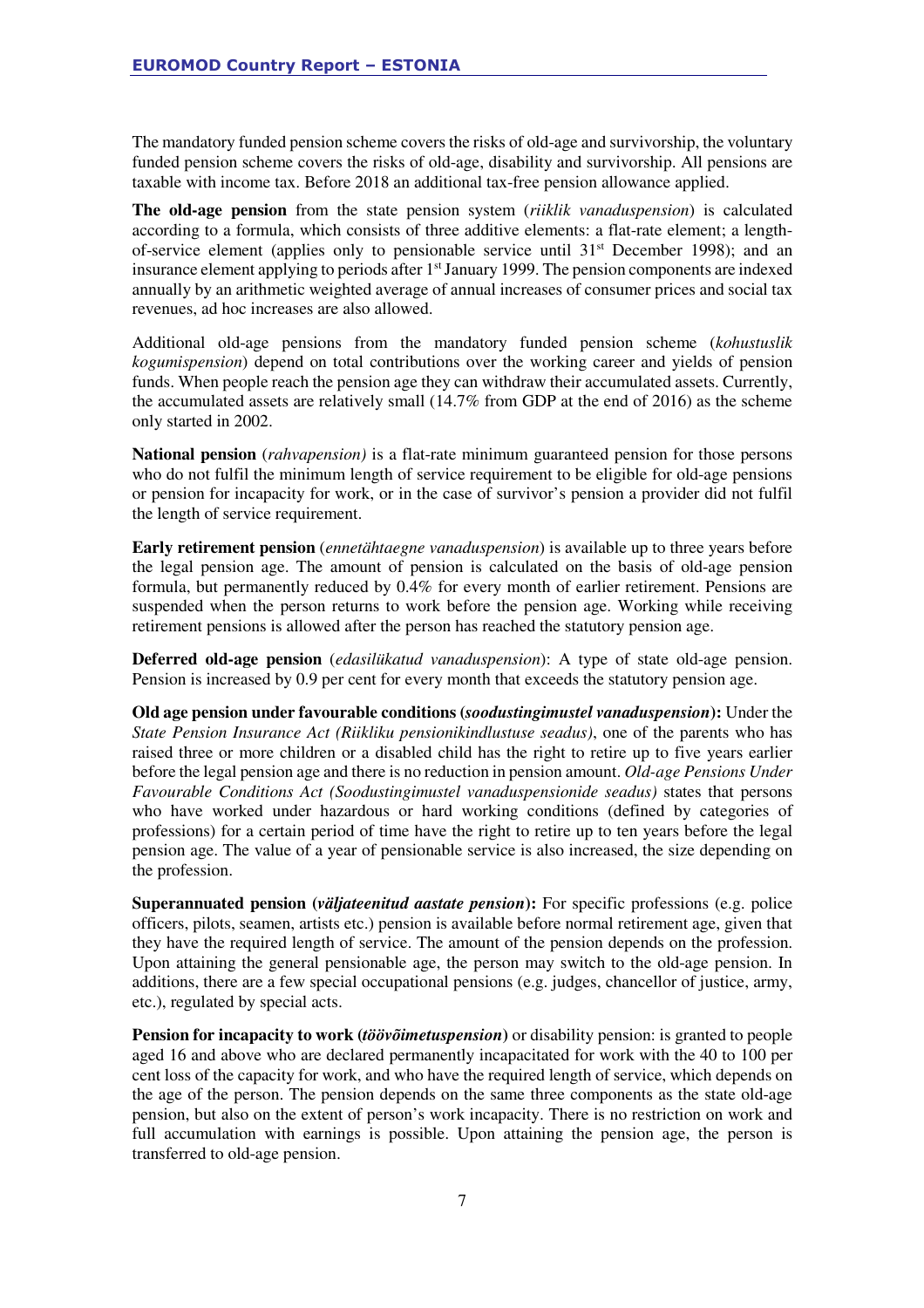The mandatory funded pension scheme covers the risks of old-age and survivorship, the voluntary funded pension scheme covers the risks of old-age, disability and survivorship. All pensions are taxable with income tax. Before 2018 an additional tax-free pension allowance applied.

**The old-age pension** from the state pension system (*riiklik vanaduspension*) is calculated according to a formula, which consists of three additive elements: a flat-rate element; a length-of-service element (applies only to pensionable service until 31st December 1998); and an insurance element applying to periods after 1st January 1999. The pension components are indexed annually by an arithmetic weighted average of annual increases of consumer prices and social tax revenues, ad hoc increases are also allowed.

Additional old-age pensions from the mandatory funded pension scheme (*kohustuslik kogumispension*) depend on total contributions over the working career and yields of pension funds. When people reach the pension age they can withdraw their accumulated assets. Currently, the accumulated assets are relatively small (14.7% from GDP at the end of 2016) as the scheme only started in 2002.

**National pension** (*rahvapension)* is a flat-rate minimum guaranteed pension for those persons who do not fulfil the minimum length of service requirement to be eligible for old-age pensions or pension for incapacity for work, or in the case of survivor's pension a provider did not fulfil the length of service requirement.

**Early retirement pension** (*ennetähtaegne vanaduspension*) is available up to three years before the legal pension age. The amount of pension is calculated on the basis of old-age pension formula, but permanently reduced by 0.4% for every month of earlier retirement. Pensions are suspended when the person returns to work before the pension age. Working while receiving retirement pensions is allowed after the person has reached the statutory pension age.

**Deferred old-age pension** (*edasilükatud vanaduspension*): A type of state old-age pension. Pension is increased by 0.9 per cent for every month that exceeds the statutory pension age.

**Old age pension under favourable conditions (*soodustingimustel vanaduspension*):** Under the *State Pension Insurance Act (Riikliku pensionikindlustuse seadus)*, one of the parents who has raised three or more children or a disabled child has the right to retire up to five years earlier before the legal pension age and there is no reduction in pension amount. *Old-age Pensions Under Favourable Conditions Act (Soodustingimustel vanaduspensionide seadus)* states that persons who have worked under hazardous or hard working conditions (defined by categories of professions) for a certain period of time have the right to retire up to ten years before the legal pension age. The value of a year of pensionable service is also increased, the size depending on the profession.

**Superannuated pension (*väljateenitud aastate pension*):** For specific professions (e.g. police officers, pilots, seamen, artists etc.) pension is available before normal retirement age, given that they have the required length of service. The amount of the pension depends on the profession. Upon attaining the general pensionable age, the person may switch to the old-age pension. In additions, there are a few special occupational pensions (e.g. judges, chancellor of justice, army, etc.), regulated by special acts.

**Pension for incapacity to work (*töövõimetuspension*)** or disability pension: is granted to people aged 16 and above who are declared permanently incapacitated for work with the 40 to 100 per cent loss of the capacity for work, and who have the required length of service, which depends on the age of the person. The pension depends on the same three components as the state old-age pension, but also on the extent of person's work incapacity. There is no restriction on work and full accumulation with earnings is possible. Upon attaining the pension age, the person is transferred to old-age pension.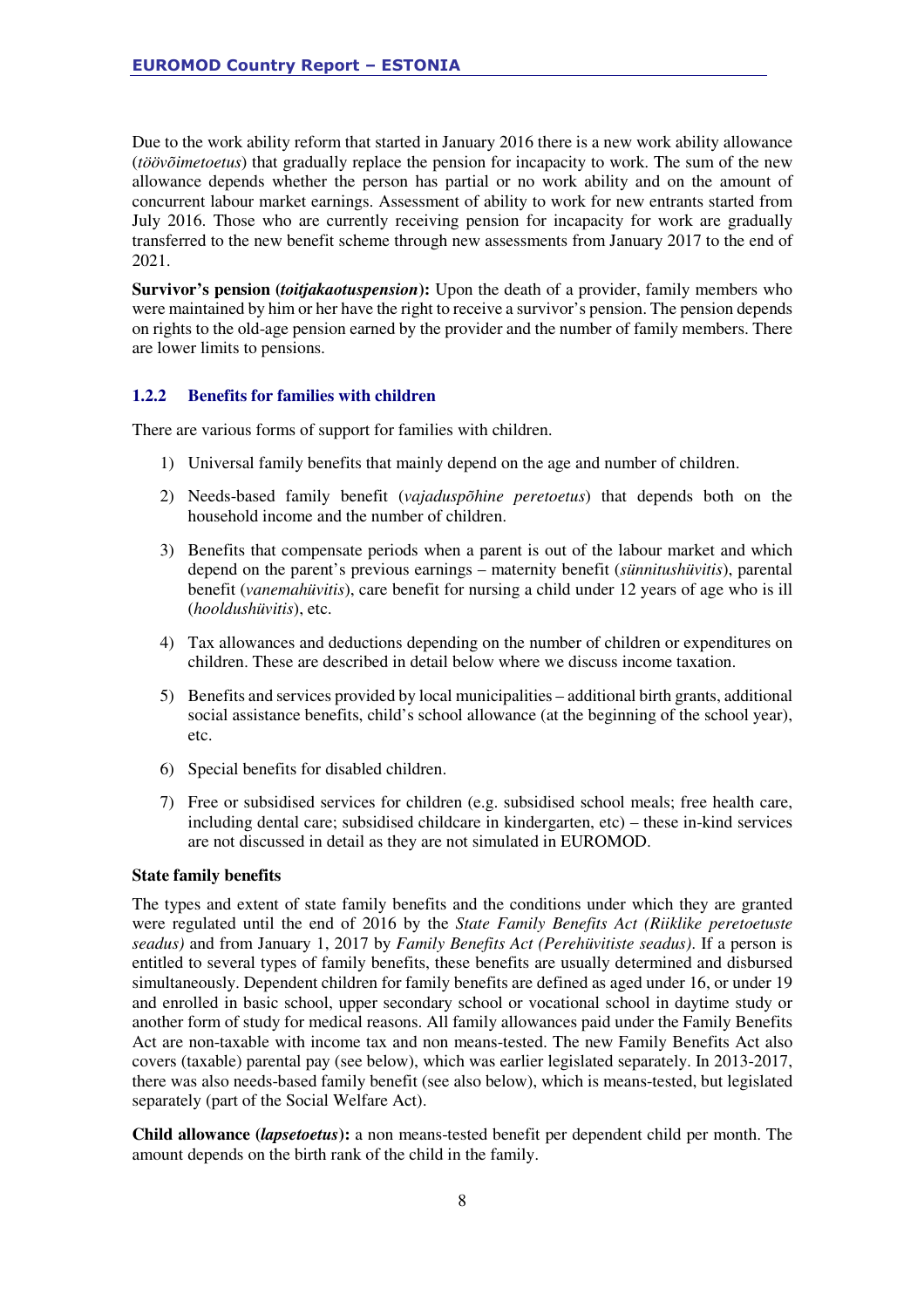Due to the work ability reform that started in January 2016 there is a new work ability allowance (*töövõimetoetus*) that gradually replace the pension for incapacity to work. The sum of the new allowance depends whether the person has partial or no work ability and on the amount of concurrent labour market earnings. Assessment of ability to work for new entrants started from July 2016. Those who are currently receiving pension for incapacity for work are gradually transferred to the new benefit scheme through new assessments from January 2017 to the end of 2021.

**Survivor's pension (*toitjakaotuspension*):** Upon the death of a provider, family members who were maintained by him or her have the right to receive a survivor's pension. The pension depends on rights to the old-age pension earned by the provider and the number of family members. There are lower limits to pensions.

### 1.2.2 Benefits for families with children

There are various forms of support for families with children.

1) Universal family benefits that mainly depend on the age and number of children.
2) Needs-based family benefit (*vajaduspõhine peretoetus*) that depends both on the household income and the number of children.
3) Benefits that compensate periods when a parent is out of the labour market and which depend on the parent's previous earnings – maternity benefit (*sünnitushüvitis*), parental benefit (*vanemahüvitis*), care benefit for nursing a child under 12 years of age who is ill (*hooldushüvitis*), etc.
4) Tax allowances and deductions depending on the number of children or expenditures on children. These are described in detail below where we discuss income taxation.
5) Benefits and services provided by local municipalities – additional birth grants, additional social assistance benefits, child's school allowance (at the beginning of the school year), etc.
6) Special benefits for disabled children.
7) Free or subsidised services for children (e.g. subsidised school meals; free health care, including dental care; subsidised childcare in kindergarten, etc) – these in-kind services are not discussed in detail as they are not simulated in EUROMOD.

**State family benefits**

The types and extent of state family benefits and the conditions under which they are granted were regulated until the end of 2016 by the *State Family Benefits Act (Riiklike peretoetuste seadus)* and from January 1, 2017 by *Family Benefits Act (Perehüvitiste seadus)*. If a person is entitled to several types of family benefits, these benefits are usually determined and disbursed simultaneously. Dependent children for family benefits are defined as aged under 16, or under 19 and enrolled in basic school, upper secondary school or vocational school in daytime study or another form of study for medical reasons. All family allowances paid under the Family Benefits Act are non-taxable with income tax and non means-tested. The new Family Benefits Act also covers (taxable) parental pay (see below), which was earlier legislated separately. In 2013-2017, there was also needs-based family benefit (see also below), which is means-tested, but legislated separately (part of the Social Welfare Act).

**Child allowance (*lapsetoetus*):** a non means-tested benefit per dependent child per month. The amount depends on the birth rank of the child in the family.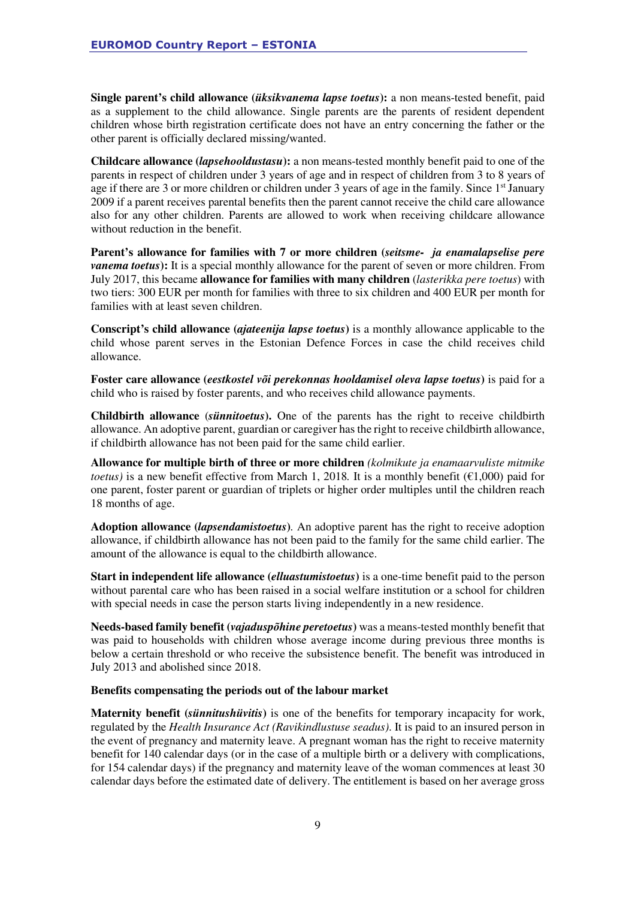**Single parent's child allowance (*üksikvanema lapse toetus*):** a non means-tested benefit, paid as a supplement to the child allowance. Single parents are the parents of resident dependent children whose birth registration certificate does not have an entry concerning the father or the other parent is officially declared missing/wanted.

**Childcare allowance (*lapsehooldustasu*):** a non means-tested monthly benefit paid to one of the parents in respect of children under 3 years of age and in respect of children from 3 to 8 years of age if there are 3 or more children or children under 3 years of age in the family. Since 1st January 2009 if a parent receives parental benefits then the parent cannot receive the child care allowance also for any other children. Parents are allowed to work when receiving childcare allowance without reduction in the benefit.

**Parent's allowance for families with 7 or more children (*seitsme- ja enamalapselise pere vanema toetus*):** It is a special monthly allowance for the parent of seven or more children. From July 2017, this became **allowance for families with many children** (*lasterikka pere toetus*) with two tiers: 300 EUR per month for families with three to six children and 400 EUR per month for families with at least seven children.

**Conscript's child allowance (*ajateenija lapse toetus*)** is a monthly allowance applicable to the child whose parent serves in the Estonian Defence Forces in case the child receives child allowance.

**Foster care allowance (*eestkostel või perekonnas hooldamisel oleva lapse toetus*)** is paid for a child who is raised by foster parents, and who receives child allowance payments.

**Childbirth allowance (*sünnitoetus*).** One of the parents has the right to receive childbirth allowance. An adoptive parent, guardian or caregiver has the right to receive childbirth allowance, if childbirth allowance has not been paid for the same child earlier.

**Allowance for multiple birth of three or more children** *(kolmikute ja enamaarvuliste mitmike toetus)* is a new benefit effective from March 1, 2018. It is a monthly benefit (€1,000) paid for one parent, foster parent or guardian of triplets or higher order multiples until the children reach 18 months of age.

**Adoption allowance (*lapsendamistoetus*)***.* An adoptive parent has the right to receive adoption allowance, if childbirth allowance has not been paid to the family for the same child earlier. The amount of the allowance is equal to the childbirth allowance.

**Start in independent life allowance (*elluastumistoetus*)** is a one-time benefit paid to the person without parental care who has been raised in a social welfare institution or a school for children with special needs in case the person starts living independently in a new residence.

**Needs-based family benefit (*vajaduspõhine peretoetus*)** was a means-tested monthly benefit that was paid to households with children whose average income during previous three months is below a certain threshold or who receive the subsistence benefit. The benefit was introduced in July 2013 and abolished since 2018.

**Benefits compensating the periods out of the labour market**

**Maternity benefit (*sünnitushüvitis*)** is one of the benefits for temporary incapacity for work, regulated by the *Health Insurance Act (Ravikindlustuse seadus)*. It is paid to an insured person in the event of pregnancy and maternity leave. A pregnant woman has the right to receive maternity benefit for 140 calendar days (or in the case of a multiple birth or a delivery with complications, for 154 calendar days) if the pregnancy and maternity leave of the woman commences at least 30 calendar days before the estimated date of delivery. The entitlement is based on her average gross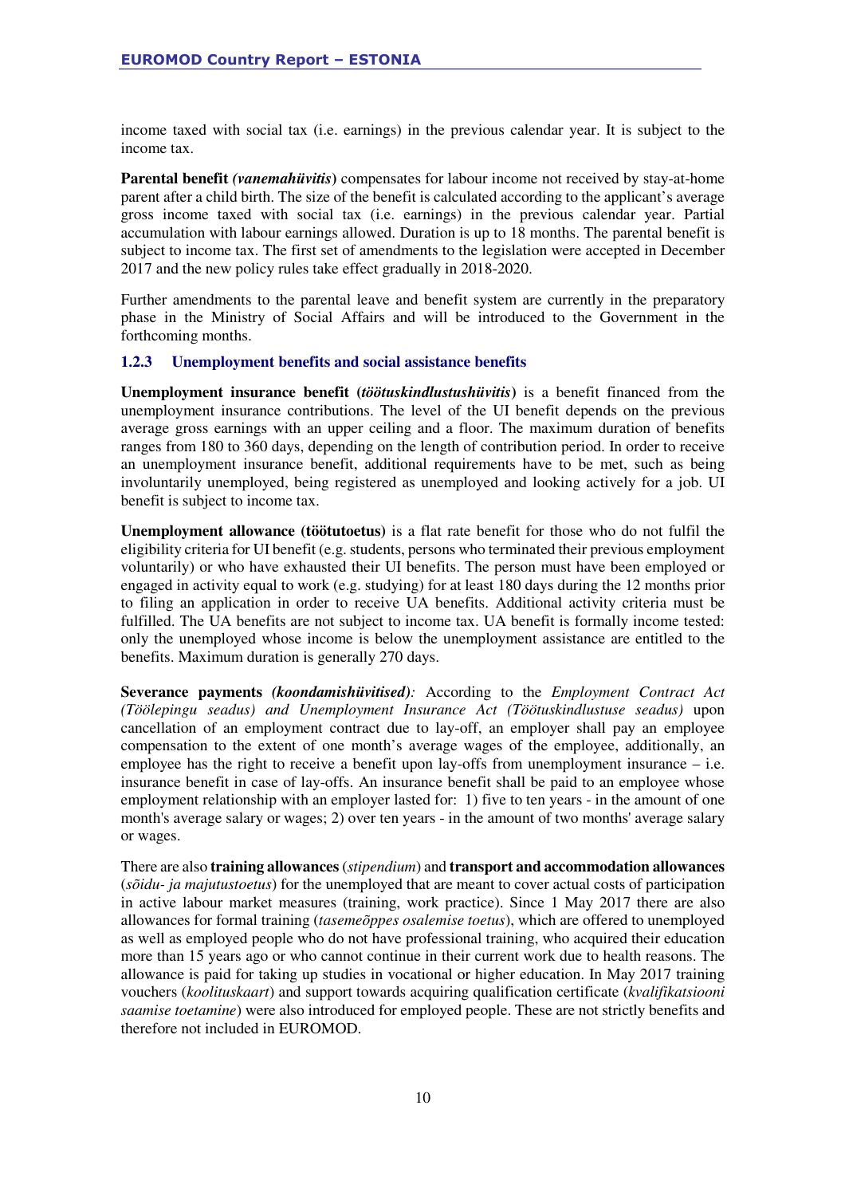income taxed with social tax (i.e. earnings) in the previous calendar year. It is subject to the income tax.

**Parental benefit *(vanemahüvitis*)** compensates for labour income not received by stay-at-home parent after a child birth. The size of the benefit is calculated according to the applicant's average gross income taxed with social tax (i.e. earnings) in the previous calendar year. Partial accumulation with labour earnings allowed. Duration is up to 18 months. The parental benefit is subject to income tax. The first set of amendments to the legislation were accepted in December 2017 and the new policy rules take effect gradually in 2018-2020.

Further amendments to the parental leave and benefit system are currently in the preparatory phase in the Ministry of Social Affairs and will be introduced to the Government in the forthcoming months.

### 1.2.3 Unemployment benefits and social assistance benefits

**Unemployment insurance benefit (*töötuskindlustushüvitis*)** is a benefit financed from the unemployment insurance contributions. The level of the UI benefit depends on the previous average gross earnings with an upper ceiling and a floor. The maximum duration of benefits ranges from 180 to 360 days, depending on the length of contribution period. In order to receive an unemployment insurance benefit, additional requirements have to be met, such as being involuntarily unemployed, being registered as unemployed and looking actively for a job. UI benefit is subject to income tax.

**Unemployment allowance (töötutoetus)** is a flat rate benefit for those who do not fulfil the eligibility criteria for UI benefit (e.g. students, persons who terminated their previous employment voluntarily) or who have exhausted their UI benefits. The person must have been employed or engaged in activity equal to work (e.g. studying) for at least 180 days during the 12 months prior to filing an application in order to receive UA benefits. Additional activity criteria must be fulfilled. The UA benefits are not subject to income tax. UA benefit is formally income tested: only the unemployed whose income is below the unemployment assistance are entitled to the benefits. Maximum duration is generally 270 days.

**Severance payments *(koondamishüvitised)*:** According to the *Employment Contract Act (Töölepingu seadus) and Unemployment Insurance Act (Töötuskindlustuse seadus)* upon cancellation of an employment contract due to lay-off, an employer shall pay an employee compensation to the extent of one month's average wages of the employee, additionally, an employee has the right to receive a benefit upon lay-offs from unemployment insurance – i.e. insurance benefit in case of lay-offs. An insurance benefit shall be paid to an employee whose employment relationship with an employer lasted for: 1) five to ten years - in the amount of one month's average salary or wages; 2) over ten years - in the amount of two months' average salary or wages.

There are also **training allowances** (*stipendium*) and **transport and accommodation allowances** (*sõidu- ja majutustoetus*) for the unemployed that are meant to cover actual costs of participation in active labour market measures (training, work practice). Since 1 May 2017 there are also allowances for formal training (*tasemeõppes osalemise toetus*), which are offered to unemployed as well as employed people who do not have professional training, who acquired their education more than 15 years ago or who cannot continue in their current work due to health reasons. The allowance is paid for taking up studies in vocational or higher education. In May 2017 training vouchers (*koolituskaart*) and support towards acquiring qualification certificate (*kvalifikatsiooni saamise toetamine*) were also introduced for employed people. These are not strictly benefits and therefore not included in EUROMOD.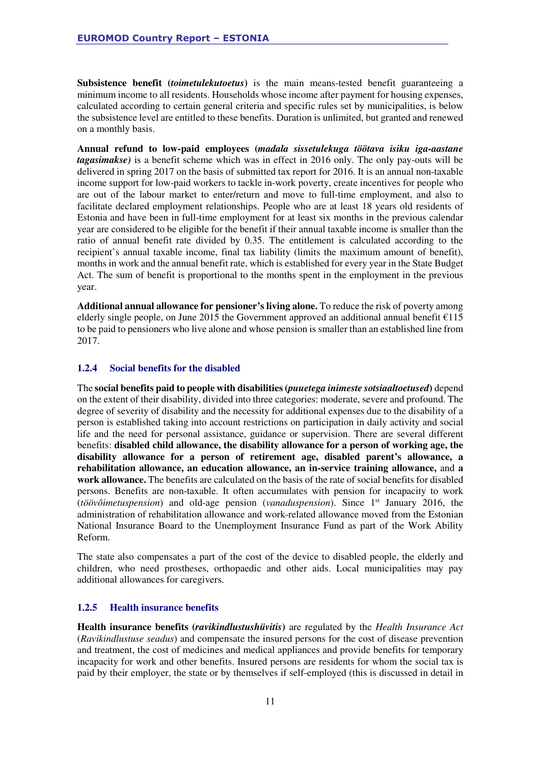**Subsistence benefit (*toimetulekutoetus*)** is the main means-tested benefit guaranteeing a minimum income to all residents. Households whose income after payment for housing expenses, calculated according to certain general criteria and specific rules set by municipalities, is below the subsistence level are entitled to these benefits. Duration is unlimited, but granted and renewed on a monthly basis.

**Annual refund to low-paid employees (*madala sissetulekuga töötava isiku iga-aastane tagasimakse)*** is a benefit scheme which was in effect in 2016 only. The only pay-outs will be delivered in spring 2017 on the basis of submitted tax report for 2016. It is an annual non-taxable income support for low-paid workers to tackle in-work poverty, create incentives for people who are out of the labour market to enter/return and move to full-time employment, and also to facilitate declared employment relationships. People who are at least 18 years old residents of Estonia and have been in full-time employment for at least six months in the previous calendar year are considered to be eligible for the benefit if their annual taxable income is smaller than the ratio of annual benefit rate divided by 0.35. The entitlement is calculated according to the recipient's annual taxable income, final tax liability (limits the maximum amount of benefit), months in work and the annual benefit rate, which is established for every year in the State Budget Act. The sum of benefit is proportional to the months spent in the employment in the previous year.

**Additional annual allowance for pensioner's living alone.** To reduce the risk of poverty among elderly single people, on June 2015 the Government approved an additional annual benefit €115 to be paid to pensioners who live alone and whose pension is smaller than an established line from 2017.

### 1.2.4 Social benefits for the disabled

The **social benefits paid to people with disabilities (*puuetega inimeste sotsiaaltoetused*)** depend on the extent of their disability, divided into three categories: moderate, severe and profound. The degree of severity of disability and the necessity for additional expenses due to the disability of a person is established taking into account restrictions on participation in daily activity and social life and the need for personal assistance, guidance or supervision. There are several different benefits: **disabled child allowance, the disability allowance for a person of working age, the disability allowance for a person of retirement age, disabled parent's allowance, a rehabilitation allowance, an education allowance, an in-service training allowance,** and **a work allowance.** The benefits are calculated on the basis of the rate of social benefits for disabled persons. Benefits are non-taxable. It often accumulates with pension for incapacity to work (*töövõimetuspension*) and old-age pension (*vanaduspension*). Since 1st January 2016, the administration of rehabilitation allowance and work-related allowance moved from the Estonian National Insurance Board to the Unemployment Insurance Fund as part of the Work Ability Reform.

The state also compensates a part of the cost of the device to disabled people, the elderly and children, who need prostheses, orthopaedic and other aids. Local municipalities may pay additional allowances for caregivers.

### 1.2.5 Health insurance benefits

**Health insurance benefits (*ravikindlustushüvitis*)** are regulated by the *Health Insurance Act* (*Ravikindlustuse seadus*) and compensate the insured persons for the cost of disease prevention and treatment, the cost of medicines and medical appliances and provide benefits for temporary incapacity for work and other benefits. Insured persons are residents for whom the social tax is paid by their employer, the state or by themselves if self-employed (this is discussed in detail in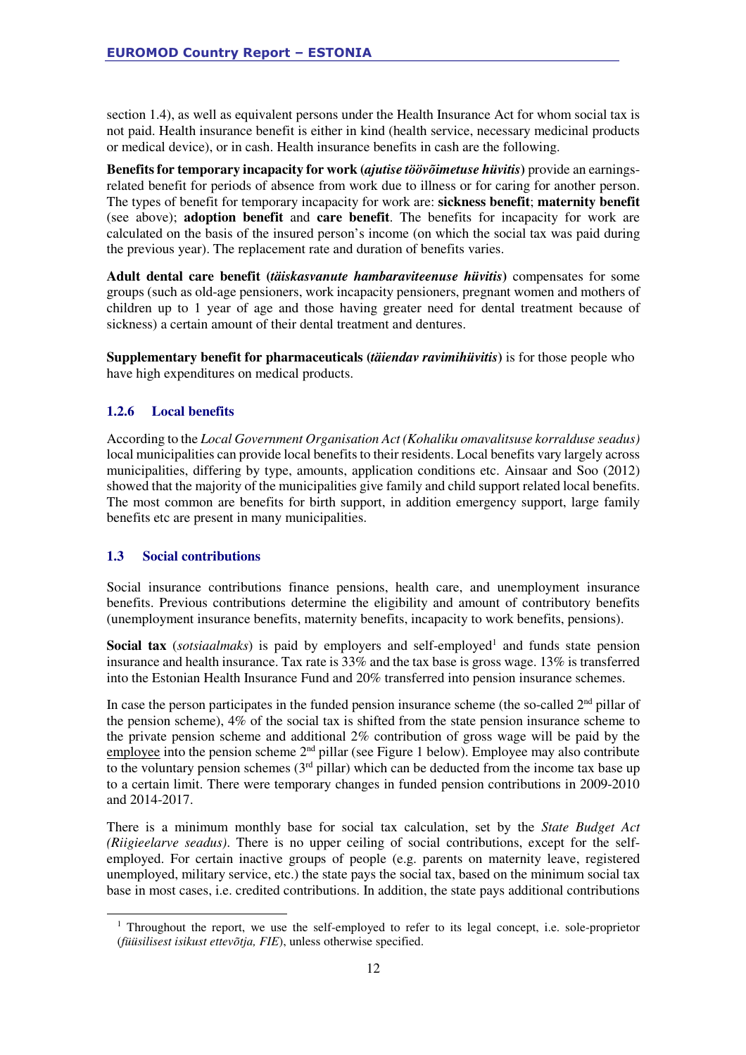section 1.4), as well as equivalent persons under the Health Insurance Act for whom social tax is not paid. Health insurance benefit is either in kind (health service, necessary medicinal products or medical device), or in cash. Health insurance benefits in cash are the following.

**Benefits for temporary incapacity for work (*ajutise töövõimetuse hüvitis*)** provide an earnings-related benefit for periods of absence from work due to illness or for caring for another person. The types of benefit for temporary incapacity for work are: **sickness benefit**; **maternity benefit** (see above); **adoption benefit** and **care benefit**. The benefits for incapacity for work are calculated on the basis of the insured person's income (on which the social tax was paid during the previous year). The replacement rate and duration of benefits varies.

**Adult dental care benefit (*täiskasvanute hambaraviteenuse hüvitis*)** compensates for some groups (such as old-age pensioners, work incapacity pensioners, pregnant women and mothers of children up to 1 year of age and those having greater need for dental treatment because of sickness) a certain amount of their dental treatment and dentures.

**Supplementary benefit for pharmaceuticals (*täiendav ravimihüvitis*)** is for those people who have high expenditures on medical products.

### 1.2.6 Local benefits

According to the *Local Government Organisation Act (Kohaliku omavalitsuse korralduse seadus)* local municipalities can provide local benefits to their residents. Local benefits vary largely across municipalities, differing by type, amounts, application conditions etc. Ainsaar and Soo (2012) showed that the majority of the municipalities give family and child support related local benefits. The most common are benefits for birth support, in addition emergency support, large family benefits etc are present in many municipalities.

## 1.3 Social contributions

Social insurance contributions finance pensions, health care, and unemployment insurance benefits. Previous contributions determine the eligibility and amount of contributory benefits (unemployment insurance benefits, maternity benefits, incapacity to work benefits, pensions).

**Social tax** (*sotsiaalmaks*) is paid by employers and self-employed[1] and funds state pension insurance and health insurance. Tax rate is 33% and the tax base is gross wage. 13% is transferred into the Estonian Health Insurance Fund and 20% transferred into pension insurance schemes.

In case the person participates in the funded pension insurance scheme (the so-called 2nd pillar of the pension scheme), 4% of the social tax is shifted from the state pension insurance scheme to the private pension scheme and additional 2% contribution of gross wage will be paid by the employee into the pension scheme 2nd pillar (see Figure 1 below). Employee may also contribute to the voluntary pension schemes (3rd pillar) which can be deducted from the income tax base up to a certain limit. There were temporary changes in funded pension contributions in 2009-2010 and 2014-2017.

There is a minimum monthly base for social tax calculation, set by the *State Budget Act (Riigieelarve seadus)*. There is no upper ceiling of social contributions, except for the self-employed. For certain inactive groups of people (e.g. parents on maternity leave, registered unemployed, military service, etc.) the state pays the social tax, based on the minimum social tax base in most cases, i.e. credited contributions. In addition, the state pays additional contributions

[1] Throughout the report, we use the self-employed to refer to its legal concept, i.e. sole-proprietor (*füüsilisest isikust ettevõtja, FIE*), unless otherwise specified.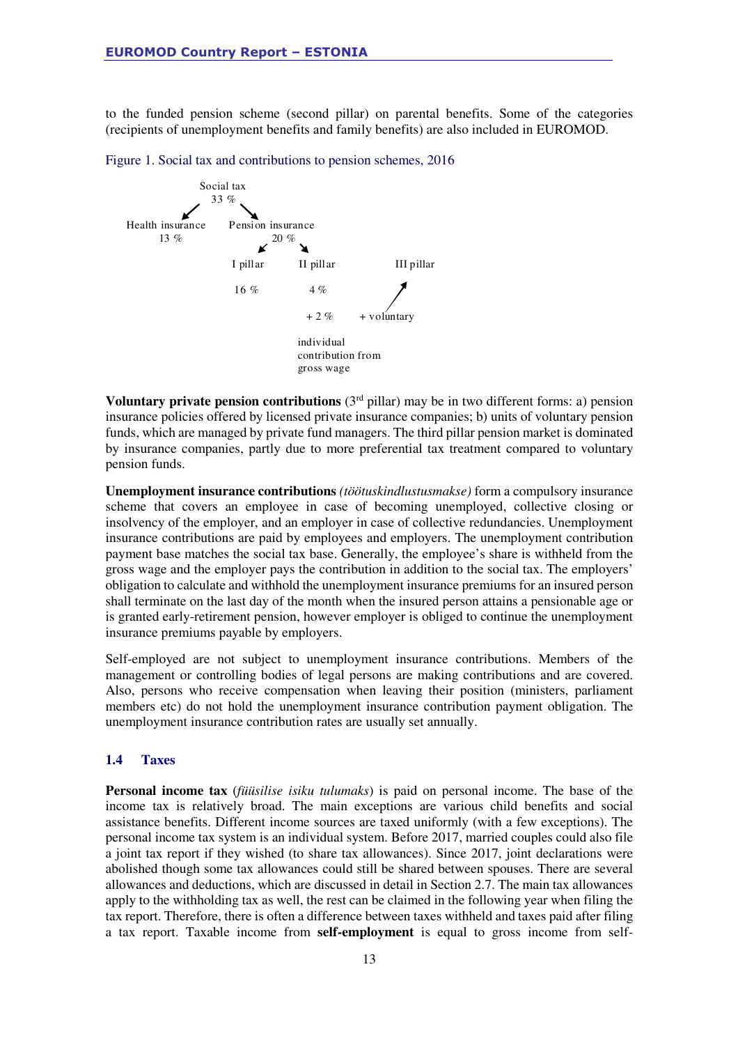to the funded pension scheme (second pillar) on parental benefits. Some of the categories (recipients of unemployment benefits and family benefits) are also included in EUROMOD.

Figure 1. Social tax and contributions to pension schemes, 2016

Social tax
33 %

Health insurance
13 %

Pension insurance
20 %

I pillar
16 %

II pillar
4 %
+ 2 %
individual contribution from gross wage

III pillar
+ voluntary

**Voluntary private pension contributions** (3[rd] pillar) may be in two different forms: a) pension insurance policies offered by licensed private insurance companies; b) units of voluntary pension funds, which are managed by private fund managers. The third pillar pension market is dominated by insurance companies, partly due to more preferential tax treatment compared to voluntary pension funds.

**Unemployment insurance contributions** *(töötuskindlustusmakse)* form a compulsory insurance scheme that covers an employee in case of becoming unemployed, collective closing or insolvency of the employer, and an employer in case of collective redundancies. Unemployment insurance contributions are paid by employees and employers. The unemployment contribution payment base matches the social tax base. Generally, the employee's share is withheld from the gross wage and the employer pays the contribution in addition to the social tax. The employers' obligation to calculate and withhold the unemployment insurance premiums for an insured person shall terminate on the last day of the month when the insured person attains a pensionable age or is granted early-retirement pension, however employer is obliged to continue the unemployment insurance premiums payable by employers.

Self-employed are not subject to unemployment insurance contributions. Members of the management or controlling bodies of legal persons are making contributions and are covered. Also, persons who receive compensation when leaving their position (ministers, parliament members etc) do not hold the unemployment insurance contribution payment obligation. The unemployment insurance contribution rates are usually set annually.

### 1.4 Taxes

**Personal income tax** (*füüsilise isiku tulumaks*) is paid on personal income. The base of the income tax is relatively broad. The main exceptions are various child benefits and social assistance benefits. Different income sources are taxed uniformly (with a few exceptions). The personal income tax system is an individual system. Before 2017, married couples could also file a joint tax report if they wished (to share tax allowances). Since 2017, joint declarations were abolished though some tax allowances could still be shared between spouses. There are several allowances and deductions, which are discussed in detail in Section 2.7. The main tax allowances apply to the withholding tax as well, the rest can be claimed in the following year when filing the tax report. Therefore, there is often a difference between taxes withheld and taxes paid after filing a tax report. Taxable income from **self-employment** is equal to gross income from self-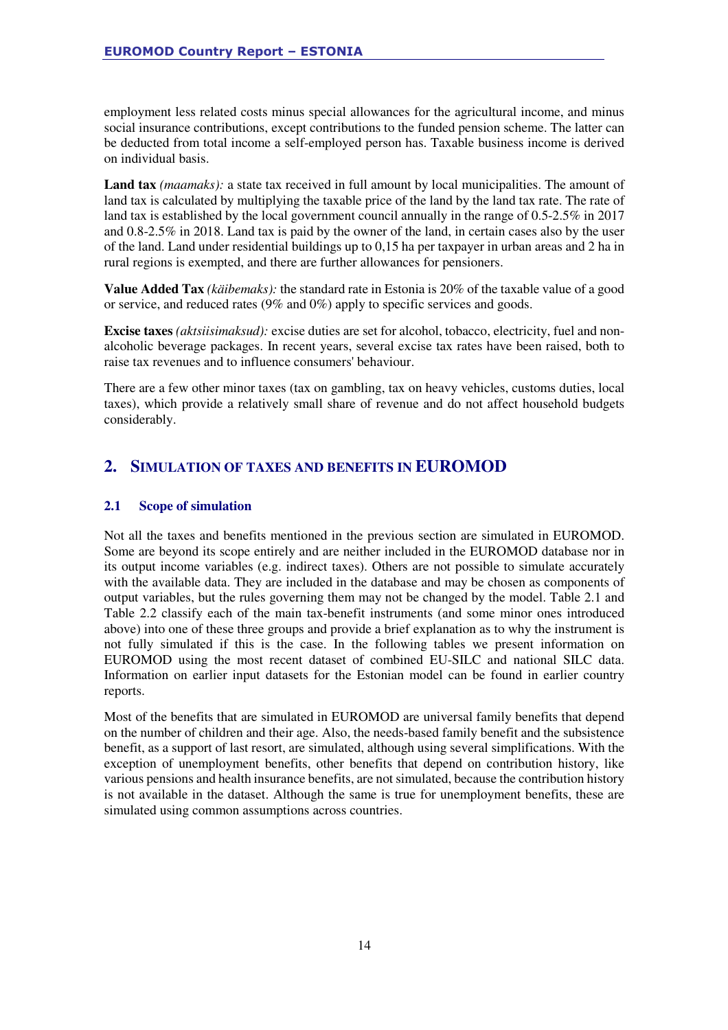employment less related costs minus special allowances for the agricultural income, and minus social insurance contributions, except contributions to the funded pension scheme. The latter can be deducted from total income a self-employed person has. Taxable business income is derived on individual basis.

**Land tax** *(maamaks):* a state tax received in full amount by local municipalities. The amount of land tax is calculated by multiplying the taxable price of the land by the land tax rate. The rate of land tax is established by the local government council annually in the range of 0.5-2.5% in 2017 and 0.8-2.5% in 2018. Land tax is paid by the owner of the land, in certain cases also by the user of the land. Land under residential buildings up to 0,15 ha per taxpayer in urban areas and 2 ha in rural regions is exempted, and there are further allowances for pensioners.

**Value Added Tax** *(käibemaks):* the standard rate in Estonia is 20% of the taxable value of a good or service, and reduced rates (9% and 0%) apply to specific services and goods.

**Excise taxes** *(aktsiisimaksud):* excise duties are set for alcohol, tobacco, electricity, fuel and non-alcoholic beverage packages. In recent years, several excise tax rates have been raised, both to raise tax revenues and to influence consumers' behaviour.

There are a few other minor taxes (tax on gambling, tax on heavy vehicles, customs duties, local taxes), which provide a relatively small share of revenue and do not affect household budgets considerably.

# 2. Simulation of taxes and benefits in EUROMOD

## 2.1 Scope of simulation

Not all the taxes and benefits mentioned in the previous section are simulated in EUROMOD. Some are beyond its scope entirely and are neither included in the EUROMOD database nor in its output income variables (e.g. indirect taxes). Others are not possible to simulate accurately with the available data. They are included in the database and may be chosen as components of output variables, but the rules governing them may not be changed by the model. Table 2.1 and Table 2.2 classify each of the main tax-benefit instruments (and some minor ones introduced above) into one of these three groups and provide a brief explanation as to why the instrument is not fully simulated if this is the case. In the following tables we present information on EUROMOD using the most recent dataset of combined EU-SILC and national SILC data. Information on earlier input datasets for the Estonian model can be found in earlier country reports.

Most of the benefits that are simulated in EUROMOD are universal family benefits that depend on the number of children and their age. Also, the needs-based family benefit and the subsistence benefit, as a support of last resort, are simulated, although using several simplifications. With the exception of unemployment benefits, other benefits that depend on contribution history, like various pensions and health insurance benefits, are not simulated, because the contribution history is not available in the dataset. Although the same is true for unemployment benefits, these are simulated using common assumptions across countries.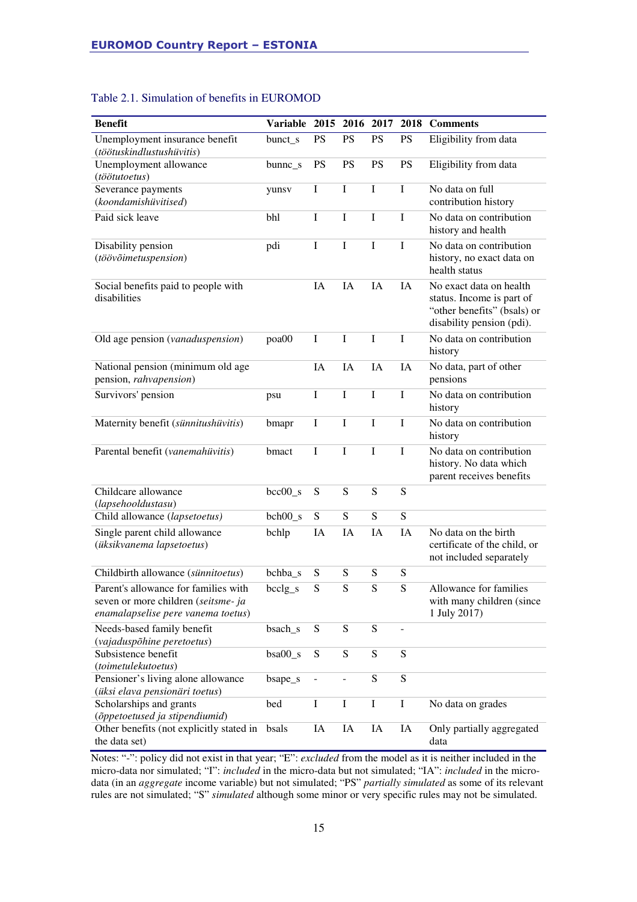Table 2.1. Simulation of benefits in EUROMOD

| Benefit | Variable | 2015 | 2016 | 2017 | 2018 | Comments |
|---|---|---|---|---|---|---|
| Unemployment insurance benefit (*töötuskindlustushüvitis*) | bunct_s | PS | PS | PS | PS | Eligibility from data |
| Unemployment allowance (*töötutoetus*) | bunnc_s | PS | PS | PS | PS | Eligibility from data |
| Severance payments (*koondamishüvitised*) | yunsv | I | I | I | I | No data on full contribution history |
| Paid sick leave | bhl | I | I | I | I | No data on contribution history and health |
| Disability pension (*töövõimetuspension*) | pdi | I | I | I | I | No data on contribution history, no exact data on health status |
| Social benefits paid to people with disabilities | | IA | IA | IA | IA | No exact data on health status. Income is part of "other benefits" (bsals) or disability pension (pdi). |
| Old age pension (*vanaduspension*) | poa00 | I | I | I | I | No data on contribution history |
| National pension (minimum old age pension, *rahvapension*) | | IA | IA | IA | IA | No data, part of other pensions |
| Survivors' pension | psu | I | I | I | I | No data on contribution history |
| Maternity benefit (*sünnitushüvitis*) | bmapr | I | I | I | I | No data on contribution history |
| Parental benefit (*vanemahüvitis*) | bmact | I | I | I | I | No data on contribution history. No data which parent receives benefits |
| Childcare allowance (*lapsehooldustasu*) | bcc00_s | S | S | S | S | |
| Child allowance (*lapsetoetus)* | bch00_s | S | S | S | S | |
| Single parent child allowance (*üksikvanema lapsetoetus*) | bchlp | IA | IA | IA | IA | No data on the birth certificate of the child, or not included separately |
| Childbirth allowance (*sünnitoetus*) | bchba_s | S | S | S | S | |
| Parent's allowance for families with seven or more children (*seitsme- ja enamalapselise pere vanema toetus*) | bcclg_s | S | S | S | S | Allowance for families with many children (since 1 July 2017) |
| Needs-based family benefit (*vajaduspõhine peretoetus*) | bsach_s | S | S | S | - | |
| Subsistence benefit (*toimetulekutoetus*) | bsa00_s | S | S | S | S | |
| Pensioner's living alone allowance (*üksi elava pensionäri toetus*) | bsape_s | - | - | S | S | |
| Scholarships and grants (*õppetoetused ja stipendiumid*) | bed | I | I | I | I | No data on grades |
| Other benefits (not explicitly stated in the data set) | bsals | IA | IA | IA | IA | Only partially aggregated data |

Notes: "-": policy did not exist in that year; "E": *excluded* from the model as it is neither included in the micro-data nor simulated; "I": *included* in the micro-data but not simulated; "IA": *included* in the micro-data (in an *aggregate* income variable) but not simulated; "PS" *partially simulated* as some of its relevant rules are not simulated; "S" *simulated* although some minor or very specific rules may not be simulated.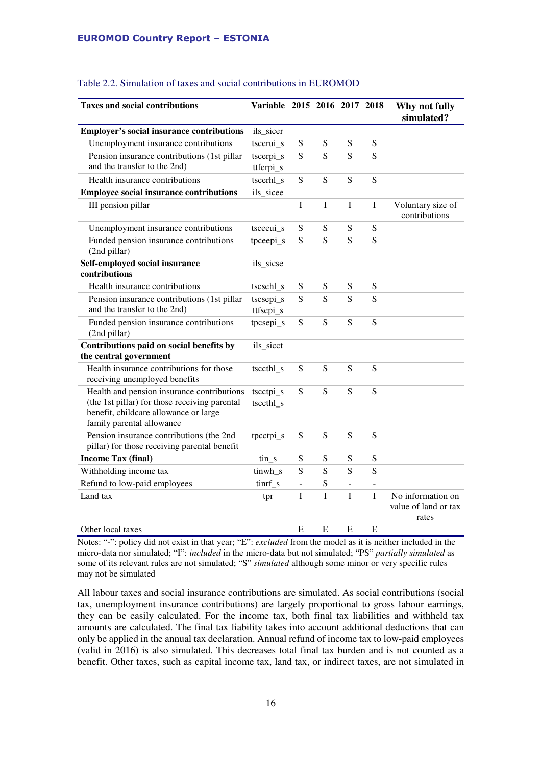Table 2.2. Simulation of taxes and social contributions in EUROMOD

| Taxes and social contributions | Variable | 2015 | 2016 | 2017 | 2018 | Why not fully simulated? |
|---|---|---|---|---|---|---|
| **Employer's social insurance contributions** | ils_sicer | | | | | |
| Unemployment insurance contributions | tscerui_s | S | S | S | S | |
| Pension insurance contributions (1st pillar and the transfer to the 2nd) | tscerpi_s ttferpi_s | S | S | S | S | |
| Health insurance contributions | tscerhl_s | S | S | S | S | |
| **Employee social insurance contributions** | ils_sicee | | | | | |
| III pension pillar | | I | I | I | I | Voluntary size of contributions |
| Unemployment insurance contributions | tsceeui_s | S | S | S | S | |
| Funded pension insurance contributions (2nd pillar) | tpceepi_s | S | S | S | S | |
| **Self-employed social insurance contributions** | ils_sicse | | | | | |
| Health insurance contributions | tscsehl_s | S | S | S | S | |
| Pension insurance contributions (1st pillar and the transfer to the 2nd) | tscsepi_s ttfsepi_s | S | S | S | S | |
| Funded pension insurance contributions (2nd pillar) | tpcsepi_s | S | S | S | S | |
| **Contributions paid on social benefits by the central government** | ils_sicct | | | | | |
| Health insurance contributions for those receiving unemployed benefits | tsccthl_s | S | S | S | S | |
| Health and pension insurance contributions (the 1st pillar) for those receiving parental benefit, childcare allowance or large family parental allowance | tscctpi_s tsccthl_s | S | S | S | S | |
| Pension insurance contributions (the 2nd pillar) for those receiving parental benefit | tpcctpi_s | S | S | S | S | |
| **Income Tax (final)** | tin_s | S | S | S | S | |
| Withholding income tax | tinwh_s | S | S | S | S | |
| Refund to low-paid employees | tinrf_s | - | S | - | - | |
| Land tax | tpr | I | I | I | I | No information on value of land or tax rates |
| Other local taxes | | E | E | E | E | |

Notes: "-": policy did not exist in that year; "E": *excluded* from the model as it is neither included in the micro-data nor simulated; "I": *included* in the micro-data but not simulated; "PS" *partially simulated* as some of its relevant rules are not simulated; "S" *simulated* although some minor or very specific rules may not be simulated

All labour taxes and social insurance contributions are simulated. As social contributions (social tax, unemployment insurance contributions) are largely proportional to gross labour earnings, they can be easily calculated. For the income tax, both final tax liabilities and withheld tax amounts are calculated. The final tax liability takes into account additional deductions that can only be applied in the annual tax declaration. Annual refund of income tax to low-paid employees (valid in 2016) is also simulated. This decreases total final tax burden and is not counted as a benefit. Other taxes, such as capital income tax, land tax, or indirect taxes, are not simulated in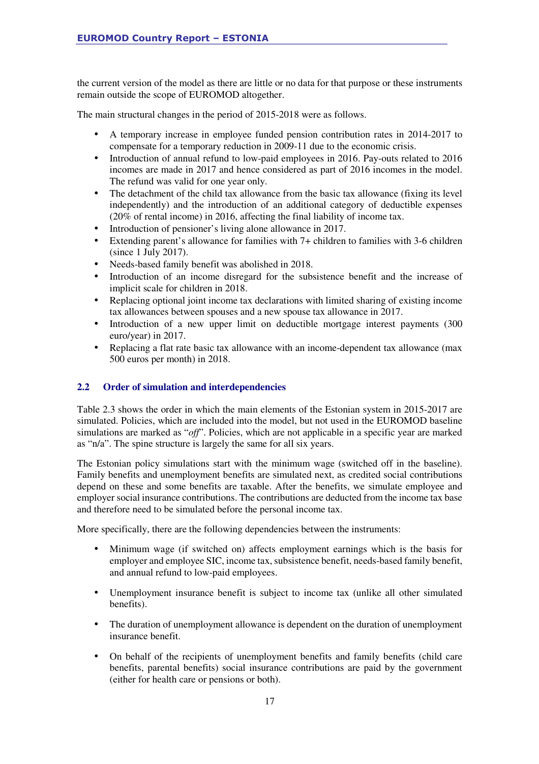the current version of the model as there are little or no data for that purpose or these instruments remain outside the scope of EUROMOD altogether.

The main structural changes in the period of 2015-2018 were as follows.

- A temporary increase in employee funded pension contribution rates in 2014-2017 to compensate for a temporary reduction in 2009-11 due to the economic crisis.
- Introduction of annual refund to low-paid employees in 2016. Pay-outs related to 2016 incomes are made in 2017 and hence considered as part of 2016 incomes in the model. The refund was valid for one year only.
- The detachment of the child tax allowance from the basic tax allowance (fixing its level independently) and the introduction of an additional category of deductible expenses (20% of rental income) in 2016, affecting the final liability of income tax.
- Introduction of pensioner's living alone allowance in 2017.
- Extending parent's allowance for families with 7+ children to families with 3-6 children (since 1 July 2017).
- Needs-based family benefit was abolished in 2018.
- Introduction of an income disregard for the subsistence benefit and the increase of implicit scale for children in 2018.
- Replacing optional joint income tax declarations with limited sharing of existing income tax allowances between spouses and a new spouse tax allowance in 2017.
- Introduction of a new upper limit on deductible mortgage interest payments (300 euro/year) in 2017.
- Replacing a flat rate basic tax allowance with an income-dependent tax allowance (max 500 euros per month) in 2018.

## 2.2 Order of simulation and interdependencies

Table 2.3 shows the order in which the main elements of the Estonian system in 2015-2017 are simulated. Policies, which are included into the model, but not used in the EUROMOD baseline simulations are marked as "*off*". Policies, which are not applicable in a specific year are marked as "n/a". The spine structure is largely the same for all six years.

The Estonian policy simulations start with the minimum wage (switched off in the baseline). Family benefits and unemployment benefits are simulated next, as credited social contributions depend on these and some benefits are taxable. After the benefits, we simulate employee and employer social insurance contributions. The contributions are deducted from the income tax base and therefore need to be simulated before the personal income tax.

More specifically, there are the following dependencies between the instruments:

- Minimum wage (if switched on) affects employment earnings which is the basis for employer and employee SIC, income tax, subsistence benefit, needs-based family benefit, and annual refund to low-paid employees.
- Unemployment insurance benefit is subject to income tax (unlike all other simulated benefits).
- The duration of unemployment allowance is dependent on the duration of unemployment insurance benefit.
- On behalf of the recipients of unemployment benefits and family benefits (child care benefits, parental benefits) social insurance contributions are paid by the government (either for health care or pensions or both).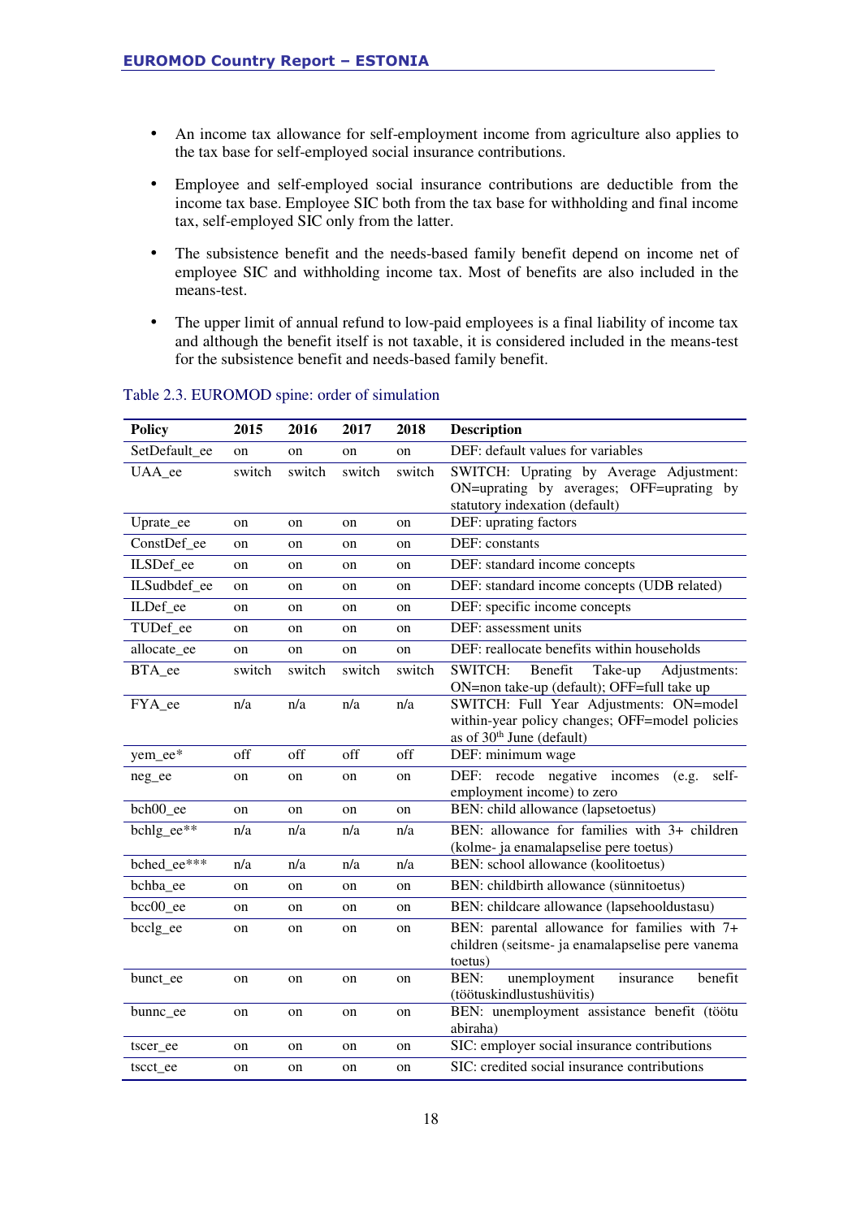- An income tax allowance for self-employment income from agriculture also applies to the tax base for self-employed social insurance contributions.
- Employee and self-employed social insurance contributions are deductible from the income tax base. Employee SIC both from the tax base for withholding and final income tax, self-employed SIC only from the latter.
- The subsistence benefit and the needs-based family benefit depend on income net of employee SIC and withholding income tax. Most of benefits are also included in the means-test.
- The upper limit of annual refund to low-paid employees is a final liability of income tax and although the benefit itself is not taxable, it is considered included in the means-test for the subsistence benefit and needs-based family benefit.

Table 2.3. EUROMOD spine: order of simulation

| Policy | 2015 | 2016 | 2017 | 2018 | Description |
|---|---|---|---|---|---|
| SetDefault_ee | on | on | on | on | DEF: default values for variables |
| UAA_ee | switch | switch | switch | switch | SWITCH: Uprating by Average Adjustment: ON=uprating by averages; OFF=uprating by statutory indexation (default) |
| Uprate_ee | on | on | on | on | DEF: uprating factors |
| ConstDef_ee | on | on | on | on | DEF: constants |
| ILSDef_ee | on | on | on | on | DEF: standard income concepts |
| ILSudbdef_ee | on | on | on | on | DEF: standard income concepts (UDB related) |
| ILDef_ee | on | on | on | on | DEF: specific income concepts |
| TUDef_ee | on | on | on | on | DEF: assessment units |
| allocate_ee | on | on | on | on | DEF: reallocate benefits within households |
| BTA_ee | switch | switch | switch | switch | SWITCH: Benefit Take-up Adjustments: ON=non take-up (default); OFF=full take up |
| FYA_ee | n/a | n/a | n/a | n/a | SWITCH: Full Year Adjustments: ON=model within-year policy changes; OFF=model policies as of 30th June (default) |
| yem_ee* | off | off | off | off | DEF: minimum wage |
| neg_ee | on | on | on | on | DEF: recode negative incomes (e.g. self-employment income) to zero |
| bch00_ee | on | on | on | on | BEN: child allowance (lapsetoetus) |
| bchlg_ee** | n/a | n/a | n/a | n/a | BEN: allowance for families with 3+ children (kolme- ja enamalapselise pere toetus) |
| bched_ee*** | n/a | n/a | n/a | n/a | BEN: school allowance (koolitoetus) |
| bchba_ee | on | on | on | on | BEN: childbirth allowance (sünnitoetus) |
| bcc00_ee | on | on | on | on | BEN: childcare allowance (lapsehooldustasu) |
| bcclg_ee | on | on | on | on | BEN: parental allowance for families with 7+ children (seitsme- ja enamalapselise pere vanema toetus) |
| bunct_ee | on | on | on | on | BEN: unemployment insurance benefit (töötuskindlustushüvitis) |
| bunnc_ee | on | on | on | on | BEN: unemployment assistance benefit (töötu abiraha) |
| tscer_ee | on | on | on | on | SIC: employer social insurance contributions |
| tscct_ee | on | on | on | on | SIC: credited social insurance contributions |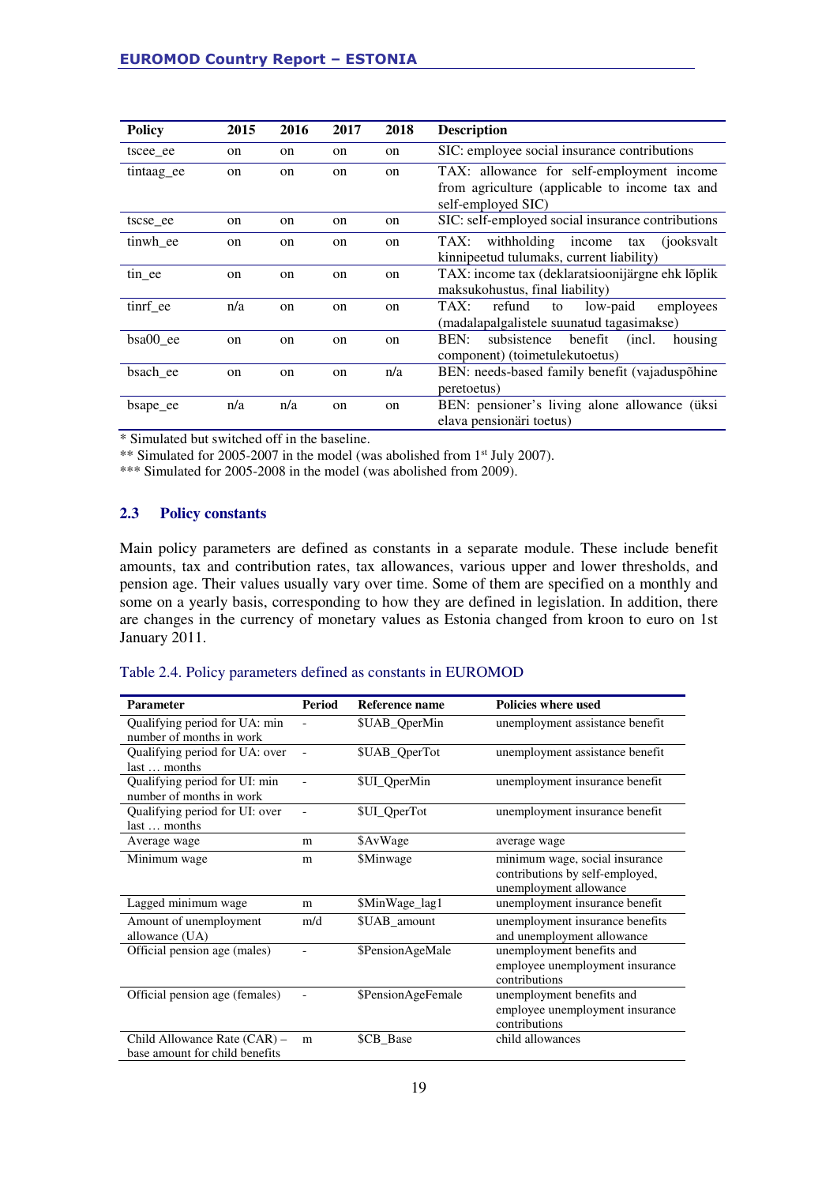| Policy | 2015 | 2016 | 2017 | 2018 | Description |
|---|---|---|---|---|---|
| tscee_ee | on | on | on | on | SIC: employee social insurance contributions |
| tintaag_ee | on | on | on | on | TAX: allowance for self-employment income from agriculture (applicable to income tax and self-employed SIC) |
| tscse_ee | on | on | on | on | SIC: self-employed social insurance contributions |
| tinwh_ee | on | on | on | on | TAX: withholding income tax (jooksvalt kinnipeetud tulumaks, current liability) |
| tin_ee | on | on | on | on | TAX: income tax (deklaratsioonijärgne ehk lõplik maksukohustus, final liability) |
| tinrf_ee | n/a | on | on | on | TAX: refund to low-paid employees (madalapalgalistele suunatud tagasimakse) |
| bsa00_ee | on | on | on | on | BEN: subsistence benefit (incl. housing component) (toimetulekutoetus) |
| bsach_ee | on | on | on | n/a | BEN: needs-based family benefit (vajaduspõhine peretoetus) |
| bsape_ee | n/a | n/a | on | on | BEN: pensioner's living alone allowance (üksi elava pensionäri toetus) |

\* Simulated but switched off in the baseline.
\*\* Simulated for 2005-2007 in the model (was abolished from 1st July 2007).
\*\*\* Simulated for 2005-2008 in the model (was abolished from 2009).

### 2.3 Policy constants

Main policy parameters are defined as constants in a separate module. These include benefit amounts, tax and contribution rates, tax allowances, various upper and lower thresholds, and pension age. Their values usually vary over time. Some of them are specified on a monthly and some on a yearly basis, corresponding to how they are defined in legislation. In addition, there are changes in the currency of monetary values as Estonia changed from kroon to euro on 1st January 2011.

Table 2.4. Policy parameters defined as constants in EUROMOD

| Parameter | Period | Reference name | Policies where used |
|---|---|---|---|
| Qualifying period for UA: min number of months in work | - | $UAB_QperMin | unemployment assistance benefit |
| Qualifying period for UA: over last … months | - | $UAB_QperTot | unemployment assistance benefit |
| Qualifying period for UI: min number of months in work | - | $UI_QperMin | unemployment insurance benefit |
| Qualifying period for UI: over last … months | - | $UI_QperTot | unemployment insurance benefit |
| Average wage | m | $AvWage | average wage |
| Minimum wage | m | $Minwage | minimum wage, social insurance contributions by self-employed, unemployment allowance |
| Lagged minimum wage | m | $MinWage_lag1 | unemployment insurance benefit |
| Amount of unemployment allowance (UA) | m/d | $UAB_amount | unemployment insurance benefits and unemployment allowance |
| Official pension age (males) | - | $PensionAgeMale | unemployment benefits and employee unemployment insurance contributions |
| Official pension age (females) | - | $PensionAgeFemale | unemployment benefits and employee unemployment insurance contributions |
| Child Allowance Rate (CAR) – base amount for child benefits | m | $CB_Base | child allowances |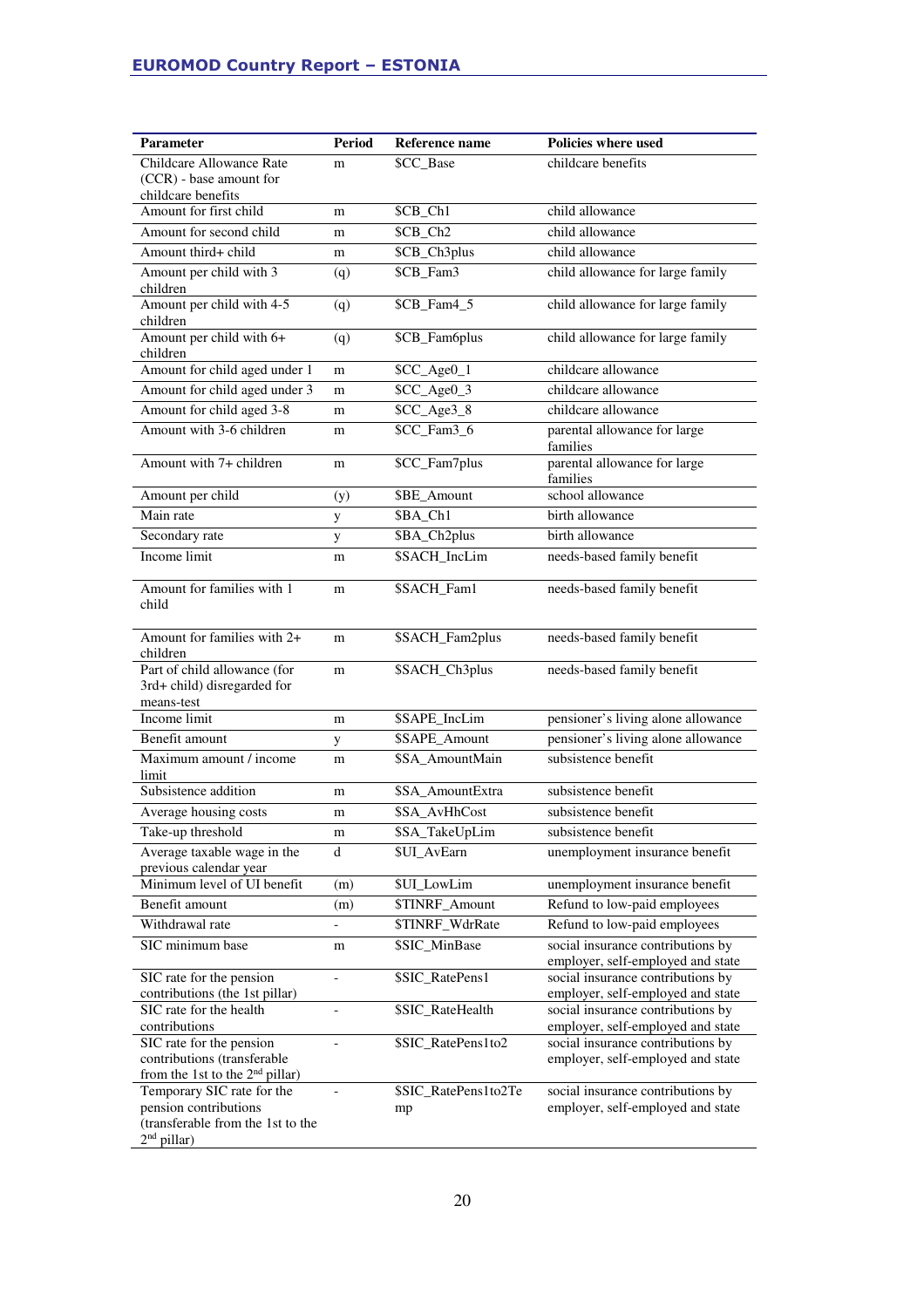| Parameter | Period | Reference name | Policies where used |
|---|---|---|---|
| Childcare Allowance Rate (CCR) - base amount for childcare benefits | m | $CC_Base | childcare benefits |
| Amount for first child | m | $CB_Ch1 | child allowance |
| Amount for second child | m | $CB_Ch2 | child allowance |
| Amount third+ child | m | $CB_Ch3plus | child allowance |
| Amount per child with 3 children | (q) | $CB_Fam3 | child allowance for large family |
| Amount per child with 4-5 children | (q) | $CB_Fam4_5 | child allowance for large family |
| Amount per child with 6+ children | (q) | $CB_Fam6plus | child allowance for large family |
| Amount for child aged under 1 | m | $CC_Age0_1 | childcare allowance |
| Amount for child aged under 3 | m | $CC_Age0_3 | childcare allowance |
| Amount for child aged 3-8 | m | $CC_Age3_8 | childcare allowance |
| Amount with 3-6 children | m | $CC_Fam3_6 | parental allowance for large families |
| Amount with 7+ children | m | $CC_Fam7plus | parental allowance for large families |
| Amount per child | (y) | $BE_Amount | school allowance |
| Main rate | y | $BA_Ch1 | birth allowance |
| Secondary rate | y | $BA_Ch2plus | birth allowance |
| Income limit | m | $SACH_IncLim | needs-based family benefit |
| Amount for families with 1 child | m | $SACH_Fam1 | needs-based family benefit |
| Amount for families with 2+ children | m | $SACH_Fam2plus | needs-based family benefit |
| Part of child allowance (for 3rd+ child) disregarded for means-test | m | $SACH_Ch3plus | needs-based family benefit |
| Income limit | m | $SAPE_IncLim | pensioner's living alone allowance |
| Benefit amount | y | $SAPE_Amount | pensioner's living alone allowance |
| Maximum amount / income limit | m | $SA_AmountMain | subsistence benefit |
| Subsistence addition | m | $SA_AmountExtra | subsistence benefit |
| Average housing costs | m | $SA_AvHhCost | subsistence benefit |
| Take-up threshold | m | $SA_TakeUpLim | subsistence benefit |
| Average taxable wage in the previous calendar year | d | $UI_AvEarn | unemployment insurance benefit |
| Minimum level of UI benefit | (m) | $UI_LowLim | unemployment insurance benefit |
| Benefit amount | (m) | $TINRF_Amount | Refund to low-paid employees |
| Withdrawal rate | - | $TINRF_WdrRate | Refund to low-paid employees |
| SIC minimum base | m | $SIC_MinBase | social insurance contributions by employer, self-employed and state |
| SIC rate for the pension contributions (the 1st pillar) | - | $SIC_RatePens1 | social insurance contributions by employer, self-employed and state |
| SIC rate for the health contributions | - | $SIC_RateHealth | social insurance contributions by employer, self-employed and state |
| SIC rate for the pension contributions (transferable from the 1st to the 2nd pillar) | - | $SIC_RatePens1to2 | social insurance contributions by employer, self-employed and state |
| Temporary SIC rate for the pension contributions (transferable from the 1st to the 2nd pillar) | - | $SIC_RatePens1to2Temp | social insurance contributions by employer, self-employed and state |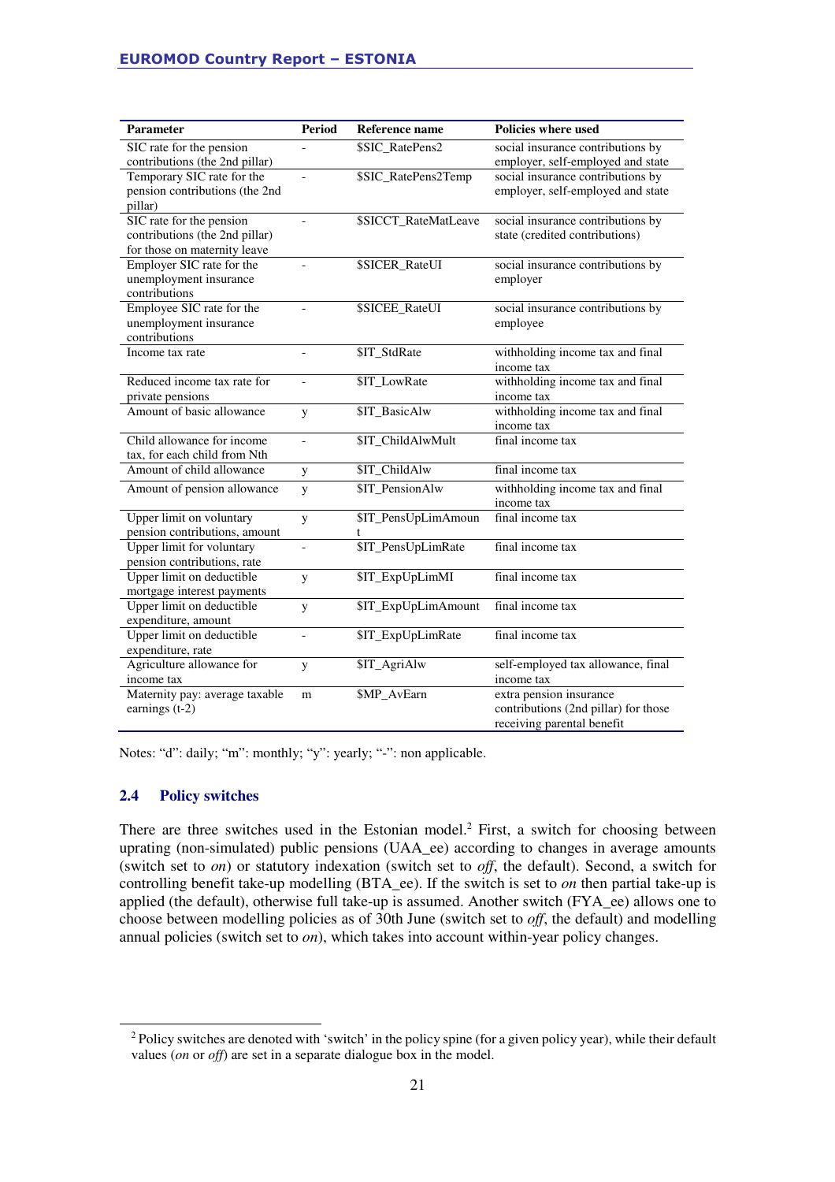| Parameter | Period | Reference name | Policies where used |
|---|---|---|---|
| SIC rate for the pension contributions (the 2nd pillar) | - | $SIC_RatePens2 | social insurance contributions by employer, self-employed and state |
| Temporary SIC rate for the pension contributions (the 2nd pillar) | - | $SIC_RatePens2Temp | social insurance contributions by employer, self-employed and state |
| SIC rate for the pension contributions (the 2nd pillar) for those on maternity leave | - | $SICCT_RateMatLeave | social insurance contributions by state (credited contributions) |
| Employer SIC rate for the unemployment insurance contributions | - | $SICER_RateUI | social insurance contributions by employer |
| Employee SIC rate for the unemployment insurance contributions | - | $SICEE_RateUI | social insurance contributions by employee |
| Income tax rate | - | $IT_StdRate | withholding income tax and final income tax |
| Reduced income tax rate for private pensions | - | $IT_LowRate | withholding income tax and final income tax |
| Amount of basic allowance | y | $IT_BasicAlw | withholding income tax and final income tax |
| Child allowance for income tax, for each child from Nth | - | $IT_ChildAlwMult | final income tax |
| Amount of child allowance | y | $IT_ChildAlw | final income tax |
| Amount of pension allowance | y | $IT_PensionAlw | withholding income tax and final income tax |
| Upper limit on voluntary pension contributions, amount | y | $IT_PensUpLimAmount | final income tax |
| Upper limit for voluntary pension contributions, rate | - | $IT_PensUpLimRate | final income tax |
| Upper limit on deductible mortgage interest payments | y | $IT_ExpUpLimMI | final income tax |
| Upper limit on deductible expenditure, amount | y | $IT_ExpUpLimAmount | final income tax |
| Upper limit on deductible expenditure, rate | - | $IT_ExpUpLimRate | final income tax |
| Agriculture allowance for income tax | y | $IT_AgriAlw | self-employed tax allowance, final income tax |
| Maternity pay: average taxable earnings (t-2) | m | $MP_AvEarn | extra pension insurance contributions (2nd pillar) for those receiving parental benefit |

Notes: "d": daily; "m": monthly; "y": yearly; "-": non applicable.

### 2.4 Policy switches

There are three switches used in the Estonian model.[2] First, a switch for choosing between uprating (non-simulated) public pensions (UAA_ee) according to changes in average amounts (switch set to *on*) or statutory indexation (switch set to *off*, the default). Second, a switch for controlling benefit take-up modelling (BTA_ee). If the switch is set to *on* then partial take-up is applied (the default), otherwise full take-up is assumed. Another switch (FYA_ee) allows one to choose between modelling policies as of 30th June (switch set to *off*, the default) and modelling annual policies (switch set to *on*), which takes into account within-year policy changes.

[2] Policy switches are denoted with 'switch' in the policy spine (for a given policy year), while their default values (*on* or *off*) are set in a separate dialogue box in the model.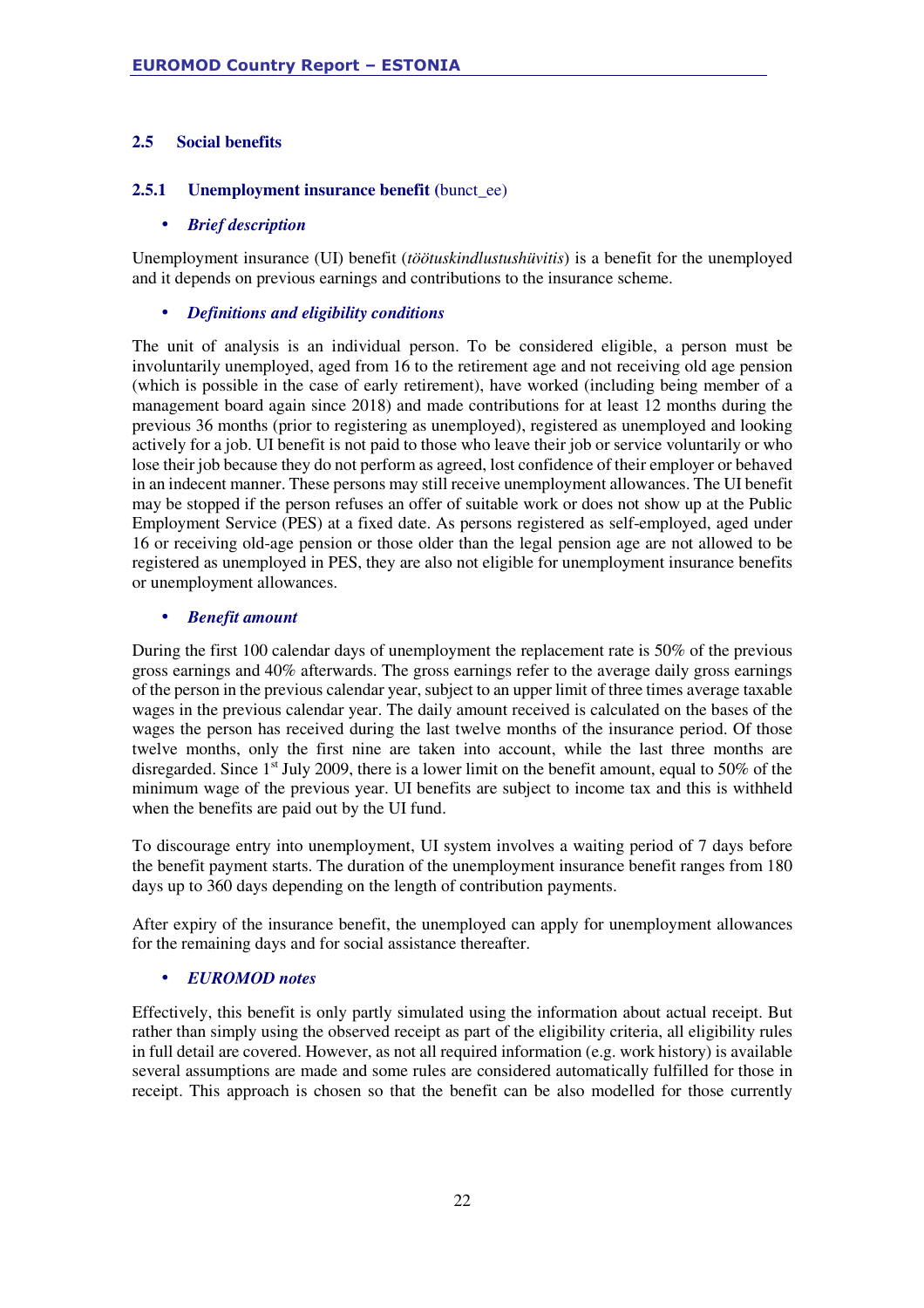## 2.5 Social benefits

### 2.5.1 Unemployment insurance benefit (bunct_ee)

- ***Brief description***

Unemployment insurance (UI) benefit (*töötuskindlustushüvitis*) is a benefit for the unemployed and it depends on previous earnings and contributions to the insurance scheme.

- ***Definitions and eligibility conditions***

The unit of analysis is an individual person. To be considered eligible, a person must be involuntarily unemployed, aged from 16 to the retirement age and not receiving old age pension (which is possible in the case of early retirement), have worked (including being member of a management board again since 2018) and made contributions for at least 12 months during the previous 36 months (prior to registering as unemployed), registered as unemployed and looking actively for a job. UI benefit is not paid to those who leave their job or service voluntarily or who lose their job because they do not perform as agreed, lost confidence of their employer or behaved in an indecent manner. These persons may still receive unemployment allowances. The UI benefit may be stopped if the person refuses an offer of suitable work or does not show up at the Public Employment Service (PES) at a fixed date. As persons registered as self-employed, aged under 16 or receiving old-age pension or those older than the legal pension age are not allowed to be registered as unemployed in PES, they are also not eligible for unemployment insurance benefits or unemployment allowances.

- ***Benefit amount***

During the first 100 calendar days of unemployment the replacement rate is 50% of the previous gross earnings and 40% afterwards. The gross earnings refer to the average daily gross earnings of the person in the previous calendar year, subject to an upper limit of three times average taxable wages in the previous calendar year. The daily amount received is calculated on the bases of the wages the person has received during the last twelve months of the insurance period. Of those twelve months, only the first nine are taken into account, while the last three months are disregarded. Since 1st July 2009, there is a lower limit on the benefit amount, equal to 50% of the minimum wage of the previous year. UI benefits are subject to income tax and this is withheld when the benefits are paid out by the UI fund.

To discourage entry into unemployment, UI system involves a waiting period of 7 days before the benefit payment starts. The duration of the unemployment insurance benefit ranges from 180 days up to 360 days depending on the length of contribution payments.

After expiry of the insurance benefit, the unemployed can apply for unemployment allowances for the remaining days and for social assistance thereafter.

- ***EUROMOD notes***

Effectively, this benefit is only partly simulated using the information about actual receipt. But rather than simply using the observed receipt as part of the eligibility criteria, all eligibility rules in full detail are covered. However, as not all required information (e.g. work history) is available several assumptions are made and some rules are considered automatically fulfilled for those in receipt. This approach is chosen so that the benefit can be also modelled for those currently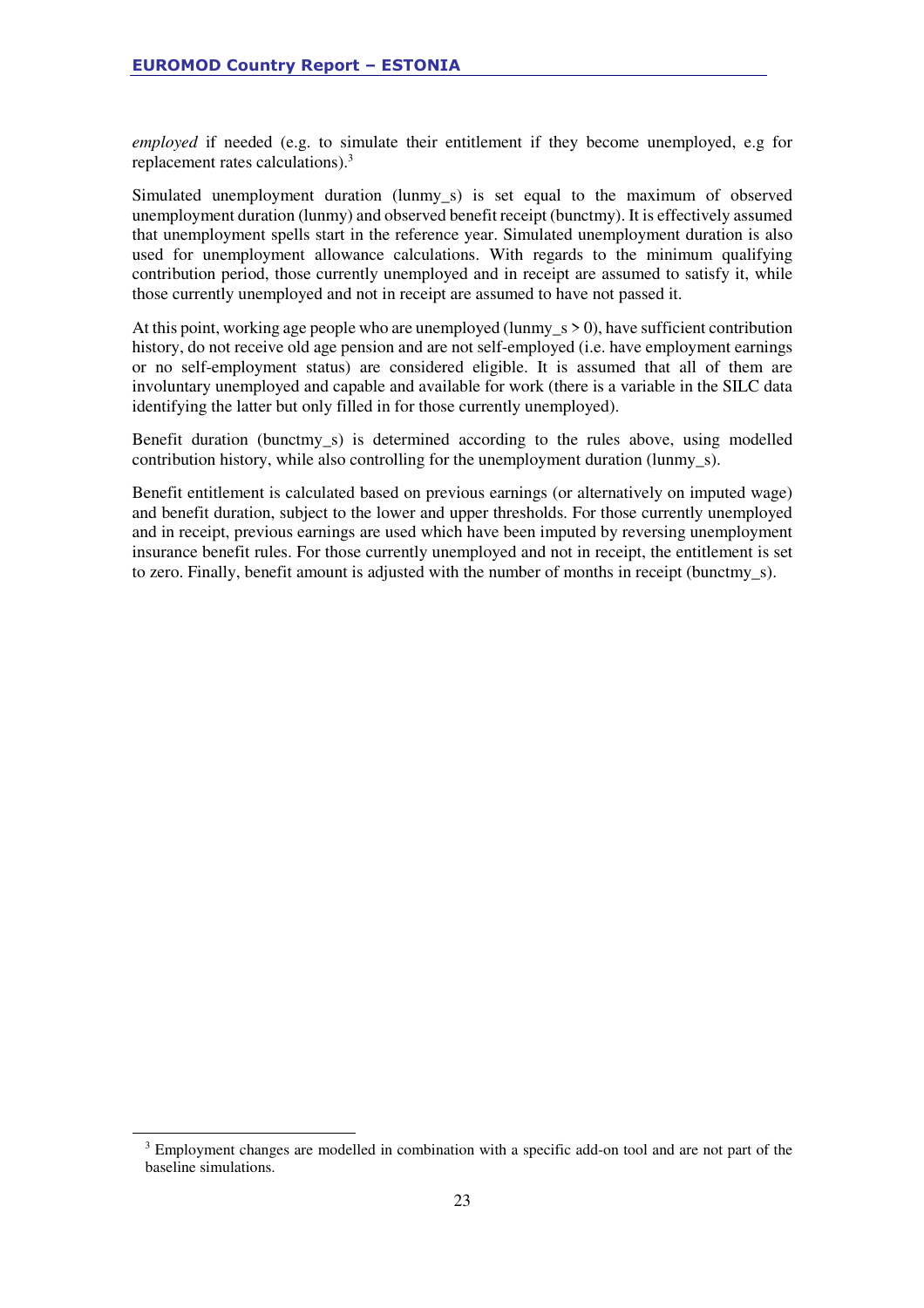*employed* if needed (e.g. to simulate their entitlement if they become unemployed, e.g for replacement rates calculations).[3]

Simulated unemployment duration (lunmy_s) is set equal to the maximum of observed unemployment duration (lunmy) and observed benefit receipt (bunctmy). It is effectively assumed that unemployment spells start in the reference year. Simulated unemployment duration is also used for unemployment allowance calculations. With regards to the minimum qualifying contribution period, those currently unemployed and in receipt are assumed to satisfy it, while those currently unemployed and not in receipt are assumed to have not passed it.

At this point, working age people who are unemployed (lunmy_s > 0), have sufficient contribution history, do not receive old age pension and are not self-employed (i.e. have employment earnings or no self-employment status) are considered eligible. It is assumed that all of them are involuntary unemployed and capable and available for work (there is a variable in the SILC data identifying the latter but only filled in for those currently unemployed).

Benefit duration (bunctmy_s) is determined according to the rules above, using modelled contribution history, while also controlling for the unemployment duration (lunmy_s).

Benefit entitlement is calculated based on previous earnings (or alternatively on imputed wage) and benefit duration, subject to the lower and upper thresholds. For those currently unemployed and in receipt, previous earnings are used which have been imputed by reversing unemployment insurance benefit rules. For those currently unemployed and not in receipt, the entitlement is set to zero. Finally, benefit amount is adjusted with the number of months in receipt (bunctmy_s).

[3] Employment changes are modelled in combination with a specific add-on tool and are not part of the baseline simulations.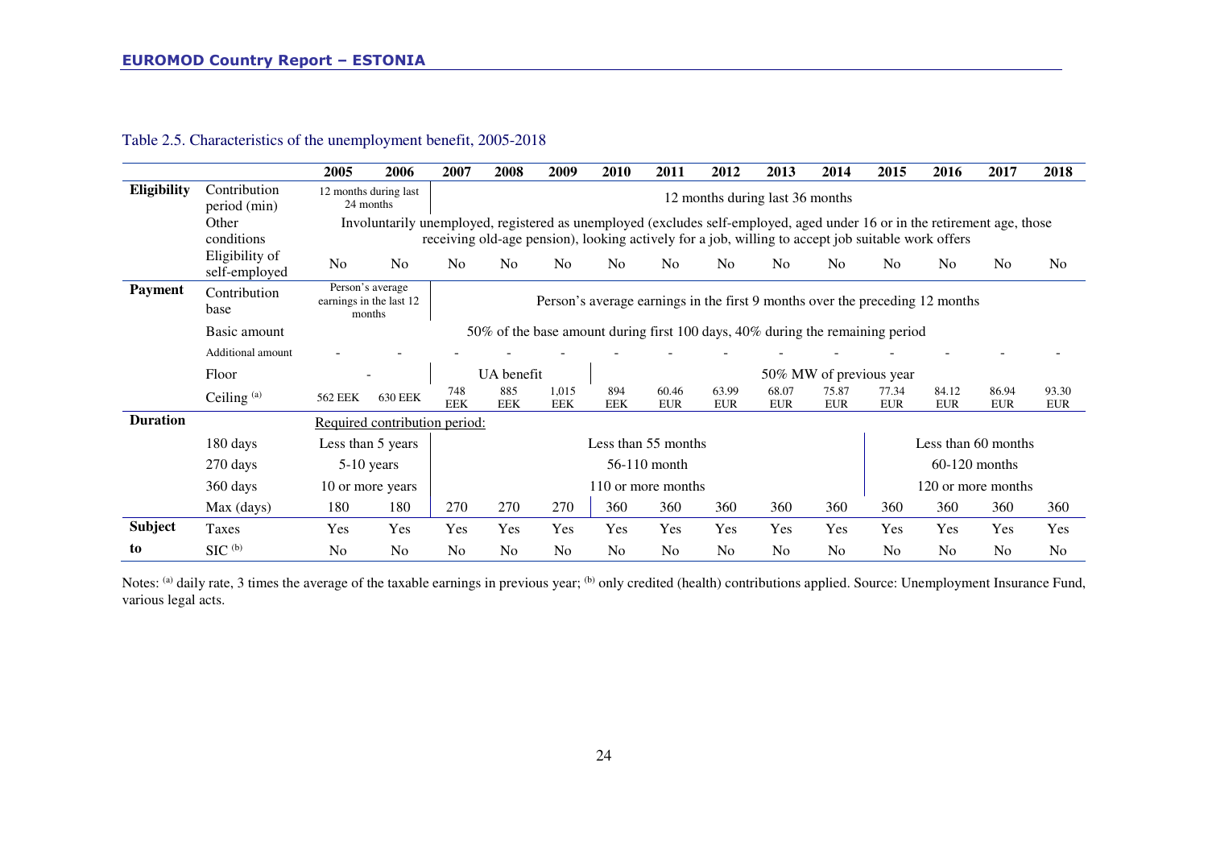Table 2.5. Characteristics of the unemployment benefit, 2005-2018

| | | 2005 | 2006 | 2007 | 2008 | 2009 | 2010 | 2011 | 2012 | 2013 | 2014 | 2015 | 2016 | 2017 | 2018 |
|---|---|---|---|---|---|---|---|---|---|---|---|---|---|---|---|
| **Eligibility** | Contribution period (min) | 12 months during last 24 months | | 12 months during last 36 months | | | | | | | | | | | |
| | Other conditions | Involuntarily unemployed, registered as unemployed (excludes self-employed, aged under 16 or in the retirement age, those receiving old-age pension), looking actively for a job, willing to accept job suitable work offers | | | | | | | | | | | | | |
| | Eligibility of self-employed | No | No | No | No | No | No | No | No | No | No | No | No | No | No |
| **Payment** | Contribution base | Person's average earnings in the last 12 months | | Person's average earnings in the first 9 months over the preceding 12 months | | | | | | | | | | | |
| | Basic amount | 50% of the base amount during first 100 days, 40% during the remaining period | | | | | | | | | | | | | |
| | Additional amount | - | - | - | - | - | - | - | - | - | - | - | - | - | - |
| | Floor | - | | UA benefit | | | 50% MW of previous year | | | | | | | | |
| | Ceiling [(a)] | 562 EEK | 630 EEK | 748 EEK | 885 EEK | 1,015 EEK | 894 EEK | 60.46 EUR | 63.99 EUR | 68.07 EUR | 75.87 EUR | 77.34 EUR | 84.12 EUR | 86.94 EUR | 93.30 EUR |
| **Duration** | | Required contribution period: | | | | | | | | | | | | | |
| | 180 days | Less than 5 years | | Less than 55 months | | | | | | | | Less than 60 months | | | |
| | 270 days | 5-10 years | | 56-110 month | | | | | | | | 60-120 months | | | |
| | 360 days | 10 or more years | | 110 or more months | | | | | | | | 120 or more months | | | |
| | Max (days) | 180 | 180 | 270 | 270 | 270 | 360 | 360 | 360 | 360 | 360 | 360 | 360 | 360 | 360 |
| **Subject to** | Taxes | Yes | Yes | Yes | Yes | Yes | Yes | Yes | Yes | Yes | Yes | Yes | Yes | Yes | Yes |
| | SIC [(b)] | No | No | No | No | No | No | No | No | No | No | No | No | No | No |

Notes: [(a)] daily rate, 3 times the average of the taxable earnings in previous year; [(b)] only credited (health) contributions applied. Source: Unemployment Insurance Fund, various legal acts.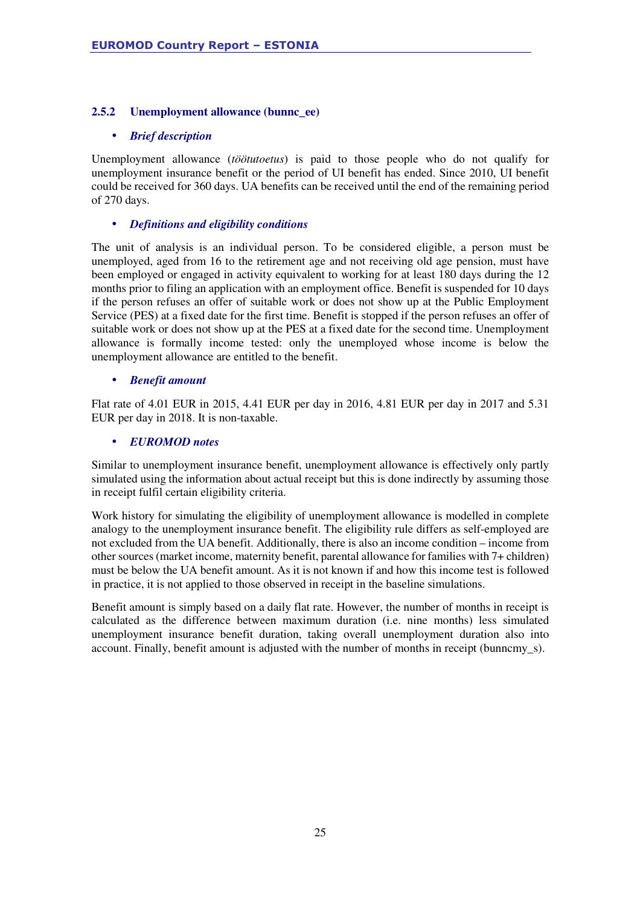### 2.5.2 Unemployment allowance (bunnc_ee)

- ***Brief description***

Unemployment allowance (*töötutoetus*) is paid to those people who do not qualify for unemployment insurance benefit or the period of UI benefit has ended. Since 2010, UI benefit could be received for 360 days. UA benefits can be received until the end of the remaining period of 270 days.

- ***Definitions and eligibility conditions***

The unit of analysis is an individual person. To be considered eligible, a person must be unemployed, aged from 16 to the retirement age and not receiving old age pension, must have been employed or engaged in activity equivalent to working for at least 180 days during the 12 months prior to filing an application with an employment office. Benefit is suspended for 10 days if the person refuses an offer of suitable work or does not show up at the Public Employment Service (PES) at a fixed date for the first time. Benefit is stopped if the person refuses an offer of suitable work or does not show up at the PES at a fixed date for the second time. Unemployment allowance is formally income tested: only the unemployed whose income is below the unemployment allowance are entitled to the benefit.

- ***Benefit amount***

Flat rate of 4.01 EUR in 2015, 4.41 EUR per day in 2016, 4.81 EUR per day in 2017 and 5.31 EUR per day in 2018. It is non-taxable.

- ***EUROMOD notes***

Similar to unemployment insurance benefit, unemployment allowance is effectively only partly simulated using the information about actual receipt but this is done indirectly by assuming those in receipt fulfil certain eligibility criteria.

Work history for simulating the eligibility of unemployment allowance is modelled in complete analogy to the unemployment insurance benefit. The eligibility rule differs as self-employed are not excluded from the UA benefit. Additionally, there is also an income condition – income from other sources (market income, maternity benefit, parental allowance for families with 7+ children) must be below the UA benefit amount. As it is not known if and how this income test is followed in practice, it is not applied to those observed in receipt in the baseline simulations.

Benefit amount is simply based on a daily flat rate. However, the number of months in receipt is calculated as the difference between maximum duration (i.e. nine months) less simulated unemployment insurance benefit duration, taking overall unemployment duration also into account. Finally, benefit amount is adjusted with the number of months in receipt (bunncmy_s).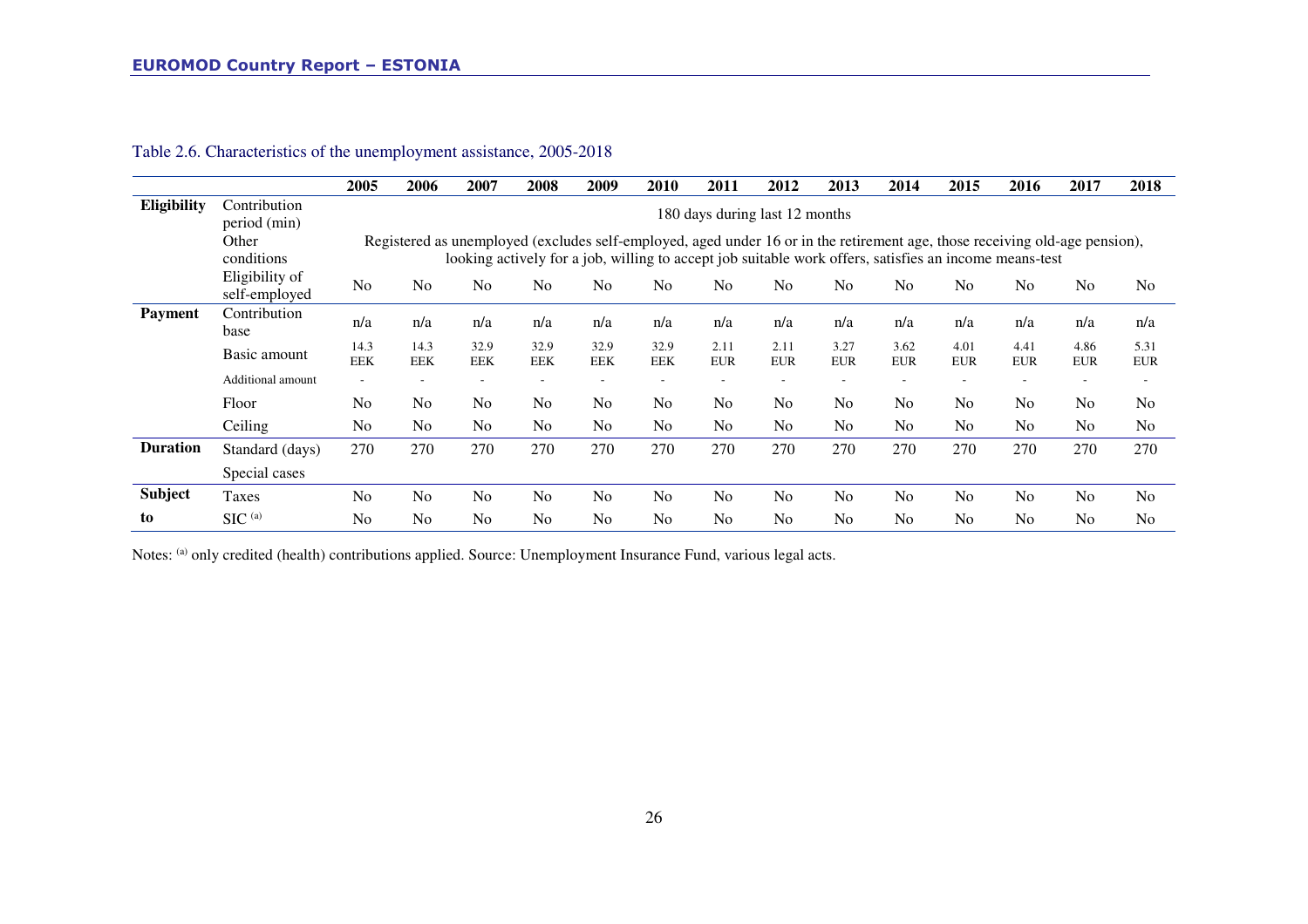Table 2.6. Characteristics of the unemployment assistance, 2005-2018

| | | 2005 | 2006 | 2007 | 2008 | 2009 | 2010 | 2011 | 2012 | 2013 | 2014 | 2015 | 2016 | 2017 | 2018 |
|---|---|---|---|---|---|---|---|---|---|---|---|---|---|---|---|
| **Eligibility** | Contribution period (min) | 180 days during last 12 months | | | | | | | | | | | | | |
| | Other conditions | Registered as unemployed (excludes self-employed, aged under 16 or in the retirement age, those receiving old-age pension), looking actively for a job, willing to accept job suitable work offers, satisfies an income means-test | | | | | | | | | | | | | |
| | Eligibility of self-employed | No | No | No | No | No | No | No | No | No | No | No | No | No | No |
| **Payment** | Contribution base | n/a | n/a | n/a | n/a | n/a | n/a | n/a | n/a | n/a | n/a | n/a | n/a | n/a | n/a |
| | Basic amount | 14.3 EEK | 14.3 EEK | 32.9 EEK | 32.9 EEK | 32.9 EEK | 32.9 EEK | 2.11 EUR | 2.11 EUR | 3.27 EUR | 3.62 EUR | 4.01 EUR | 4.41 EUR | 4.86 EUR | 5.31 EUR |
| | Additional amount | - | - | - | - | - | - | - | - | - | - | - | - | - | - |
| | Floor | No | No | No | No | No | No | No | No | No | No | No | No | No | No |
| | Ceiling | No | No | No | No | No | No | No | No | No | No | No | No | No | No |
| **Duration** | Standard (days) | 270 | 270 | 270 | 270 | 270 | 270 | 270 | 270 | 270 | 270 | 270 | 270 | 270 | 270 |
| | Special cases | | | | | | | | | | | | | | |
| **Subject to** | Taxes | No | No | No | No | No | No | No | No | No | No | No | No | No | No |
| | SIC [(a)] | No | No | No | No | No | No | No | No | No | No | No | No | No | No |

Notes: [(a)] only credited (health) contributions applied. Source: Unemployment Insurance Fund, various legal acts.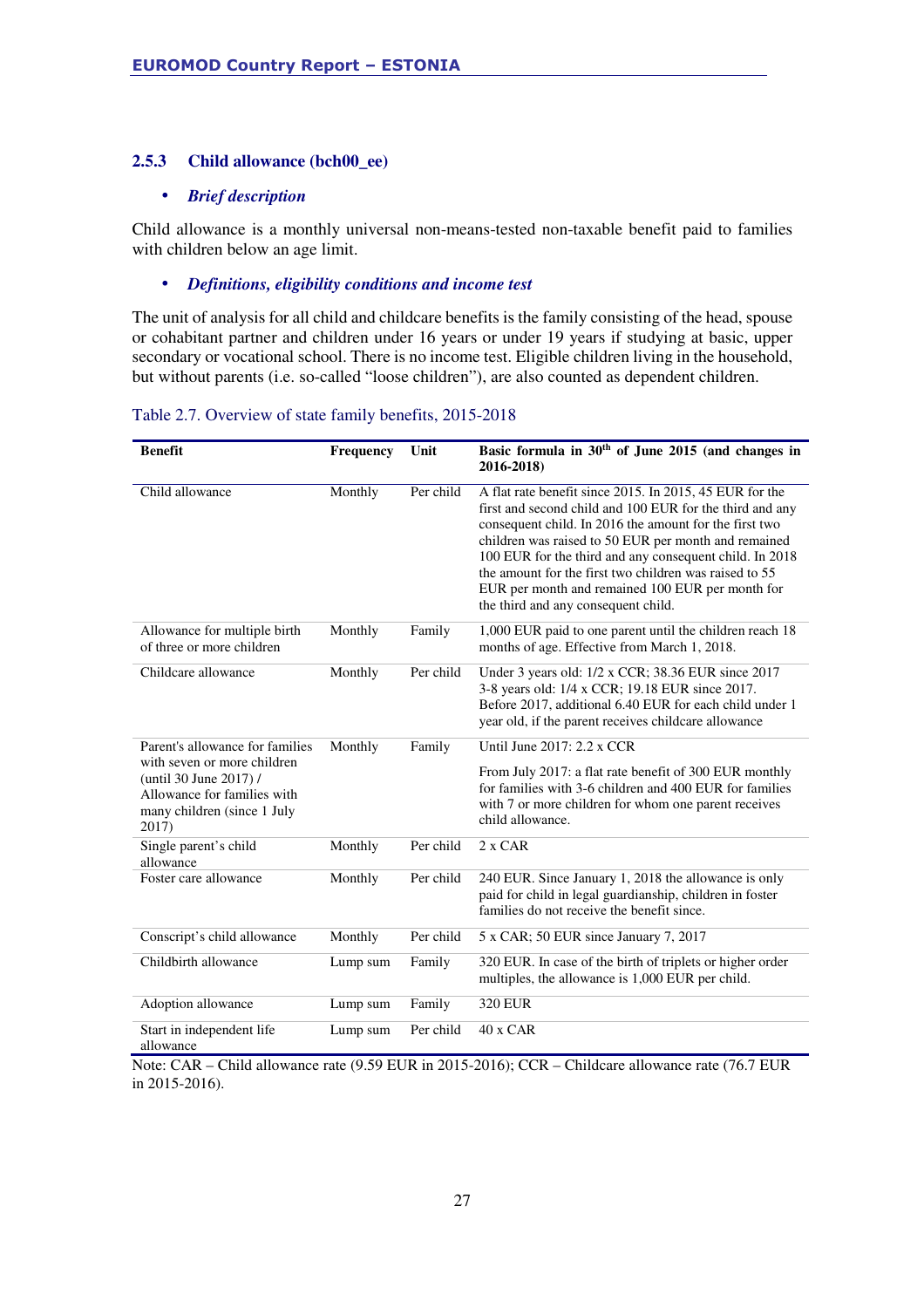### 2.5.3 Child allowance (bch00_ee)

- ***Brief description***

Child allowance is a monthly universal non-means-tested non-taxable benefit paid to families with children below an age limit.

- ***Definitions, eligibility conditions and income test***

The unit of analysis for all child and childcare benefits is the family consisting of the head, spouse or cohabitant partner and children under 16 years or under 19 years if studying at basic, upper secondary or vocational school. There is no income test. Eligible children living in the household, but without parents (i.e. so-called "loose children"), are also counted as dependent children.

Table 2.7. Overview of state family benefits, 2015-2018

| Benefit | Frequency | Unit | Basic formula in 30th of June 2015 (and changes in 2016-2018) |
|---|---|---|---|
| Child allowance | Monthly | Per child | A flat rate benefit since 2015. In 2015, 45 EUR for the first and second child and 100 EUR for the third and any consequent child. In 2016 the amount for the first two children was raised to 50 EUR per month and remained 100 EUR for the third and any consequent child. In 2018 the amount for the first two children was raised to 55 EUR per month and remained 100 EUR per month for the third and any consequent child. |
| Allowance for multiple birth of three or more children | Monthly | Family | 1,000 EUR paid to one parent until the children reach 18 months of age. Effective from March 1, 2018. |
| Childcare allowance | Monthly | Per child | Under 3 years old: 1/2 x CCR; 38.36 EUR since 2017<br>3-8 years old: 1/4 x CCR; 19.18 EUR since 2017.<br>Before 2017, additional 6.40 EUR for each child under 1 year old, if the parent receives childcare allowance |
| Parent's allowance for families with seven or more children (until 30 June 2017) / Allowance for families with many children (since 1 July 2017) | Monthly | Family | Until June 2017: 2.2 x CCR<br>From July 2017: a flat rate benefit of 300 EUR monthly for families with 3-6 children and 400 EUR for families with 7 or more children for whom one parent receives child allowance. |
| Single parent's child allowance | Monthly | Per child | 2 x CAR |
| Foster care allowance | Monthly | Per child | 240 EUR. Since January 1, 2018 the allowance is only paid for child in legal guardianship, children in foster families do not receive the benefit since. |
| Conscript's child allowance | Monthly | Per child | 5 x CAR; 50 EUR since January 7, 2017 |
| Childbirth allowance | Lump sum | Family | 320 EUR. In case of the birth of triplets or higher order multiples, the allowance is 1,000 EUR per child. |
| Adoption allowance | Lump sum | Family | 320 EUR |
| Start in independent life allowance | Lump sum | Per child | 40 x CAR |

Note: CAR – Child allowance rate (9.59 EUR in 2015-2016); CCR – Childcare allowance rate (76.7 EUR in 2015-2016).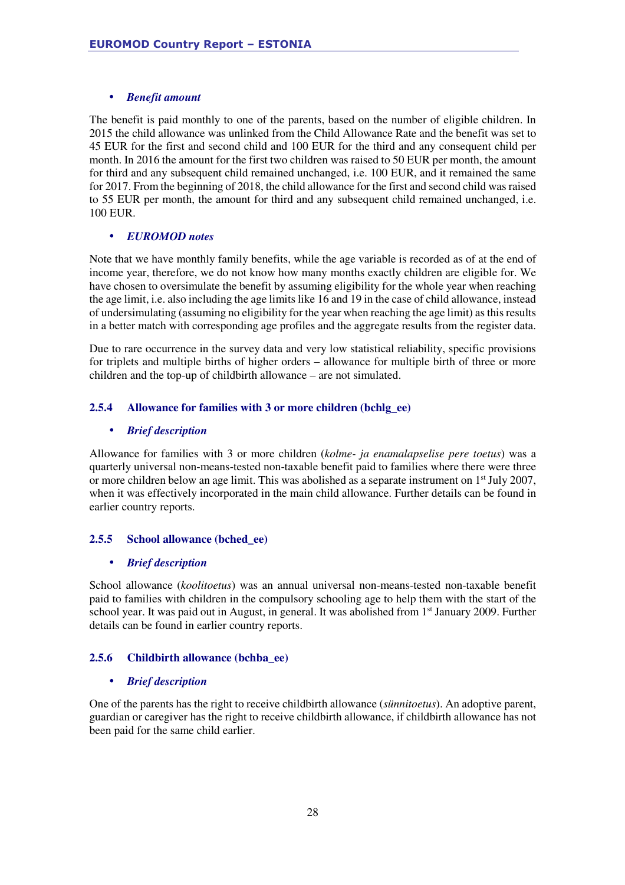- ***Benefit amount***

The benefit is paid monthly to one of the parents, based on the number of eligible children. In 2015 the child allowance was unlinked from the Child Allowance Rate and the benefit was set to 45 EUR for the first and second child and 100 EUR for the third and any consequent child per month. In 2016 the amount for the first two children was raised to 50 EUR per month, the amount for third and any subsequent child remained unchanged, i.e. 100 EUR, and it remained the same for 2017. From the beginning of 2018, the child allowance for the first and second child was raised to 55 EUR per month, the amount for third and any subsequent child remained unchanged, i.e. 100 EUR.

- ***EUROMOD notes***

Note that we have monthly family benefits, while the age variable is recorded as of at the end of income year, therefore, we do not know how many months exactly children are eligible for. We have chosen to oversimulate the benefit by assuming eligibility for the whole year when reaching the age limit, i.e. also including the age limits like 16 and 19 in the case of child allowance, instead of undersimulating (assuming no eligibility for the year when reaching the age limit) as this results in a better match with corresponding age profiles and the aggregate results from the register data.

Due to rare occurrence in the survey data and very low statistical reliability, specific provisions for triplets and multiple births of higher orders – allowance for multiple birth of three or more children and the top-up of childbirth allowance – are not simulated.

### 2.5.4 Allowance for families with 3 or more children (bchlg_ee)

- ***Brief description***

Allowance for families with 3 or more children (*kolme- ja enamalapselise pere toetus*) was a quarterly universal non-means-tested non-taxable benefit paid to families where there were three or more children below an age limit. This was abolished as a separate instrument on 1st July 2007, when it was effectively incorporated in the main child allowance. Further details can be found in earlier country reports.

### 2.5.5 School allowance (bched_ee)

- ***Brief description***

School allowance (*koolitoetus*) was an annual universal non-means-tested non-taxable benefit paid to families with children in the compulsory schooling age to help them with the start of the school year. It was paid out in August, in general. It was abolished from 1st January 2009. Further details can be found in earlier country reports.

### 2.5.6 Childbirth allowance (bchba_ee)

- ***Brief description***

One of the parents has the right to receive childbirth allowance (*sünnitoetus*). An adoptive parent, guardian or caregiver has the right to receive childbirth allowance, if childbirth allowance has not been paid for the same child earlier.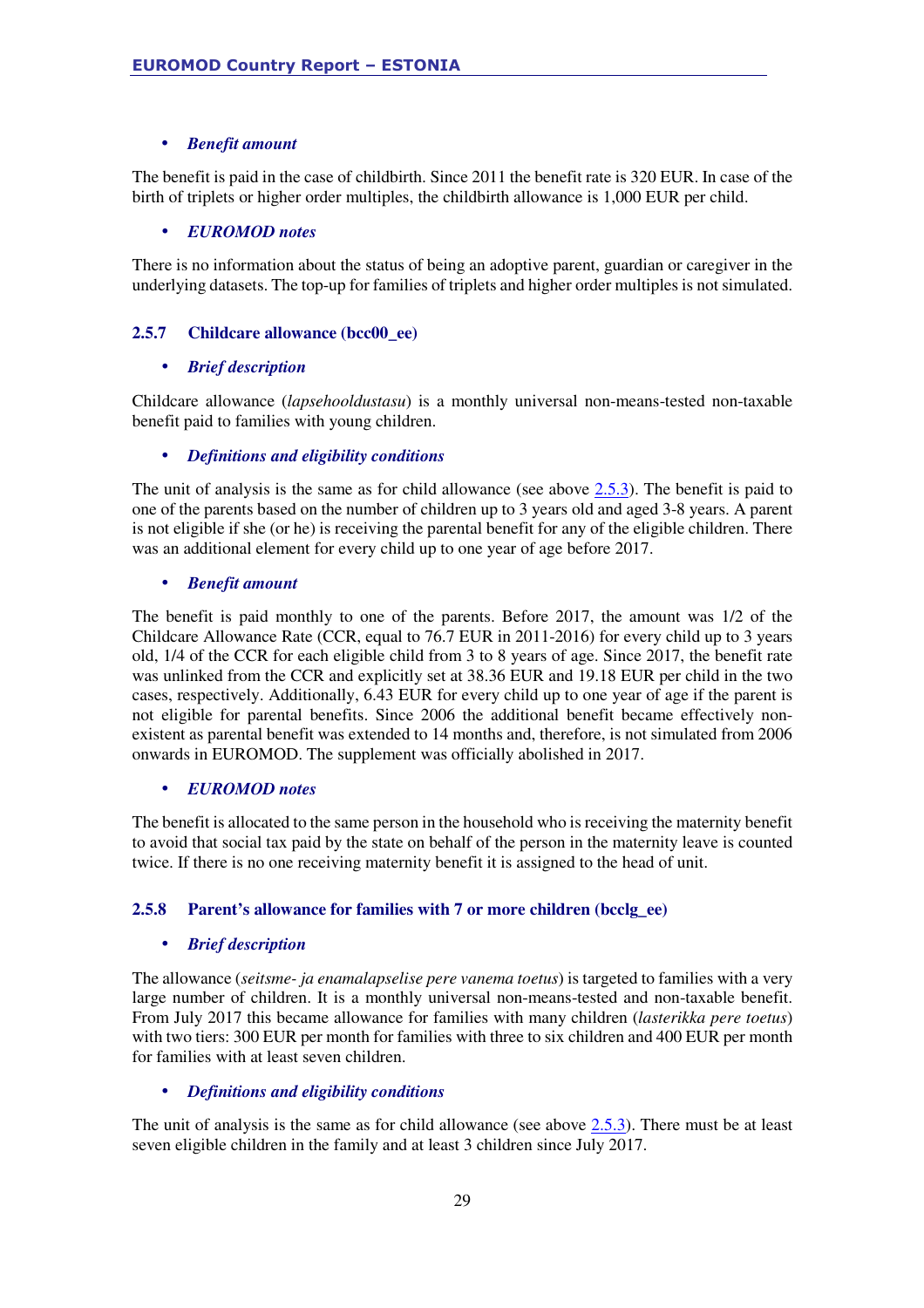- ***Benefit amount***

The benefit is paid in the case of childbirth. Since 2011 the benefit rate is 320 EUR. In case of the birth of triplets or higher order multiples, the childbirth allowance is 1,000 EUR per child.

- ***EUROMOD notes***

There is no information about the status of being an adoptive parent, guardian or caregiver in the underlying datasets. The top-up for families of triplets and higher order multiples is not simulated.

### 2.5.7 Childcare allowance (bcc00_ee)

- ***Brief description***

Childcare allowance (*lapsehooldustasu*) is a monthly universal non-means-tested non-taxable benefit paid to families with young children.

- ***Definitions and eligibility conditions***

The unit of analysis is the same as for child allowance (see above 2.5.3). The benefit is paid to one of the parents based on the number of children up to 3 years old and aged 3-8 years. A parent is not eligible if she (or he) is receiving the parental benefit for any of the eligible children. There was an additional element for every child up to one year of age before 2017.

- ***Benefit amount***

The benefit is paid monthly to one of the parents. Before 2017, the amount was 1/2 of the Childcare Allowance Rate (CCR, equal to 76.7 EUR in 2011-2016) for every child up to 3 years old, 1/4 of the CCR for each eligible child from 3 to 8 years of age. Since 2017, the benefit rate was unlinked from the CCR and explicitly set at 38.36 EUR and 19.18 EUR per child in the two cases, respectively. Additionally, 6.43 EUR for every child up to one year of age if the parent is not eligible for parental benefits. Since 2006 the additional benefit became effectively non-existent as parental benefit was extended to 14 months and, therefore, is not simulated from 2006 onwards in EUROMOD. The supplement was officially abolished in 2017.

- ***EUROMOD notes***

The benefit is allocated to the same person in the household who is receiving the maternity benefit to avoid that social tax paid by the state on behalf of the person in the maternity leave is counted twice. If there is no one receiving maternity benefit it is assigned to the head of unit.

### 2.5.8 Parent's allowance for families with 7 or more children (bcclg_ee)

- ***Brief description***

The allowance (*seitsme- ja enamalapselise pere vanema toetus*) is targeted to families with a very large number of children. It is a monthly universal non-means-tested and non-taxable benefit. From July 2017 this became allowance for families with many children (*lasterikka pere toetus*) with two tiers: 300 EUR per month for families with three to six children and 400 EUR per month for families with at least seven children.

- ***Definitions and eligibility conditions***

The unit of analysis is the same as for child allowance (see above 2.5.3). There must be at least seven eligible children in the family and at least 3 children since July 2017.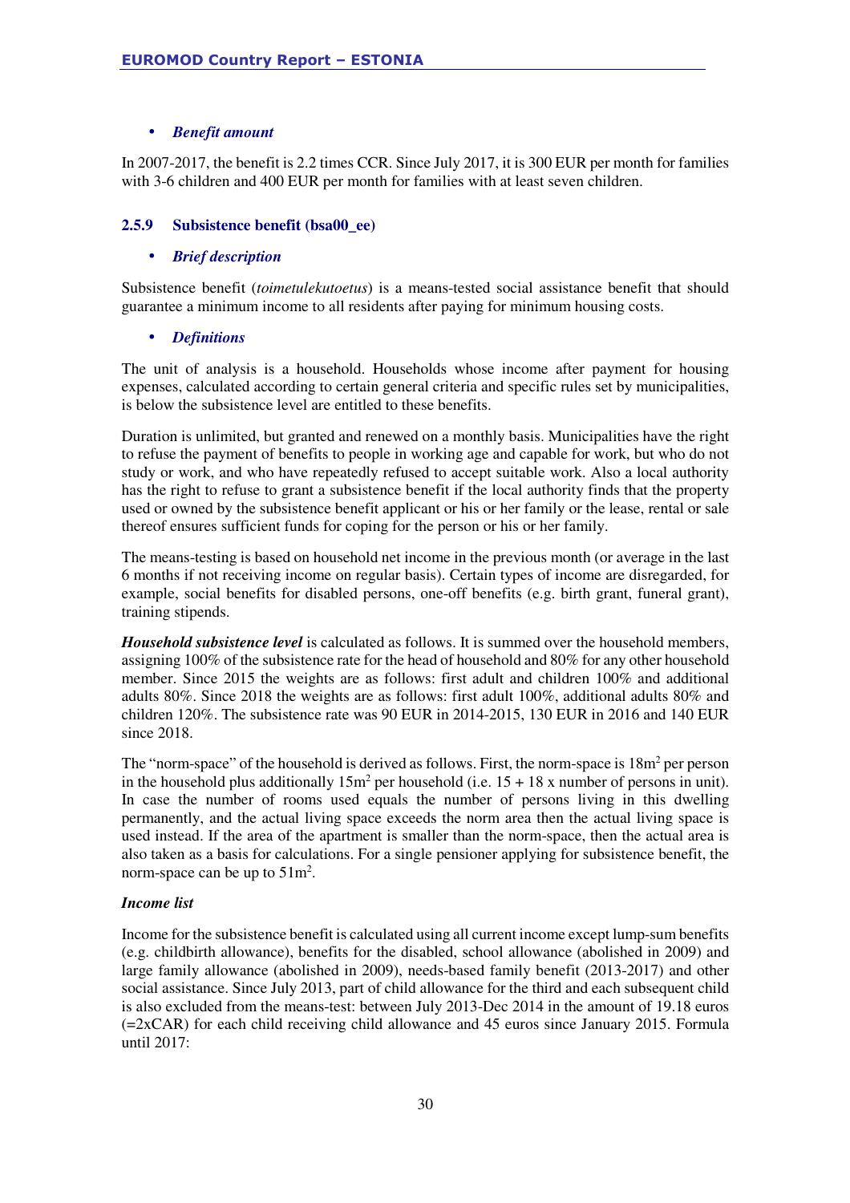- ***Benefit amount***

In 2007-2017, the benefit is 2.2 times CCR. Since July 2017, it is 300 EUR per month for families with 3-6 children and 400 EUR per month for families with at least seven children.

### 2.5.9 Subsistence benefit (bsa00_ee)

- ***Brief description***

Subsistence benefit (*toimetulekutoetus*) is a means-tested social assistance benefit that should guarantee a minimum income to all residents after paying for minimum housing costs.

- ***Definitions***

The unit of analysis is a household. Households whose income after payment for housing expenses, calculated according to certain general criteria and specific rules set by municipalities, is below the subsistence level are entitled to these benefits.

Duration is unlimited, but granted and renewed on a monthly basis. Municipalities have the right to refuse the payment of benefits to people in working age and capable for work, but who do not study or work, and who have repeatedly refused to accept suitable work. Also a local authority has the right to refuse to grant a subsistence benefit if the local authority finds that the property used or owned by the subsistence benefit applicant or his or her family or the lease, rental or sale thereof ensures sufficient funds for coping for the person or his or her family.

The means-testing is based on household net income in the previous month (or average in the last 6 months if not receiving income on regular basis). Certain types of income are disregarded, for example, social benefits for disabled persons, one-off benefits (e.g. birth grant, funeral grant), training stipends.

***Household subsistence level*** is calculated as follows. It is summed over the household members, assigning 100% of the subsistence rate for the head of household and 80% for any other household member. Since 2015 the weights are as follows: first adult and children 100% and additional adults 80%. Since 2018 the weights are as follows: first adult 100%, additional adults 80% and children 120%. The subsistence rate was 90 EUR in 2014-2015, 130 EUR in 2016 and 140 EUR since 2018.

The "norm-space" of the household is derived as follows. First, the norm-space is $18m^2$ per person in the household plus additionally $15m^2$ per household (i.e. 15 + 18 x number of persons in unit). In case the number of rooms used equals the number of persons living in this dwelling permanently, and the actual living space exceeds the norm area then the actual living space is used instead. If the area of the apartment is smaller than the norm-space, then the actual area is also taken as a basis for calculations. For a single pensioner applying for subsistence benefit, the norm-space can be up to $51m^2$.

***Income list***

Income for the subsistence benefit is calculated using all current income except lump-sum benefits (e.g. childbirth allowance), benefits for the disabled, school allowance (abolished in 2009) and large family allowance (abolished in 2009), needs-based family benefit (2013-2017) and other social assistance. Since July 2013, part of child allowance for the third and each subsequent child is also excluded from the means-test: between July 2013-Dec 2014 in the amount of 19.18 euros (=2xCAR) for each child receiving child allowance and 45 euros since January 2015. Formula until 2017: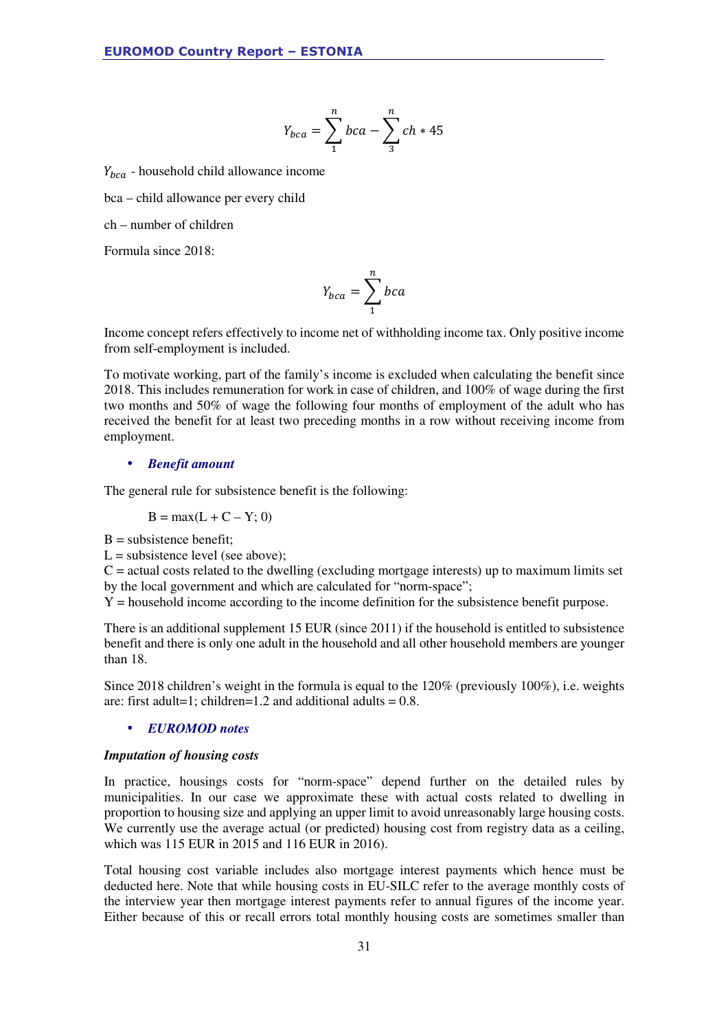$$Y_{bca} = \sum_{1}^{n} bca - \sum_{3}^{n} ch * 45$$

$Y_{bca}$ - household child allowance income

bca – child allowance per every child

ch – number of children

Formula since 2018:

$$Y_{bca} = \sum_{1}^{n} bca$$

Income concept refers effectively to income net of withholding income tax. Only positive income from self-employment is included.

To motivate working, part of the family's income is excluded when calculating the benefit since 2018. This includes remuneration for work in case of children, and 100% of wage during the first two months and 50% of wage the following four months of employment of the adult who has received the benefit for at least two preceding months in a row without receiving income from employment.

- ***Benefit amount***

The general rule for subsistence benefit is the following:

B = max(L + C – Y; 0)

B = subsistence benefit;
L = subsistence level (see above);
C = actual costs related to the dwelling (excluding mortgage interests) up to maximum limits set by the local government and which are calculated for "norm-space";
Y = household income according to the income definition for the subsistence benefit purpose.

There is an additional supplement 15 EUR (since 2011) if the household is entitled to subsistence benefit and there is only one adult in the household and all other household members are younger than 18.

Since 2018 children's weight in the formula is equal to the 120% (previously 100%), i.e. weights are: first adult=1; children=1.2 and additional adults = 0.8.

- ***EUROMOD notes***

***Imputation of housing costs***

In practice, housings costs for "norm-space" depend further on the detailed rules by municipalities. In our case we approximate these with actual costs related to dwelling in proportion to housing size and applying an upper limit to avoid unreasonably large housing costs. We currently use the average actual (or predicted) housing cost from registry data as a ceiling, which was 115 EUR in 2015 and 116 EUR in 2016).

Total housing cost variable includes also mortgage interest payments which hence must be deducted here. Note that while housing costs in EU-SILC refer to the average monthly costs of the interview year then mortgage interest payments refer to annual figures of the income year. Either because of this or recall errors total monthly housing costs are sometimes smaller than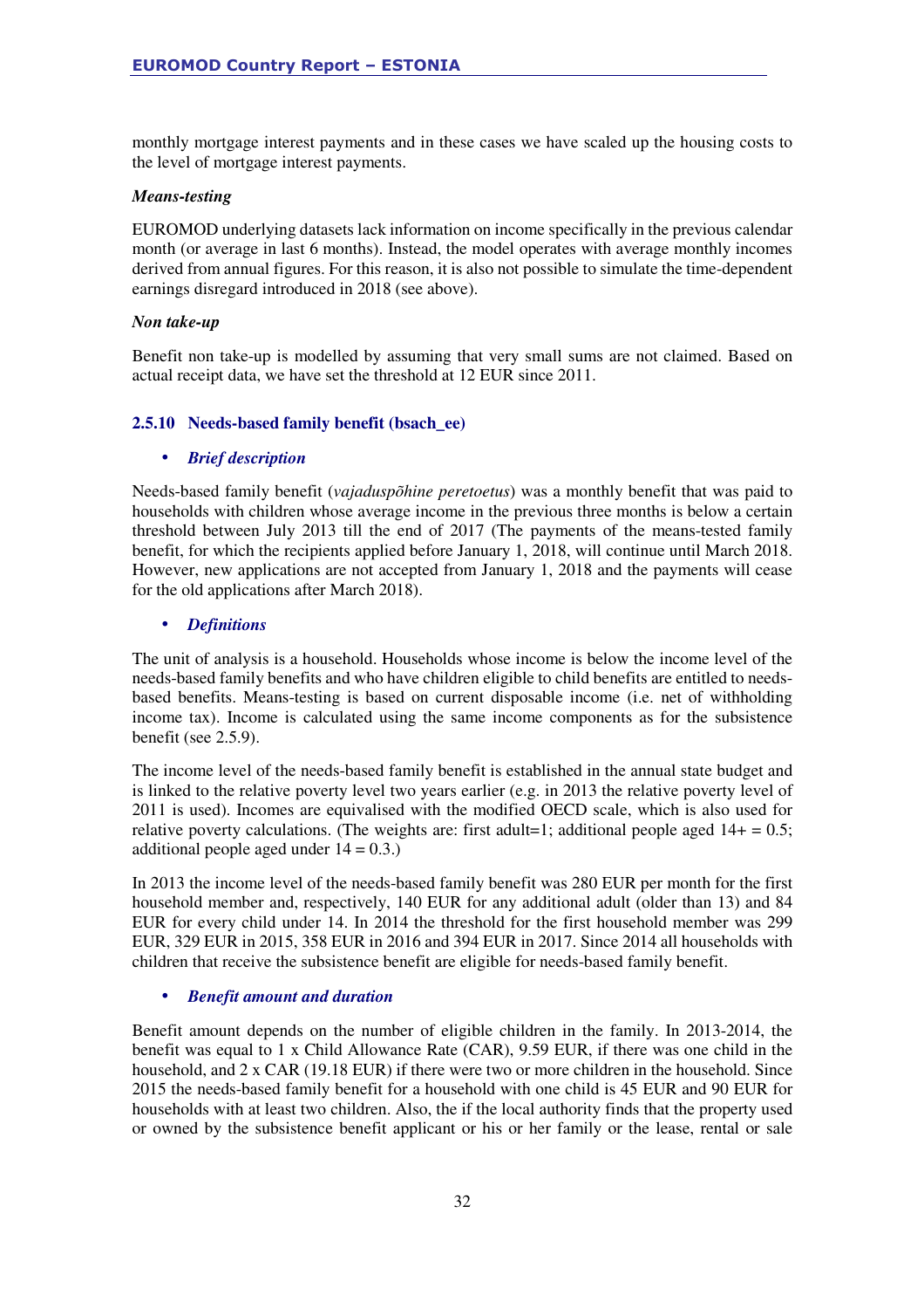monthly mortgage interest payments and in these cases we have scaled up the housing costs to the level of mortgage interest payments.

***Means-testing***

EUROMOD underlying datasets lack information on income specifically in the previous calendar month (or average in last 6 months). Instead, the model operates with average monthly incomes derived from annual figures. For this reason, it is also not possible to simulate the time-dependent earnings disregard introduced in 2018 (see above).

***Non take-up***

Benefit non take-up is modelled by assuming that very small sums are not claimed. Based on actual receipt data, we have set the threshold at 12 EUR since 2011.

### 2.5.10 Needs-based family benefit (bsach_ee)

- ***Brief description***

Needs-based family benefit (*vajaduspõhine peretoetus*) was a monthly benefit that was paid to households with children whose average income in the previous three months is below a certain threshold between July 2013 till the end of 2017 (The payments of the means-tested family benefit, for which the recipients applied before January 1, 2018, will continue until March 2018. However, new applications are not accepted from January 1, 2018 and the payments will cease for the old applications after March 2018).

- ***Definitions***

The unit of analysis is a household. Households whose income is below the income level of the needs-based family benefits and who have children eligible to child benefits are entitled to needs-based benefits. Means-testing is based on current disposable income (i.e. net of withholding income tax). Income is calculated using the same income components as for the subsistence benefit (see 2.5.9).

The income level of the needs-based family benefit is established in the annual state budget and is linked to the relative poverty level two years earlier (e.g. in 2013 the relative poverty level of 2011 is used). Incomes are equivalised with the modified OECD scale, which is also used for relative poverty calculations. (The weights are: first adult=1; additional people aged 14+ = 0.5; additional people aged under 14 = 0.3.)

In 2013 the income level of the needs-based family benefit was 280 EUR per month for the first household member and, respectively, 140 EUR for any additional adult (older than 13) and 84 EUR for every child under 14. In 2014 the threshold for the first household member was 299 EUR, 329 EUR in 2015, 358 EUR in 2016 and 394 EUR in 2017. Since 2014 all households with children that receive the subsistence benefit are eligible for needs-based family benefit.

- ***Benefit amount and duration***

Benefit amount depends on the number of eligible children in the family. In 2013-2014, the benefit was equal to 1 x Child Allowance Rate (CAR), 9.59 EUR, if there was one child in the household, and 2 x CAR (19.18 EUR) if there were two or more children in the household. Since 2015 the needs-based family benefit for a household with one child is 45 EUR and 90 EUR for households with at least two children. Also, the if the local authority finds that the property used or owned by the subsistence benefit applicant or his or her family or the lease, rental or sale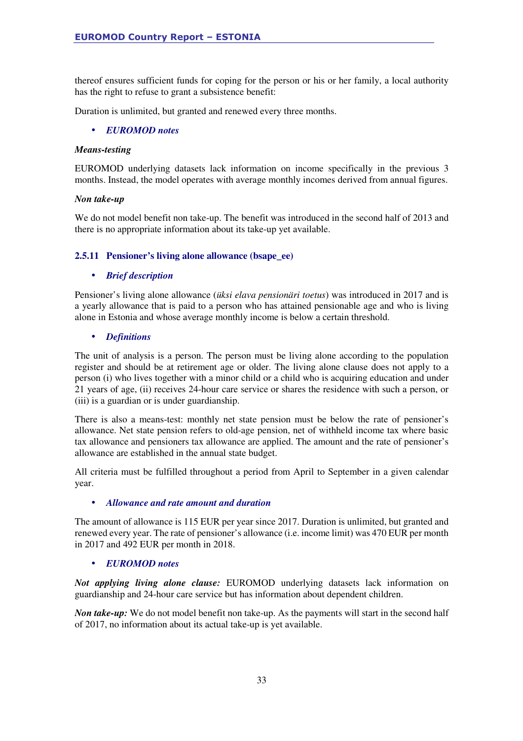thereof ensures sufficient funds for coping for the person or his or her family, a local authority has the right to refuse to grant a subsistence benefit:

Duration is unlimited, but granted and renewed every three months.

- ***EUROMOD notes***

***Means-testing***

EUROMOD underlying datasets lack information on income specifically in the previous 3 months. Instead, the model operates with average monthly incomes derived from annual figures.

***Non take-up***

We do not model benefit non take-up. The benefit was introduced in the second half of 2013 and there is no appropriate information about its take-up yet available.

### 2.5.11 Pensioner's living alone allowance (bsape_ee)

- ***Brief description***

Pensioner's living alone allowance (*üksi elava pensionäri toetus*) was introduced in 2017 and is a yearly allowance that is paid to a person who has attained pensionable age and who is living alone in Estonia and whose average monthly income is below a certain threshold.

- ***Definitions***

The unit of analysis is a person. The person must be living alone according to the population register and should be at retirement age or older. The living alone clause does not apply to a person (i) who lives together with a minor child or a child who is acquiring education and under 21 years of age, (ii) receives 24-hour care service or shares the residence with such a person, or (iii) is a guardian or is under guardianship.

There is also a means-test: monthly net state pension must be below the rate of pensioner's allowance. Net state pension refers to old-age pension, net of withheld income tax where basic tax allowance and pensioners tax allowance are applied. The amount and the rate of pensioner's allowance are established in the annual state budget.

All criteria must be fulfilled throughout a period from April to September in a given calendar year.

- ***Allowance and rate amount and duration***

The amount of allowance is 115 EUR per year since 2017. Duration is unlimited, but granted and renewed every year. The rate of pensioner's allowance (i.e. income limit) was 470 EUR per month in 2017 and 492 EUR per month in 2018.

- ***EUROMOD notes***

***Not applying living alone clause:*** EUROMOD underlying datasets lack information on guardianship and 24-hour care service but has information about dependent children.

***Non take-up:*** We do not model benefit non take-up. As the payments will start in the second half of 2017, no information about its actual take-up is yet available.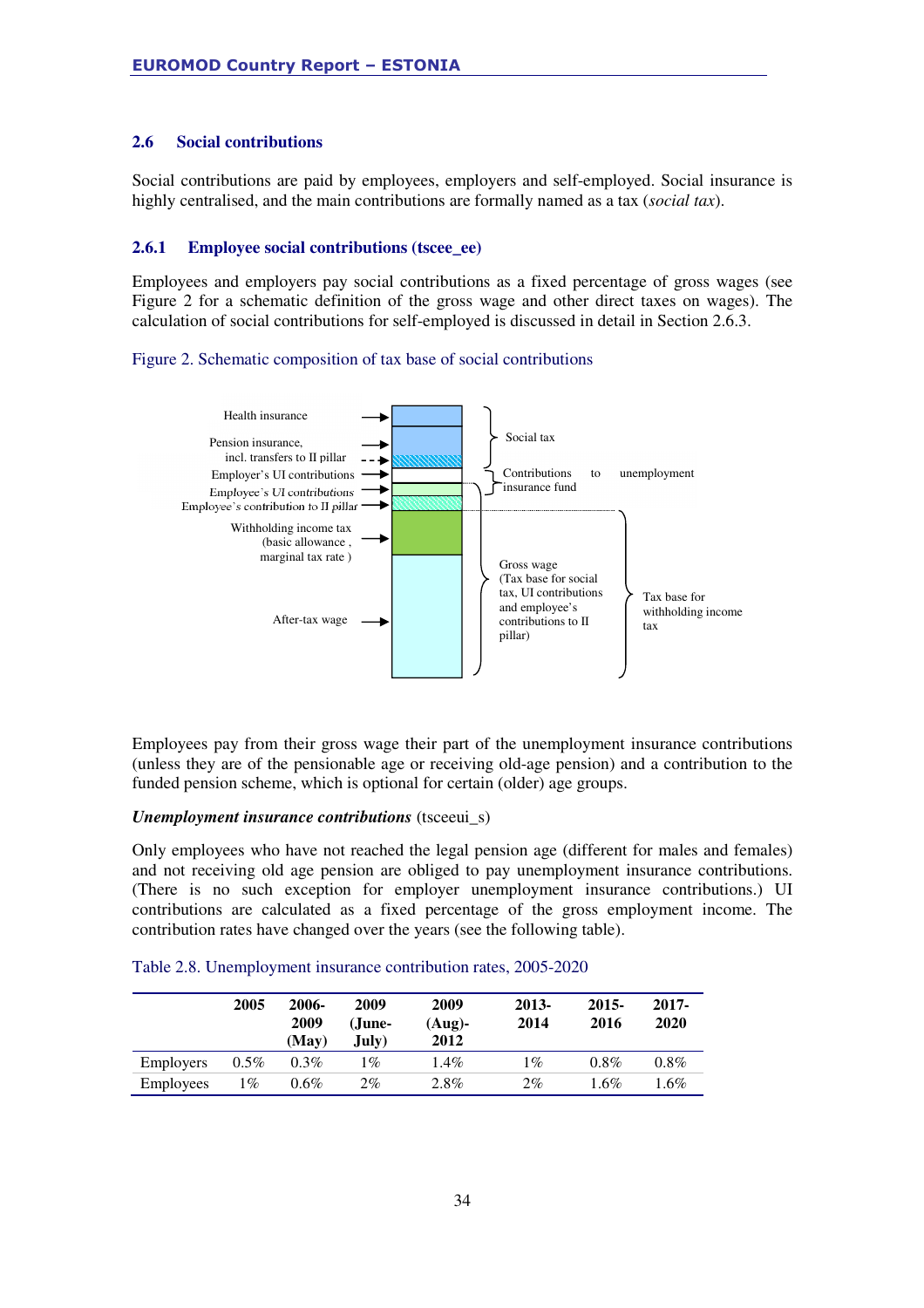## 2.6 Social contributions

Social contributions are paid by employees, employers and self-employed. Social insurance is highly centralised, and the main contributions are formally named as a tax (*social tax*).

### 2.6.1 Employee social contributions (tscee_ee)

Employees and employers pay social contributions as a fixed percentage of gross wages (see Figure 2 for a schematic definition of the gross wage and other direct taxes on wages). The calculation of social contributions for self-employed is discussed in detail in Section 2.6.3.

Figure 2. Schematic composition of tax base of social contributions

Health insurance
Pension insurance, incl. transfers to II pillar
Employer's UI contributions
Employee's UI contributions
Employee's contribution to II pillar
Withholding income tax (basic allowance, marginal tax rate)
After-tax wage

Social tax
Contributions to unemployment insurance fund
Gross wage (Tax base for social tax, UI contributions and employee's contributions to II pillar)
Tax base for withholding income tax

Employees pay from their gross wage their part of the unemployment insurance contributions (unless they are of the pensionable age or receiving old-age pension) and a contribution to the funded pension scheme, which is optional for certain (older) age groups.

***Unemployment insurance contributions*** (tsceeui_s)

Only employees who have not reached the legal pension age (different for males and females) and not receiving old age pension are obliged to pay unemployment insurance contributions. (There is no such exception for employer unemployment insurance contributions.) UI contributions are calculated as a fixed percentage of the gross employment income. The contribution rates have changed over the years (see the following table).

Table 2.8. Unemployment insurance contribution rates, 2005-2020

| | 2005 | 2006-2009 (May) | 2009 (June-July) | 2009 (Aug)-2012 | 2013-2014 | 2015-2016 | 2017-2020 |
|---|---|---|---|---|---|---|---|
| Employers | 0.5% | 0.3% | 1% | 1.4% | 1% | 0.8% | 0.8% |
| Employees | 1% | 0.6% | 2% | 2.8% | 2% | 1.6% | 1.6% |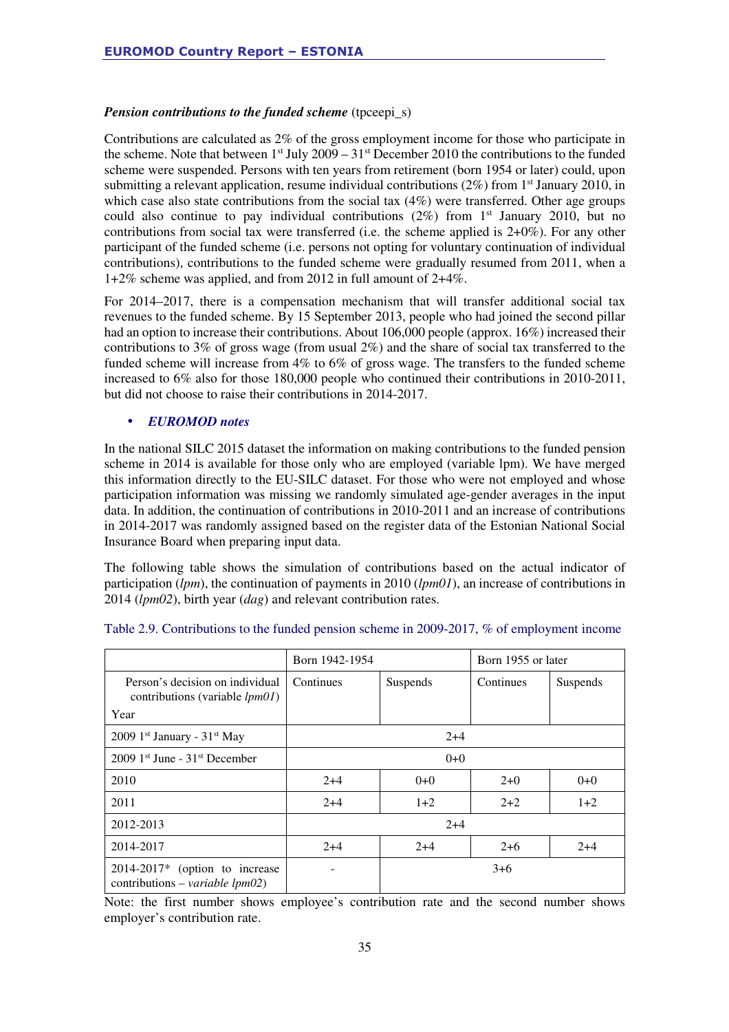***Pension contributions to the funded scheme*** (tpceepi_s)

Contributions are calculated as 2% of the gross employment income for those who participate in the scheme. Note that between 1st July 2009 – 31st December 2010 the contributions to the funded scheme were suspended. Persons with ten years from retirement (born 1954 or later) could, upon submitting a relevant application, resume individual contributions (2%) from 1st January 2010, in which case also state contributions from the social tax (4%) were transferred. Other age groups could also continue to pay individual contributions (2%) from 1st January 2010, but no contributions from social tax were transferred (i.e. the scheme applied is 2+0%). For any other participant of the funded scheme (i.e. persons not opting for voluntary continuation of individual contributions), contributions to the funded scheme were gradually resumed from 2011, when a 1+2% scheme was applied, and from 2012 in full amount of 2+4%.

For 2014–2017, there is a compensation mechanism that will transfer additional social tax revenues to the funded scheme. By 15 September 2013, people who had joined the second pillar had an option to increase their contributions. About 106,000 people (approx. 16%) increased their contributions to 3% of gross wage (from usual 2%) and the share of social tax transferred to the funded scheme will increase from 4% to 6% of gross wage. The transfers to the funded scheme increased to 6% also for those 180,000 people who continued their contributions in 2010-2011, but did not choose to raise their contributions in 2014-2017.

- ***EUROMOD notes***

In the national SILC 2015 dataset the information on making contributions to the funded pension scheme in 2014 is available for those only who are employed (variable lpm). We have merged this information directly to the EU-SILC dataset. For those who were not employed and whose participation information was missing we randomly simulated age-gender averages in the input data. In addition, the continuation of contributions in 2010-2011 and an increase of contributions in 2014-2017 was randomly assigned based on the register data of the Estonian National Social Insurance Board when preparing input data.

The following table shows the simulation of contributions based on the actual indicator of participation (*lpm*), the continuation of payments in 2010 (*lpm01*), an increase of contributions in 2014 (*lpm02*), birth year (*dag*) and relevant contribution rates.

Table 2.9. Contributions to the funded pension scheme in 2009-2017, % of employment income

| | Born 1942-1954 | | Born 1955 or later | |
|---|---|---|---|---|
| Person's decision on individual contributions (variable *lpm01*)<br>Year | Continues | Suspends | Continues | Suspends |
| 2009 1st January - 31st May | 2+4 | | | |
| 2009 1st June - 31st December | 0+0 | | | |
| 2010 | 2+4 | 0+0 | 2+0 | 0+0 |
| 2011 | 2+4 | 1+2 | 2+2 | 1+2 |
| 2012-2013 | 2+4 | | | |
| 2014-2017 | 2+4 | 2+4 | 2+6 | 2+4 |
| 2014-2017* (option to increase contributions – *variable lpm02*) | - | 3+6 | | |

Note: the first number shows employee's contribution rate and the second number shows employer's contribution rate.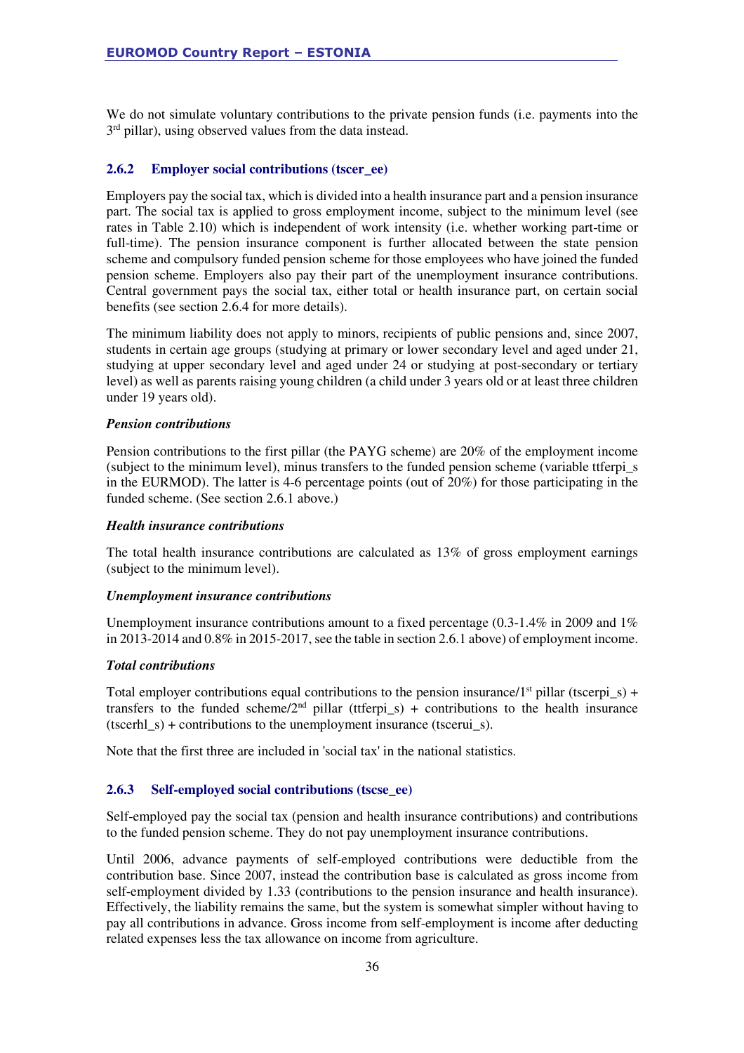We do not simulate voluntary contributions to the private pension funds (i.e. payments into the 3rd pillar), using observed values from the data instead.

### 2.6.2 Employer social contributions (tscer_ee)

Employers pay the social tax, which is divided into a health insurance part and a pension insurance part. The social tax is applied to gross employment income, subject to the minimum level (see rates in Table 2.10) which is independent of work intensity (i.e. whether working part-time or full-time). The pension insurance component is further allocated between the state pension scheme and compulsory funded pension scheme for those employees who have joined the funded pension scheme. Employers also pay their part of the unemployment insurance contributions. Central government pays the social tax, either total or health insurance part, on certain social benefits (see section 2.6.4 for more details).

The minimum liability does not apply to minors, recipients of public pensions and, since 2007, students in certain age groups (studying at primary or lower secondary level and aged under 21, studying at upper secondary level and aged under 24 or studying at post-secondary or tertiary level) as well as parents raising young children (a child under 3 years old or at least three children under 19 years old).

***Pension contributions***

Pension contributions to the first pillar (the PAYG scheme) are 20% of the employment income (subject to the minimum level), minus transfers to the funded pension scheme (variable ttferpi_s in the EURMOD). The latter is 4-6 percentage points (out of 20%) for those participating in the funded scheme. (See section 2.6.1 above.)

***Health insurance contributions***

The total health insurance contributions are calculated as 13% of gross employment earnings (subject to the minimum level).

***Unemployment insurance contributions***

Unemployment insurance contributions amount to a fixed percentage (0.3-1.4% in 2009 and 1% in 2013-2014 and 0.8% in 2015-2017, see the table in section 2.6.1 above) of employment income.

***Total contributions***

Total employer contributions equal contributions to the pension insurance/1st pillar (tscerpi_s) + transfers to the funded scheme/2nd pillar (ttferpi_s) + contributions to the health insurance (tscerhl_s) + contributions to the unemployment insurance (tscerui_s).

Note that the first three are included in 'social tax' in the national statistics.

### 2.6.3 Self-employed social contributions (tscse_ee)

Self-employed pay the social tax (pension and health insurance contributions) and contributions to the funded pension scheme. They do not pay unemployment insurance contributions.

Until 2006, advance payments of self-employed contributions were deductible from the contribution base. Since 2007, instead the contribution base is calculated as gross income from self-employment divided by 1.33 (contributions to the pension insurance and health insurance). Effectively, the liability remains the same, but the system is somewhat simpler without having to pay all contributions in advance. Gross income from self-employment is income after deducting related expenses less the tax allowance on income from agriculture.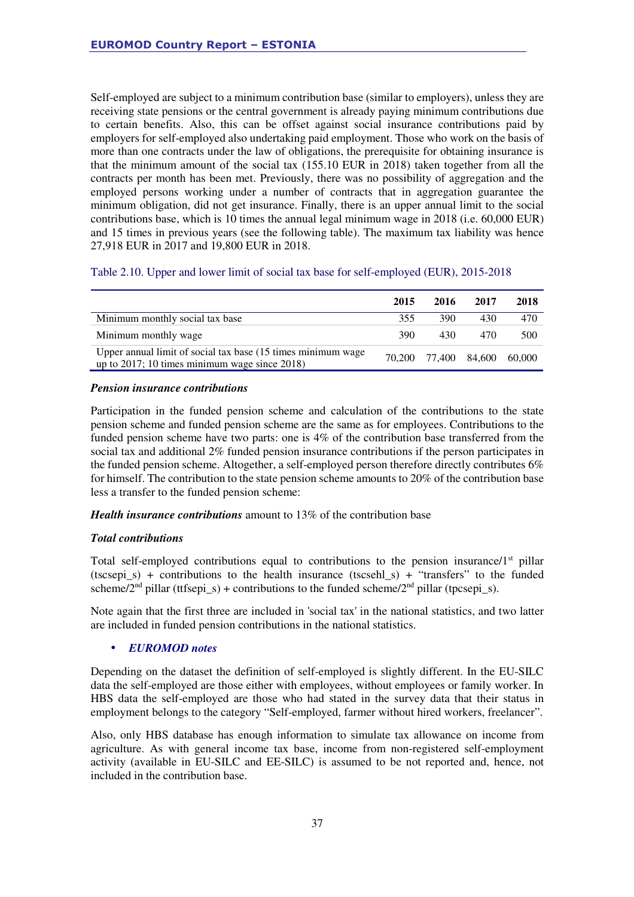Self-employed are subject to a minimum contribution base (similar to employers), unless they are receiving state pensions or the central government is already paying minimum contributions due to certain benefits. Also, this can be offset against social insurance contributions paid by employers for self-employed also undertaking paid employment. Those who work on the basis of more than one contracts under the law of obligations, the prerequisite for obtaining insurance is that the minimum amount of the social tax (155.10 EUR in 2018) taken together from all the contracts per month has been met. Previously, there was no possibility of aggregation and the employed persons working under a number of contracts that in aggregation guarantee the minimum obligation, did not get insurance. Finally, there is an upper annual limit to the social contributions base, which is 10 times the annual legal minimum wage in 2018 (i.e. 60,000 EUR) and 15 times in previous years (see the following table). The maximum tax liability was hence 27,918 EUR in 2017 and 19,800 EUR in 2018.

Table 2.10. Upper and lower limit of social tax base for self-employed (EUR), 2015-2018

| | 2015 | 2016 | 2017 | 2018 |
|---|---|---|---|---|
| Minimum monthly social tax base | 355 | 390 | 430 | 470 |
| Minimum monthly wage | 390 | 430 | 470 | 500 |
| Upper annual limit of social tax base (15 times minimum wage up to 2017; 10 times minimum wage since 2018) | 70,200 | 77,400 | 84,600 | 60,000 |

***Pension insurance contributions***

Participation in the funded pension scheme and calculation of the contributions to the state pension scheme and funded pension scheme are the same as for employees. Contributions to the funded pension scheme have two parts: one is 4% of the contribution base transferred from the social tax and additional 2% funded pension insurance contributions if the person participates in the funded pension scheme. Altogether, a self-employed person therefore directly contributes 6% for himself. The contribution to the state pension scheme amounts to 20% of the contribution base less a transfer to the funded pension scheme:

***Health insurance contributions*** amount to 13% of the contribution base

***Total contributions***

Total self-employed contributions equal to contributions to the pension insurance/1st pillar (tscsepi_s) + contributions to the health insurance (tscsehl_s) + "transfers" to the funded scheme/2nd pillar (ttfsepi_s) + contributions to the funded scheme/2nd pillar (tpcsepi_s).

Note again that the first three are included in 'social tax' in the national statistics, and two latter are included in funded pension contributions in the national statistics.

- ***EUROMOD notes***

Depending on the dataset the definition of self-employed is slightly different. In the EU-SILC data the self-employed are those either with employees, without employees or family worker. In HBS data the self-employed are those who had stated in the survey data that their status in employment belongs to the category "Self-employed, farmer without hired workers, freelancer".

Also, only HBS database has enough information to simulate tax allowance on income from agriculture. As with general income tax base, income from non-registered self-employment activity (available in EU-SILC and EE-SILC) is assumed to be not reported and, hence, not included in the contribution base.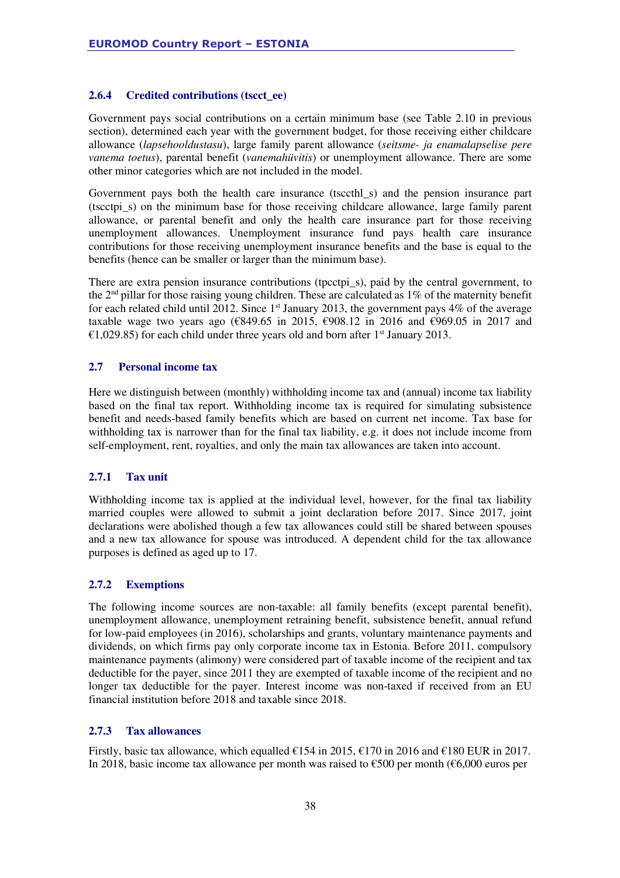### 2.6.4 Credited contributions (tscct_ee)

Government pays social contributions on a certain minimum base (see Table 2.10 in previous section), determined each year with the government budget, for those receiving either childcare allowance (*lapsehooldustasu*), large family parent allowance (*seitsme- ja enamalapselise pere vanema toetus*), parental benefit (*vanemahüvitis*) or unemployment allowance. There are some other minor categories which are not included in the model.

Government pays both the health care insurance (tsccthl_s) and the pension insurance part (tscctpi_s) on the minimum base for those receiving childcare allowance, large family parent allowance, or parental benefit and only the health care insurance part for those receiving unemployment allowances. Unemployment insurance fund pays health care insurance contributions for those receiving unemployment insurance benefits and the base is equal to the benefits (hence can be smaller or larger than the minimum base).

There are extra pension insurance contributions (tpcctpi_s), paid by the central government, to the 2nd pillar for those raising young children. These are calculated as 1% of the maternity benefit for each related child until 2012. Since 1st January 2013, the government pays 4% of the average taxable wage two years ago (€849.65 in 2015, €908.12 in 2016 and €969.05 in 2017 and €1,029.85) for each child under three years old and born after 1st January 2013.

## 2.7 Personal income tax

Here we distinguish between (monthly) withholding income tax and (annual) income tax liability based on the final tax report. Withholding income tax is required for simulating subsistence benefit and needs-based family benefits which are based on current net income. Tax base for withholding tax is narrower than for the final tax liability, e.g. it does not include income from self-employment, rent, royalties, and only the main tax allowances are taken into account.

### 2.7.1 Tax unit

Withholding income tax is applied at the individual level, however, for the final tax liability married couples were allowed to submit a joint declaration before 2017. Since 2017, joint declarations were abolished though a few tax allowances could still be shared between spouses and a new tax allowance for spouse was introduced. A dependent child for the tax allowance purposes is defined as aged up to 17.

### 2.7.2 Exemptions

The following income sources are non-taxable: all family benefits (except parental benefit), unemployment allowance, unemployment retraining benefit, subsistence benefit, annual refund for low-paid employees (in 2016), scholarships and grants, voluntary maintenance payments and dividends, on which firms pay only corporate income tax in Estonia. Before 2011, compulsory maintenance payments (alimony) were considered part of taxable income of the recipient and tax deductible for the payer, since 2011 they are exempted of taxable income of the recipient and no longer tax deductible for the payer. Interest income was non-taxed if received from an EU financial institution before 2018 and taxable since 2018.

### 2.7.3 Tax allowances

Firstly, basic tax allowance, which equalled €154 in 2015, €170 in 2016 and €180 EUR in 2017. In 2018, basic income tax allowance per month was raised to €500 per month (€6,000 euros per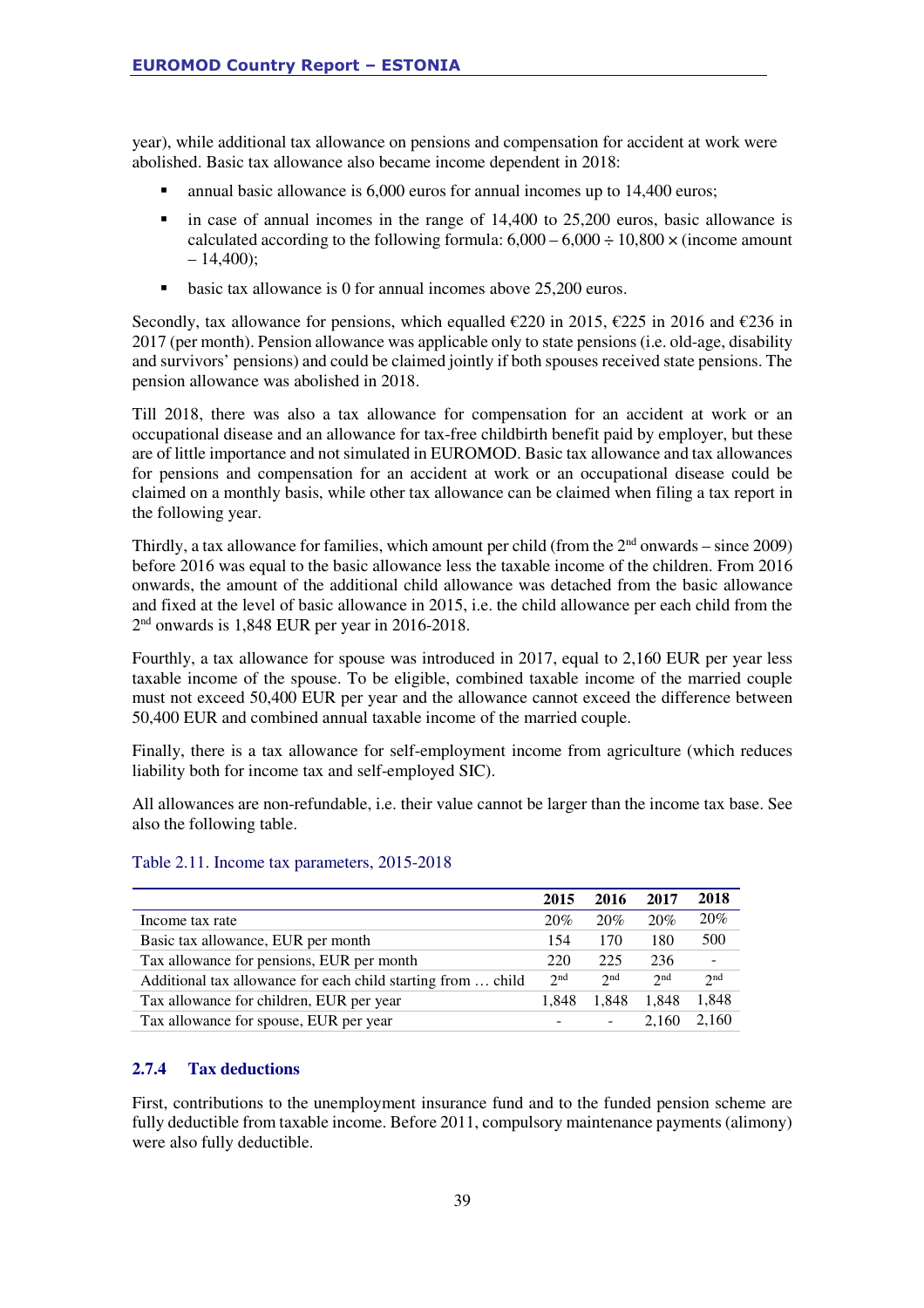year), while additional tax allowance on pensions and compensation for accident at work were abolished. Basic tax allowance also became income dependent in 2018:

- annual basic allowance is 6,000 euros for annual incomes up to 14,400 euros;
- in case of annual incomes in the range of 14,400 to 25,200 euros, basic allowance is calculated according to the following formula: 6,000 – 6,000 ÷ 10,800 × (income amount – 14,400);
- basic tax allowance is 0 for annual incomes above 25,200 euros.

Secondly, tax allowance for pensions, which equalled €220 in 2015, €225 in 2016 and €236 in 2017 (per month). Pension allowance was applicable only to state pensions (i.e. old-age, disability and survivors' pensions) and could be claimed jointly if both spouses received state pensions. The pension allowance was abolished in 2018.

Till 2018, there was also a tax allowance for compensation for an accident at work or an occupational disease and an allowance for tax-free childbirth benefit paid by employer, but these are of little importance and not simulated in EUROMOD. Basic tax allowance and tax allowances for pensions and compensation for an accident at work or an occupational disease could be claimed on a monthly basis, while other tax allowance can be claimed when filing a tax report in the following year.

Thirdly, a tax allowance for families, which amount per child (from the 2nd onwards – since 2009) before 2016 was equal to the basic allowance less the taxable income of the children. From 2016 onwards, the amount of the additional child allowance was detached from the basic allowance and fixed at the level of basic allowance in 2015, i.e. the child allowance per each child from the 2nd onwards is 1,848 EUR per year in 2016-2018.

Fourthly, a tax allowance for spouse was introduced in 2017, equal to 2,160 EUR per year less taxable income of the spouse. To be eligible, combined taxable income of the married couple must not exceed 50,400 EUR per year and the allowance cannot exceed the difference between 50,400 EUR and combined annual taxable income of the married couple.

Finally, there is a tax allowance for self-employment income from agriculture (which reduces liability both for income tax and self-employed SIC).

All allowances are non-refundable, i.e. their value cannot be larger than the income tax base. See also the following table.

Table 2.11. Income tax parameters, 2015-2018

| | 2015 | 2016 | 2017 | 2018 |
|---|---|---|---|---|
| Income tax rate | 20% | 20% | 20% | 20% |
| Basic tax allowance, EUR per month | 154 | 170 | 180 | 500 |
| Tax allowance for pensions, EUR per month | 220 | 225 | 236 | - |
| Additional tax allowance for each child starting from … child | 2nd | 2nd | 2nd | 2nd |
| Tax allowance for children, EUR per year | 1,848 | 1,848 | 1,848 | 1,848 |
| Tax allowance for spouse, EUR per year | - | - | 2,160 | 2,160 |

### 2.7.4 Tax deductions

First, contributions to the unemployment insurance fund and to the funded pension scheme are fully deductible from taxable income. Before 2011, compulsory maintenance payments (alimony) were also fully deductible.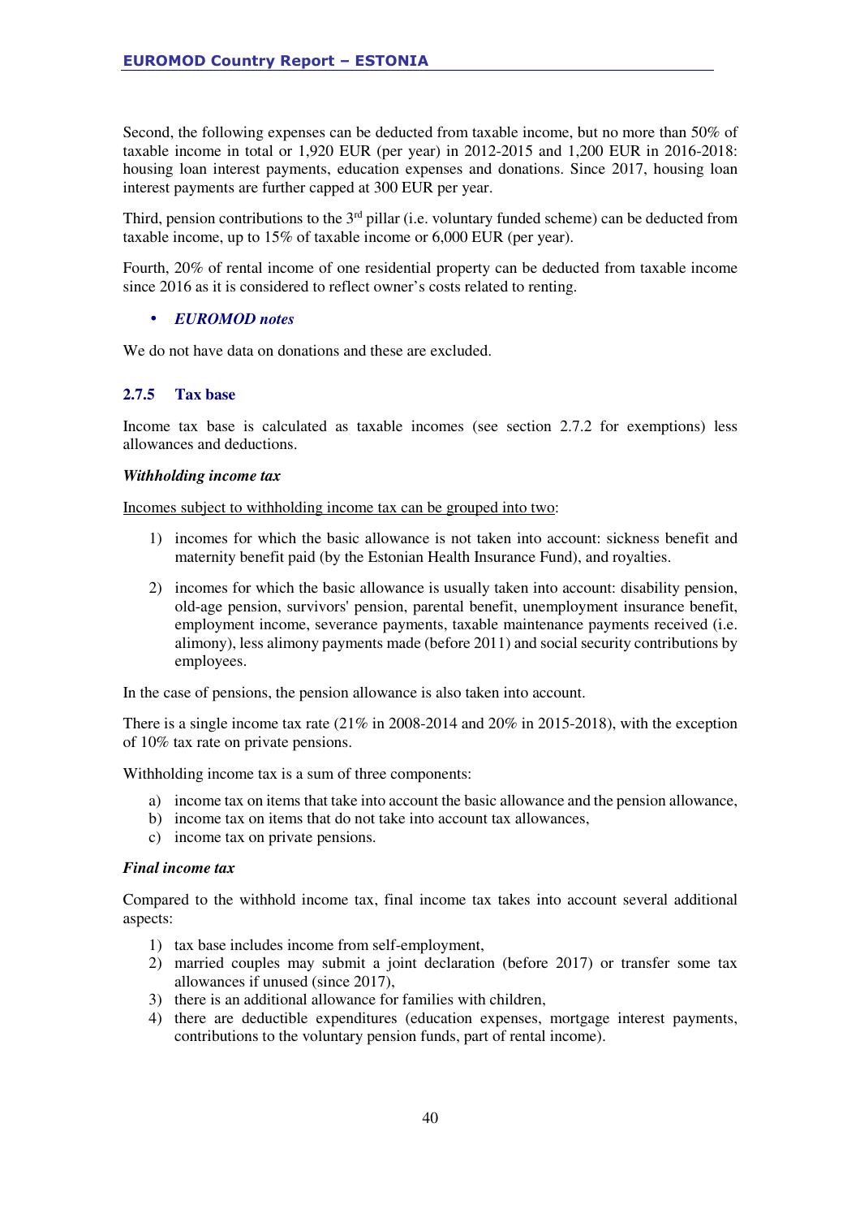Second, the following expenses can be deducted from taxable income, but no more than 50% of taxable income in total or 1,920 EUR (per year) in 2012-2015 and 1,200 EUR in 2016-2018: housing loan interest payments, education expenses and donations. Since 2017, housing loan interest payments are further capped at 300 EUR per year.

Third, pension contributions to the 3rd pillar (i.e. voluntary funded scheme) can be deducted from taxable income, up to 15% of taxable income or 6,000 EUR (per year).

Fourth, 20% of rental income of one residential property can be deducted from taxable income since 2016 as it is considered to reflect owner's costs related to renting.

- ***EUROMOD notes***

We do not have data on donations and these are excluded.

### 2.7.5 Tax base

Income tax base is calculated as taxable incomes (see section 2.7.2 for exemptions) less allowances and deductions.

***Withholding income tax***

Incomes subject to withholding income tax can be grouped into two:

1) incomes for which the basic allowance is not taken into account: sickness benefit and maternity benefit paid (by the Estonian Health Insurance Fund), and royalties.
2) incomes for which the basic allowance is usually taken into account: disability pension, old-age pension, survivors' pension, parental benefit, unemployment insurance benefit, employment income, severance payments, taxable maintenance payments received (i.e. alimony), less alimony payments made (before 2011) and social security contributions by employees.

In the case of pensions, the pension allowance is also taken into account.

There is a single income tax rate (21% in 2008-2014 and 20% in 2015-2018), with the exception of 10% tax rate on private pensions.

Withholding income tax is a sum of three components:

a) income tax on items that take into account the basic allowance and the pension allowance,
b) income tax on items that do not take into account tax allowances,
c) income tax on private pensions.

***Final income tax***

Compared to the withhold income tax, final income tax takes into account several additional aspects:

1) tax base includes income from self-employment,
2) married couples may submit a joint declaration (before 2017) or transfer some tax allowances if unused (since 2017),
3) there is an additional allowance for families with children,
4) there are deductible expenditures (education expenses, mortgage interest payments, contributions to the voluntary pension funds, part of rental income).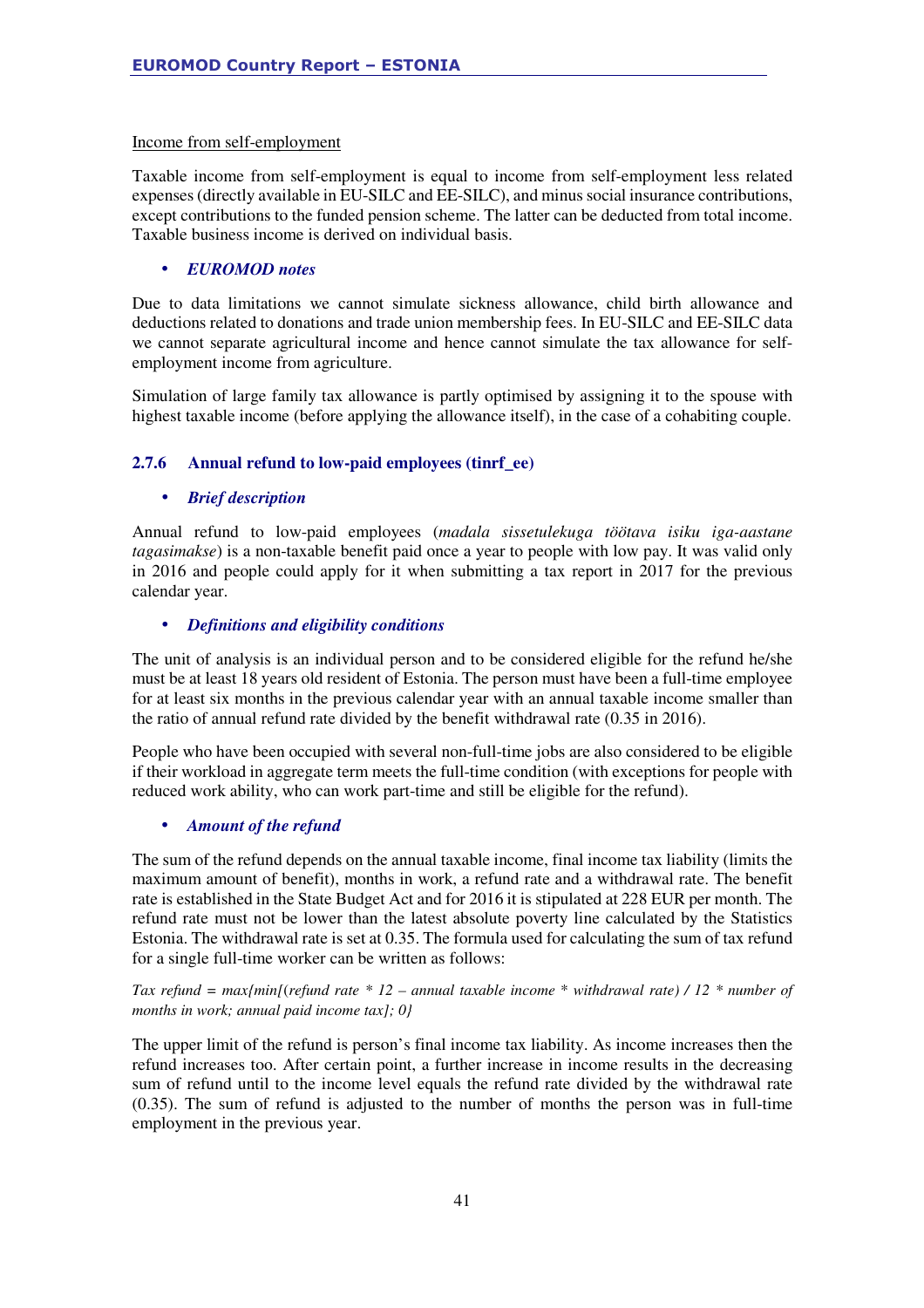Income from self-employment

Taxable income from self-employment is equal to income from self-employment less related expenses (directly available in EU-SILC and EE-SILC), and minus social insurance contributions, except contributions to the funded pension scheme. The latter can be deducted from total income. Taxable business income is derived on individual basis.

- ***EUROMOD notes***

Due to data limitations we cannot simulate sickness allowance, child birth allowance and deductions related to donations and trade union membership fees. In EU-SILC and EE-SILC data we cannot separate agricultural income and hence cannot simulate the tax allowance for self-employment income from agriculture.

Simulation of large family tax allowance is partly optimised by assigning it to the spouse with highest taxable income (before applying the allowance itself), in the case of a cohabiting couple.

### 2.7.6 Annual refund to low-paid employees (tinrf_ee)

- ***Brief description***

Annual refund to low-paid employees (*madala sissetulekuga töötava isiku iga-aastane tagasimakse*) is a non-taxable benefit paid once a year to people with low pay. It was valid only in 2016 and people could apply for it when submitting a tax report in 2017 for the previous calendar year.

- ***Definitions and eligibility conditions***

The unit of analysis is an individual person and to be considered eligible for the refund he/she must be at least 18 years old resident of Estonia. The person must have been a full-time employee for at least six months in the previous calendar year with an annual taxable income smaller than the ratio of annual refund rate divided by the benefit withdrawal rate (0.35 in 2016).

People who have been occupied with several non-full-time jobs are also considered to be eligible if their workload in aggregate term meets the full-time condition (with exceptions for people with reduced work ability, who can work part-time and still be eligible for the refund).

- ***Amount of the refund***

The sum of the refund depends on the annual taxable income, final income tax liability (limits the maximum amount of benefit), months in work, a refund rate and a withdrawal rate. The benefit rate is established in the State Budget Act and for 2016 it is stipulated at 228 EUR per month. The refund rate must not be lower than the latest absolute poverty line calculated by the Statistics Estonia. The withdrawal rate is set at 0.35. The formula used for calculating the sum of tax refund for a single full-time worker can be written as follows:

*Tax refund = max{min[(refund rate * 12 – annual taxable income * withdrawal rate) / 12 * number of months in work; annual paid income tax]; 0}*

The upper limit of the refund is person's final income tax liability. As income increases then the refund increases too. After certain point, a further increase in income results in the decreasing sum of refund until to the income level equals the refund rate divided by the withdrawal rate (0.35). The sum of refund is adjusted to the number of months the person was in full-time employment in the previous year.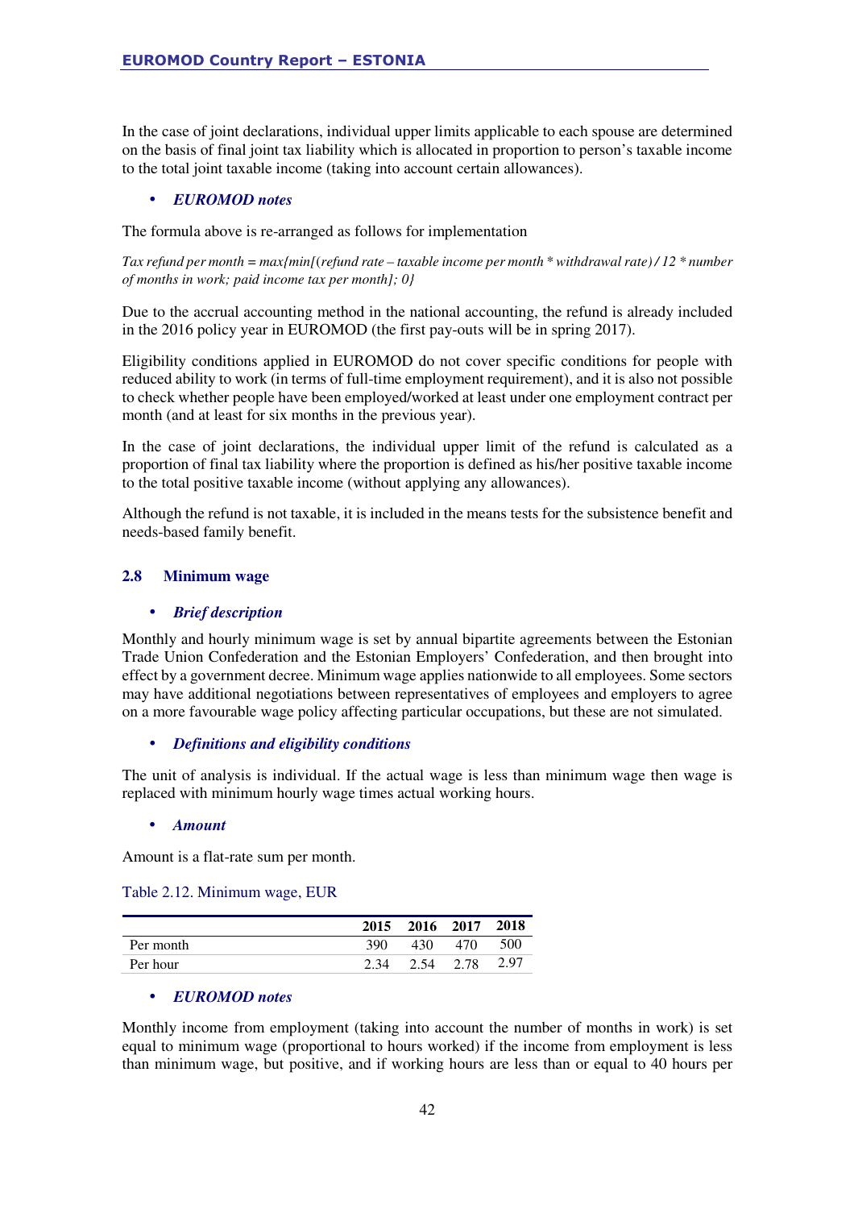In the case of joint declarations, individual upper limits applicable to each spouse are determined on the basis of final joint tax liability which is allocated in proportion to person's taxable income to the total joint taxable income (taking into account certain allowances).

- ***EUROMOD notes***

The formula above is re-arranged as follows for implementation

*Tax refund per month = max{min[(refund rate – taxable income per month * withdrawal rate) / 12 * number of months in work; paid income tax per month]; 0}*

Due to the accrual accounting method in the national accounting, the refund is already included in the 2016 policy year in EUROMOD (the first pay-outs will be in spring 2017).

Eligibility conditions applied in EUROMOD do not cover specific conditions for people with reduced ability to work (in terms of full-time employment requirement), and it is also not possible to check whether people have been employed/worked at least under one employment contract per month (and at least for six months in the previous year).

In the case of joint declarations, the individual upper limit of the refund is calculated as a proportion of final tax liability where the proportion is defined as his/her positive taxable income to the total positive taxable income (without applying any allowances).

Although the refund is not taxable, it is included in the means tests for the subsistence benefit and needs-based family benefit.

### 2.8 Minimum wage

- ***Brief description***

Monthly and hourly minimum wage is set by annual bipartite agreements between the Estonian Trade Union Confederation and the Estonian Employers' Confederation, and then brought into effect by a government decree. Minimum wage applies nationwide to all employees. Some sectors may have additional negotiations between representatives of employees and employers to agree on a more favourable wage policy affecting particular occupations, but these are not simulated.

- ***Definitions and eligibility conditions***

The unit of analysis is individual. If the actual wage is less than minimum wage then wage is replaced with minimum hourly wage times actual working hours.

- ***Amount***

Amount is a flat-rate sum per month.

Table 2.12. Minimum wage, EUR

| | 2015 | 2016 | 2017 | 2018 |
|---|---|---|---|---|
| Per month | 390 | 430 | 470 | 500 |
| Per hour | 2.34 | 2.54 | 2.78 | 2.97 |

- ***EUROMOD notes***

Monthly income from employment (taking into account the number of months in work) is set equal to minimum wage (proportional to hours worked) if the income from employment is less than minimum wage, but positive, and if working hours are less than or equal to 40 hours per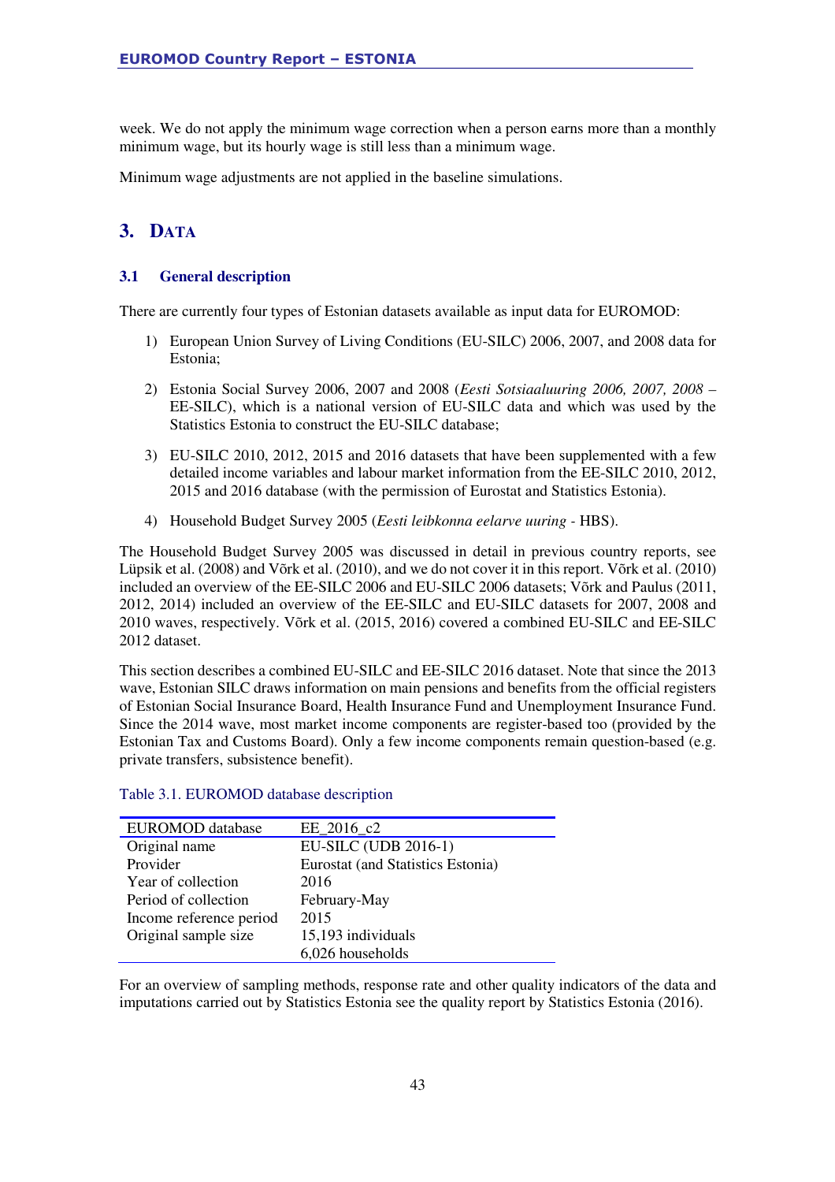week. We do not apply the minimum wage correction when a person earns more than a monthly minimum wage, but its hourly wage is still less than a minimum wage.

Minimum wage adjustments are not applied in the baseline simulations.

# 3. DATA

## 3.1 General description

There are currently four types of Estonian datasets available as input data for EUROMOD:

1) European Union Survey of Living Conditions (EU-SILC) 2006, 2007, and 2008 data for Estonia;

2) Estonia Social Survey 2006, 2007 and 2008 (*Eesti Sotsiaaluuring 2006, 2007, 2008* – EE-SILC), which is a national version of EU-SILC data and which was used by the Statistics Estonia to construct the EU-SILC database;

3) EU-SILC 2010, 2012, 2015 and 2016 datasets that have been supplemented with a few detailed income variables and labour market information from the EE-SILC 2010, 2012, 2015 and 2016 database (with the permission of Eurostat and Statistics Estonia).

4) Household Budget Survey 2005 (*Eesti leibkonna eelarve uuring* - HBS).

The Household Budget Survey 2005 was discussed in detail in previous country reports, see Lüpsik et al. (2008) and Võrk et al. (2010), and we do not cover it in this report. Võrk et al. (2010) included an overview of the EE-SILC 2006 and EU-SILC 2006 datasets; Võrk and Paulus (2011, 2012, 2014) included an overview of the EE-SILC and EU-SILC datasets for 2007, 2008 and 2010 waves, respectively. Võrk et al. (2015, 2016) covered a combined EU-SILC and EE-SILC 2012 dataset.

This section describes a combined EU-SILC and EE-SILC 2016 dataset. Note that since the 2013 wave, Estonian SILC draws information on main pensions and benefits from the official registers of Estonian Social Insurance Board, Health Insurance Fund and Unemployment Insurance Fund. Since the 2014 wave, most market income components are register-based too (provided by the Estonian Tax and Customs Board). Only a few income components remain question-based (e.g. private transfers, subsistence benefit).

Table 3.1. EUROMOD database description

| EUROMOD database | EE_2016_c2 |
|---|---|
| Original name | EU-SILC (UDB 2016-1) |
| Provider | Eurostat (and Statistics Estonia) |
| Year of collection | 2016 |
| Period of collection | February-May |
| Income reference period | 2015 |
| Original sample size | 15,193 individuals |
| | 6,026 households |

For an overview of sampling methods, response rate and other quality indicators of the data and imputations carried out by Statistics Estonia see the quality report by Statistics Estonia (2016).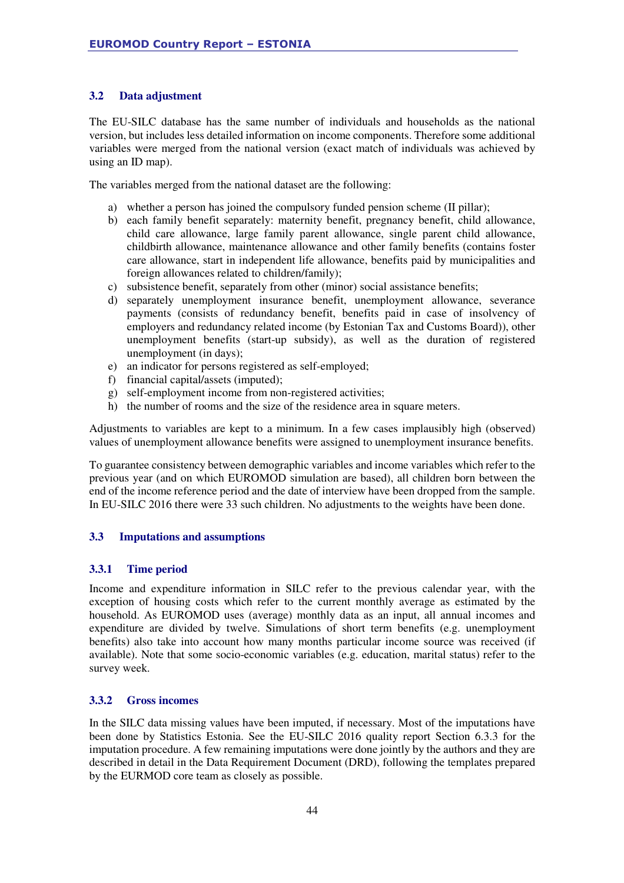## 3.2 Data adjustment

The EU-SILC database has the same number of individuals and households as the national version, but includes less detailed information on income components. Therefore some additional variables were merged from the national version (exact match of individuals was achieved by using an ID map).

The variables merged from the national dataset are the following:

a) whether a person has joined the compulsory funded pension scheme (II pillar);
b) each family benefit separately: maternity benefit, pregnancy benefit, child allowance, child care allowance, large family parent allowance, single parent child allowance, childbirth allowance, maintenance allowance and other family benefits (contains foster care allowance, start in independent life allowance, benefits paid by municipalities and foreign allowances related to children/family);
c) subsistence benefit, separately from other (minor) social assistance benefits;
d) separately unemployment insurance benefit, unemployment allowance, severance payments (consists of redundancy benefit, benefits paid in case of insolvency of employers and redundancy related income (by Estonian Tax and Customs Board)), other unemployment benefits (start-up subsidy), as well as the duration of registered unemployment (in days);
e) an indicator for persons registered as self-employed;
f) financial capital/assets (imputed);
g) self-employment income from non-registered activities;
h) the number of rooms and the size of the residence area in square meters.

Adjustments to variables are kept to a minimum. In a few cases implausibly high (observed) values of unemployment allowance benefits were assigned to unemployment insurance benefits.

To guarantee consistency between demographic variables and income variables which refer to the previous year (and on which EUROMOD simulation are based), all children born between the end of the income reference period and the date of interview have been dropped from the sample. In EU-SILC 2016 there were 33 such children. No adjustments to the weights have been done.

## 3.3 Imputations and assumptions

### 3.3.1 Time period

Income and expenditure information in SILC refer to the previous calendar year, with the exception of housing costs which refer to the current monthly average as estimated by the household. As EUROMOD uses (average) monthly data as an input, all annual incomes and expenditure are divided by twelve. Simulations of short term benefits (e.g. unemployment benefits) also take into account how many months particular income source was received (if available). Note that some socio-economic variables (e.g. education, marital status) refer to the survey week.

### 3.3.2 Gross incomes

In the SILC data missing values have been imputed, if necessary. Most of the imputations have been done by Statistics Estonia. See the EU-SILC 2016 quality report Section 6.3.3 for the imputation procedure. A few remaining imputations were done jointly by the authors and they are described in detail in the Data Requirement Document (DRD), following the templates prepared by the EURMOD core team as closely as possible.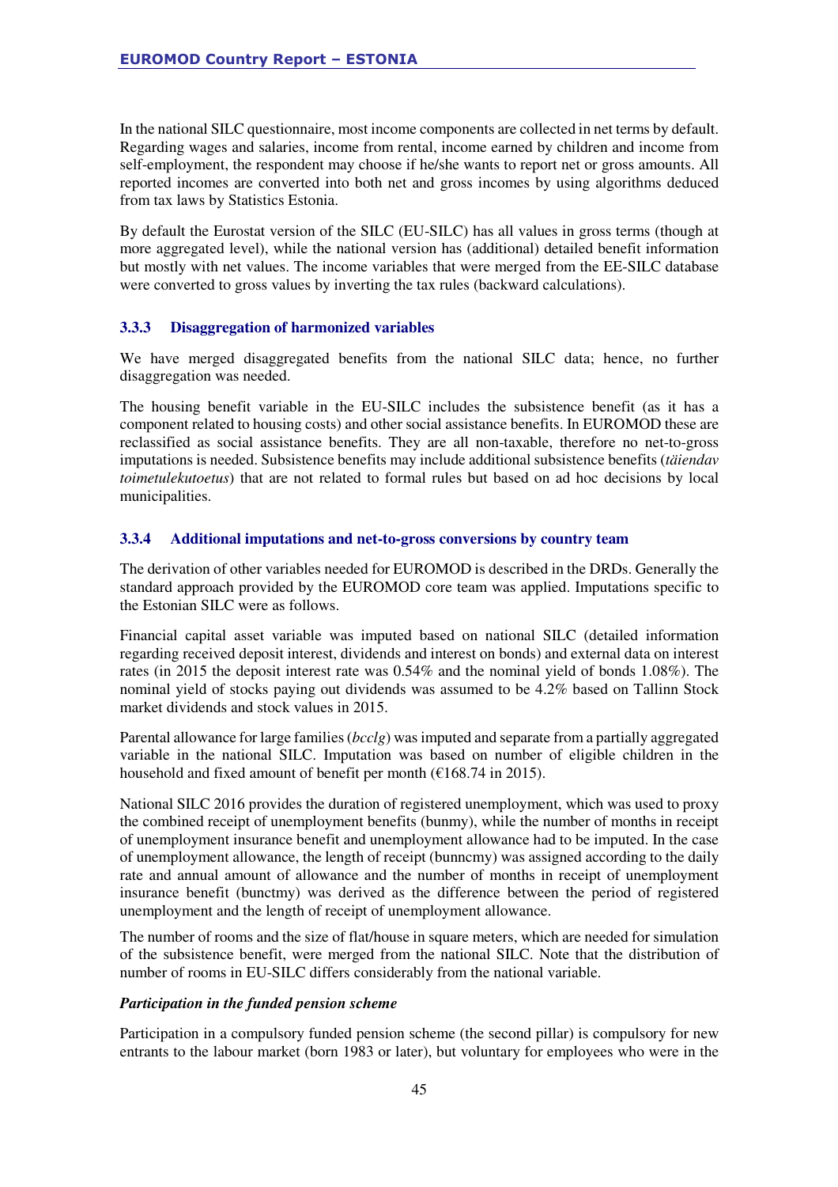In the national SILC questionnaire, most income components are collected in net terms by default. Regarding wages and salaries, income from rental, income earned by children and income from self-employment, the respondent may choose if he/she wants to report net or gross amounts. All reported incomes are converted into both net and gross incomes by using algorithms deduced from tax laws by Statistics Estonia.

By default the Eurostat version of the SILC (EU-SILC) has all values in gross terms (though at more aggregated level), while the national version has (additional) detailed benefit information but mostly with net values. The income variables that were merged from the EE-SILC database were converted to gross values by inverting the tax rules (backward calculations).

### 3.3.3 Disaggregation of harmonized variables

We have merged disaggregated benefits from the national SILC data; hence, no further disaggregation was needed.

The housing benefit variable in the EU-SILC includes the subsistence benefit (as it has a component related to housing costs) and other social assistance benefits. In EUROMOD these are reclassified as social assistance benefits. They are all non-taxable, therefore no net-to-gross imputations is needed. Subsistence benefits may include additional subsistence benefits (*täiendav toimetulekutoetus*) that are not related to formal rules but based on ad hoc decisions by local municipalities.

### 3.3.4 Additional imputations and net-to-gross conversions by country team

The derivation of other variables needed for EUROMOD is described in the DRDs. Generally the standard approach provided by the EUROMOD core team was applied. Imputations specific to the Estonian SILC were as follows.

Financial capital asset variable was imputed based on national SILC (detailed information regarding received deposit interest, dividends and interest on bonds) and external data on interest rates (in 2015 the deposit interest rate was 0.54% and the nominal yield of bonds 1.08%). The nominal yield of stocks paying out dividends was assumed to be 4.2% based on Tallinn Stock market dividends and stock values in 2015.

Parental allowance for large families (*bcclg*) was imputed and separate from a partially aggregated variable in the national SILC. Imputation was based on number of eligible children in the household and fixed amount of benefit per month (€168.74 in 2015).

National SILC 2016 provides the duration of registered unemployment, which was used to proxy the combined receipt of unemployment benefits (bunmy), while the number of months in receipt of unemployment insurance benefit and unemployment allowance had to be imputed. In the case of unemployment allowance, the length of receipt (bunncmy) was assigned according to the daily rate and annual amount of allowance and the number of months in receipt of unemployment insurance benefit (bunctmy) was derived as the difference between the period of registered unemployment and the length of receipt of unemployment allowance.

The number of rooms and the size of flat/house in square meters, which are needed for simulation of the subsistence benefit, were merged from the national SILC. Note that the distribution of number of rooms in EU-SILC differs considerably from the national variable.

***Participation in the funded pension scheme***

Participation in a compulsory funded pension scheme (the second pillar) is compulsory for new entrants to the labour market (born 1983 or later), but voluntary for employees who were in the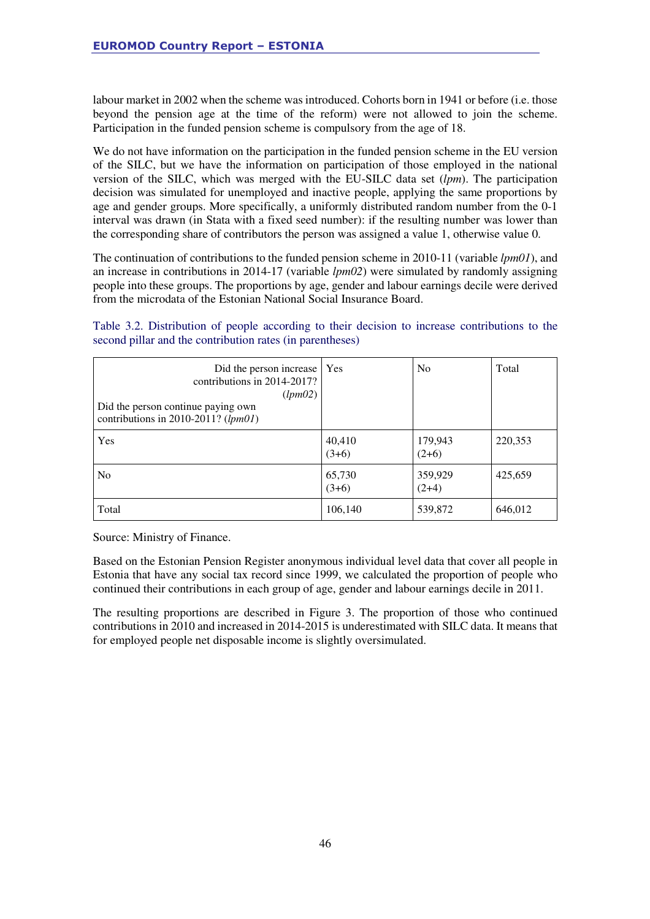labour market in 2002 when the scheme was introduced. Cohorts born in 1941 or before (i.e. those beyond the pension age at the time of the reform) were not allowed to join the scheme. Participation in the funded pension scheme is compulsory from the age of 18.

We do not have information on the participation in the funded pension scheme in the EU version of the SILC, but we have the information on participation of those employed in the national version of the SILC, which was merged with the EU-SILC data set (*lpm*). The participation decision was simulated for unemployed and inactive people, applying the same proportions by age and gender groups. More specifically, a uniformly distributed random number from the 0-1 interval was drawn (in Stata with a fixed seed number): if the resulting number was lower than the corresponding share of contributors the person was assigned a value 1, otherwise value 0.

The continuation of contributions to the funded pension scheme in 2010-11 (variable *lpm01*), and an increase in contributions in 2014-17 (variable *lpm02*) were simulated by randomly assigning people into these groups. The proportions by age, gender and labour earnings decile were derived from the microdata of the Estonian National Social Insurance Board.

Table 3.2. Distribution of people according to their decision to increase contributions to the second pillar and the contribution rates (in parentheses)

| Did the person increase contributions in 2014-2017? (*lpm02*) / Did the person continue paying own contributions in 2010-2011? (*lpm01*) | Yes | No | Total |
|---|---|---|---|
| Yes | 40,410 (3+6) | 179,943 (2+6) | 220,353 |
| No | 65,730 (3+6) | 359,929 (2+4) | 425,659 |
| Total | 106,140 | 539,872 | 646,012 |

Source: Ministry of Finance.

Based on the Estonian Pension Register anonymous individual level data that cover all people in Estonia that have any social tax record since 1999, we calculated the proportion of people who continued their contributions in each group of age, gender and labour earnings decile in 2011.

The resulting proportions are described in Figure 3. The proportion of those who continued contributions in 2010 and increased in 2014-2015 is underestimated with SILC data. It means that for employed people net disposable income is slightly oversimulated.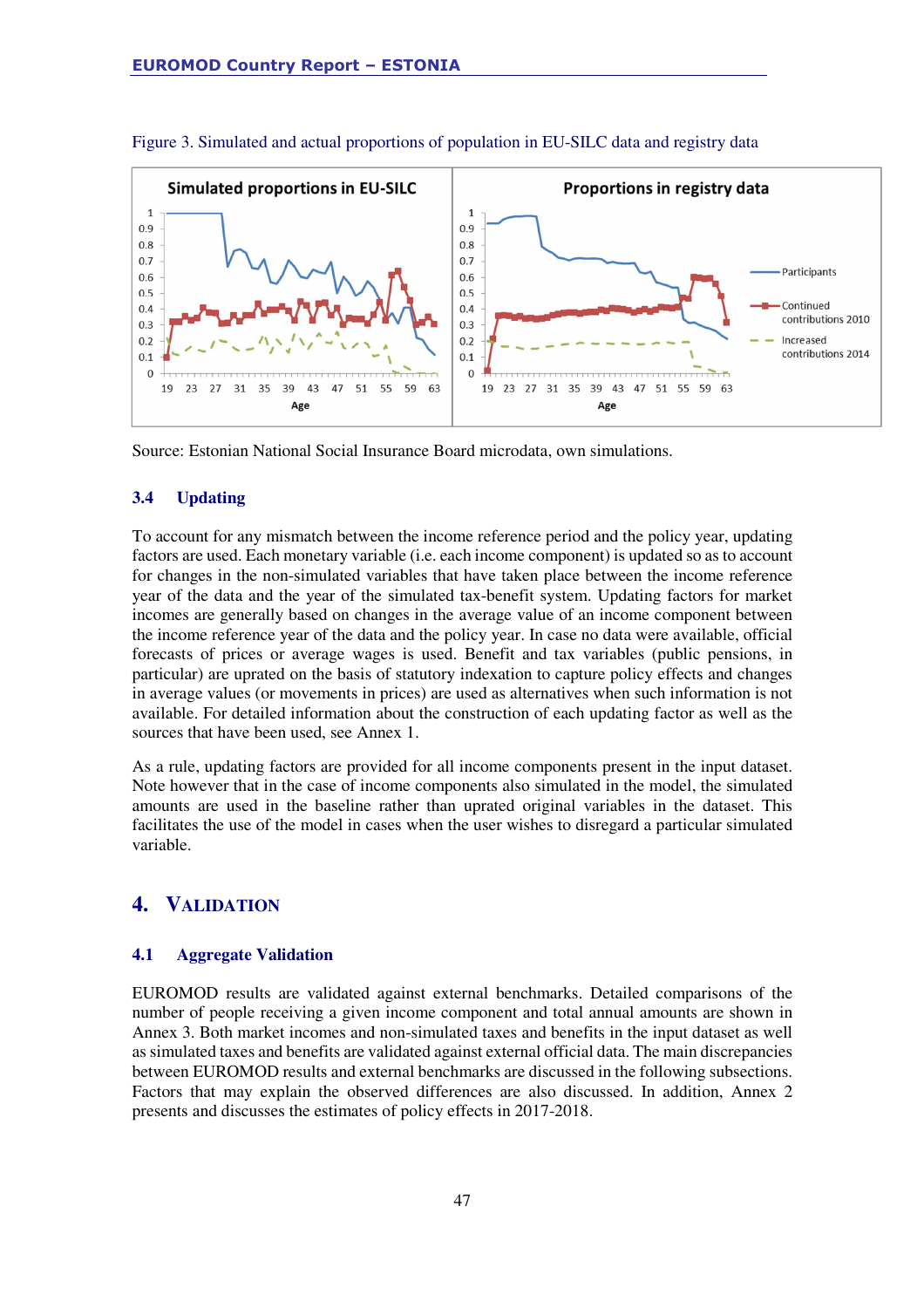Figure 3. Simulated and actual proportions of population in EU-SILC data and registry data

Source: Estonian National Social Insurance Board microdata, own simulations.

### 3.4 Updating

To account for any mismatch between the income reference period and the policy year, updating factors are used. Each monetary variable (i.e. each income component) is updated so as to account for changes in the non-simulated variables that have taken place between the income reference year of the data and the year of the simulated tax-benefit system. Updating factors for market incomes are generally based on changes in the average value of an income component between the income reference year of the data and the policy year. In case no data were available, official forecasts of prices or average wages is used. Benefit and tax variables (public pensions, in particular) are uprated on the basis of statutory indexation to capture policy effects and changes in average values (or movements in prices) are used as alternatives when such information is not available. For detailed information about the construction of each updating factor as well as the sources that have been used, see Annex 1.

As a rule, updating factors are provided for all income components present in the input dataset. Note however that in the case of income components also simulated in the model, the simulated amounts are used in the baseline rather than uprated original variables in the dataset. This facilitates the use of the model in cases when the user wishes to disregard a particular simulated variable.

## 4. Validation

### 4.1 Aggregate Validation

EUROMOD results are validated against external benchmarks. Detailed comparisons of the number of people receiving a given income component and total annual amounts are shown in Annex 3. Both market incomes and non-simulated taxes and benefits in the input dataset as well as simulated taxes and benefits are validated against external official data. The main discrepancies between EUROMOD results and external benchmarks are discussed in the following subsections. Factors that may explain the observed differences are also discussed. In addition, Annex 2 presents and discusses the estimates of policy effects in 2017-2018.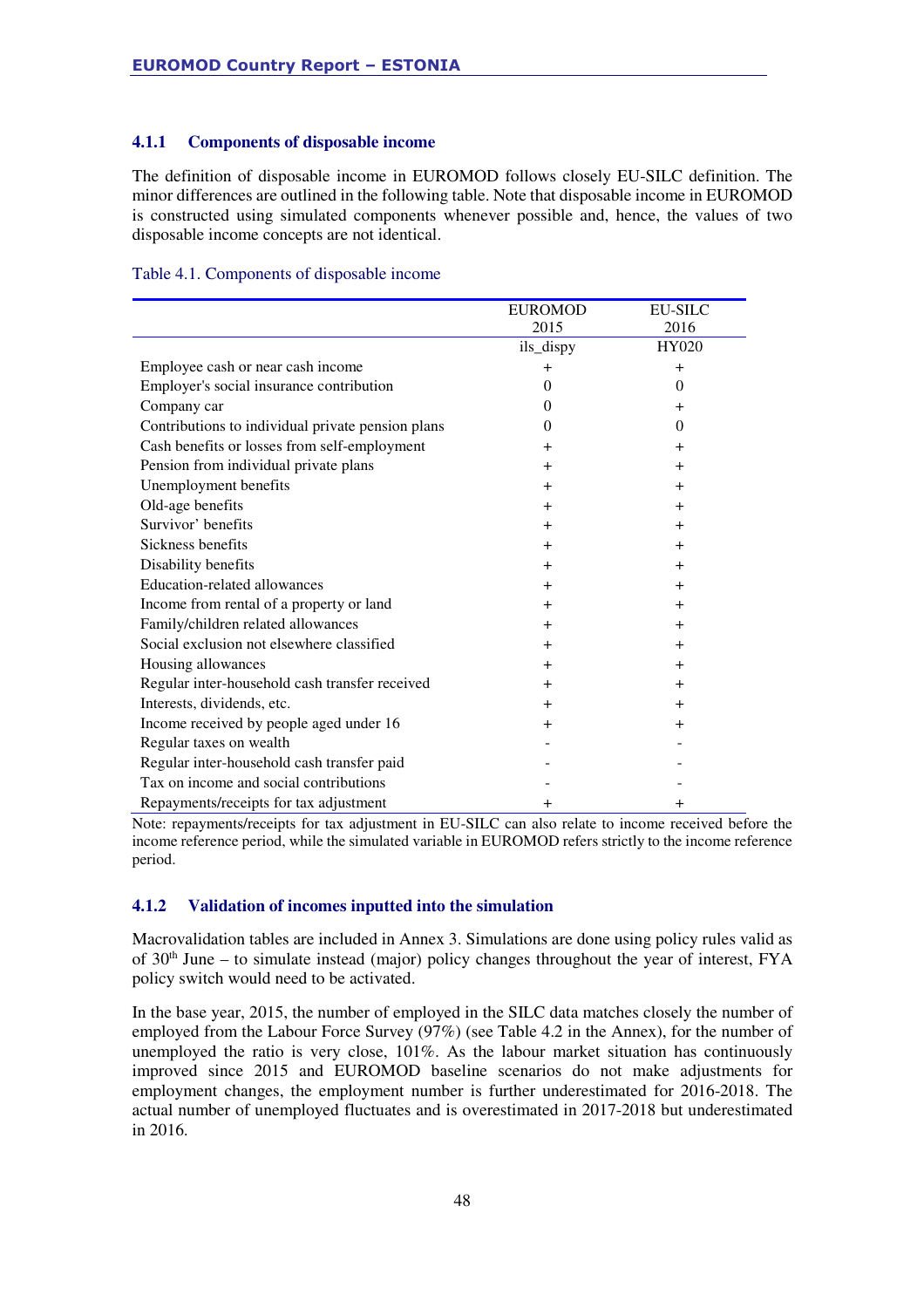### 4.1.1 Components of disposable income

The definition of disposable income in EUROMOD follows closely EU-SILC definition. The minor differences are outlined in the following table. Note that disposable income in EUROMOD is constructed using simulated components whenever possible and, hence, the values of two disposable income concepts are not identical.

Table 4.1. Components of disposable income

| | EUROMOD 2015 | EU-SILC 2016 |
|---|---|---|
| | ils_dispy | HY020 |
| Employee cash or near cash income | + | + |
| Employer's social insurance contribution | 0 | 0 |
| Company car | 0 | + |
| Contributions to individual private pension plans | 0 | 0 |
| Cash benefits or losses from self-employment | + | + |
| Pension from individual private plans | + | + |
| Unemployment benefits | + | + |
| Old-age benefits | + | + |
| Survivor' benefits | + | + |
| Sickness benefits | + | + |
| Disability benefits | + | + |
| Education-related allowances | + | + |
| Income from rental of a property or land | + | + |
| Family/children related allowances | + | + |
| Social exclusion not elsewhere classified | + | + |
| Housing allowances | + | + |
| Regular inter-household cash transfer received | + | + |
| Interests, dividends, etc. | + | + |
| Income received by people aged under 16 | + | + |
| Regular taxes on wealth | - | - |
| Regular inter-household cash transfer paid | - | - |
| Tax on income and social contributions | - | - |
| Repayments/receipts for tax adjustment | + | + |

Note: repayments/receipts for tax adjustment in EU-SILC can also relate to income received before the income reference period, while the simulated variable in EUROMOD refers strictly to the income reference period.

### 4.1.2 Validation of incomes inputted into the simulation

Macrovalidation tables are included in Annex 3. Simulations are done using policy rules valid as of 30th June – to simulate instead (major) policy changes throughout the year of interest, FYA policy switch would need to be activated.

In the base year, 2015, the number of employed in the SILC data matches closely the number of employed from the Labour Force Survey (97%) (see Table 4.2 in the Annex), for the number of unemployed the ratio is very close, 101%. As the labour market situation has continuously improved since 2015 and EUROMOD baseline scenarios do not make adjustments for employment changes, the employment number is further underestimated for 2016-2018. The actual number of unemployed fluctuates and is overestimated in 2017-2018 but underestimated in 2016.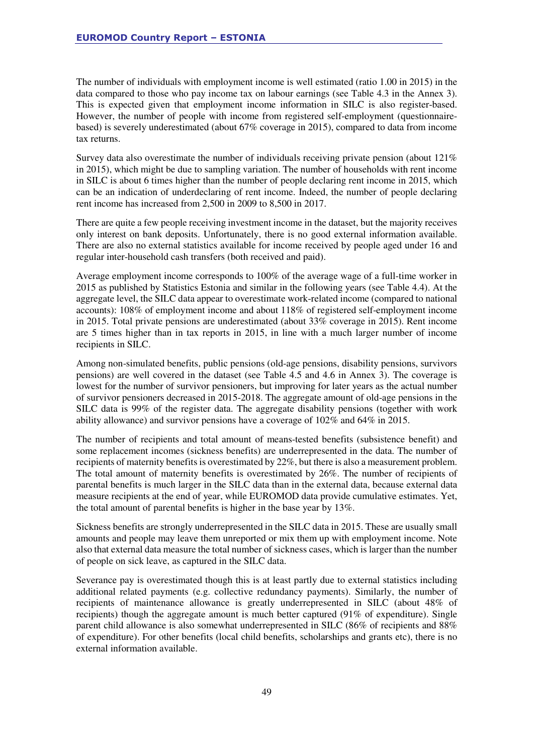The number of individuals with employment income is well estimated (ratio 1.00 in 2015) in the data compared to those who pay income tax on labour earnings (see Table 4.3 in the Annex 3). This is expected given that employment income information in SILC is also register-based. However, the number of people with income from registered self-employment (questionnaire-based) is severely underestimated (about 67% coverage in 2015), compared to data from income tax returns.

Survey data also overestimate the number of individuals receiving private pension (about 121% in 2015), which might be due to sampling variation. The number of households with rent income in SILC is about 6 times higher than the number of people declaring rent income in 2015, which can be an indication of underdeclaring of rent income. Indeed, the number of people declaring rent income has increased from 2,500 in 2009 to 8,500 in 2017.

There are quite a few people receiving investment income in the dataset, but the majority receives only interest on bank deposits. Unfortunately, there is no good external information available. There are also no external statistics available for income received by people aged under 16 and regular inter-household cash transfers (both received and paid).

Average employment income corresponds to 100% of the average wage of a full-time worker in 2015 as published by Statistics Estonia and similar in the following years (see Table 4.4). At the aggregate level, the SILC data appear to overestimate work-related income (compared to national accounts): 108% of employment income and about 118% of registered self-employment income in 2015. Total private pensions are underestimated (about 33% coverage in 2015). Rent income are 5 times higher than in tax reports in 2015, in line with a much larger number of income recipients in SILC.

Among non-simulated benefits, public pensions (old-age pensions, disability pensions, survivors pensions) are well covered in the dataset (see Table 4.5 and 4.6 in Annex 3). The coverage is lowest for the number of survivor pensioners, but improving for later years as the actual number of survivor pensioners decreased in 2015-2018. The aggregate amount of old-age pensions in the SILC data is 99% of the register data. The aggregate disability pensions (together with work ability allowance) and survivor pensions have a coverage of 102% and 64% in 2015.

The number of recipients and total amount of means-tested benefits (subsistence benefit) and some replacement incomes (sickness benefits) are underrepresented in the data. The number of recipients of maternity benefits is overestimated by 22%, but there is also a measurement problem. The total amount of maternity benefits is overestimated by 26%. The number of recipients of parental benefits is much larger in the SILC data than in the external data, because external data measure recipients at the end of year, while EUROMOD data provide cumulative estimates. Yet, the total amount of parental benefits is higher in the base year by 13%.

Sickness benefits are strongly underrepresented in the SILC data in 2015. These are usually small amounts and people may leave them unreported or mix them up with employment income. Note also that external data measure the total number of sickness cases, which is larger than the number of people on sick leave, as captured in the SILC data.

Severance pay is overestimated though this is at least partly due to external statistics including additional related payments (e.g. collective redundancy payments). Similarly, the number of recipients of maintenance allowance is greatly underrepresented in SILC (about 48% of recipients) though the aggregate amount is much better captured (91% of expenditure). Single parent child allowance is also somewhat underrepresented in SILC (86% of recipients and 88% of expenditure). For other benefits (local child benefits, scholarships and grants etc), there is no external information available.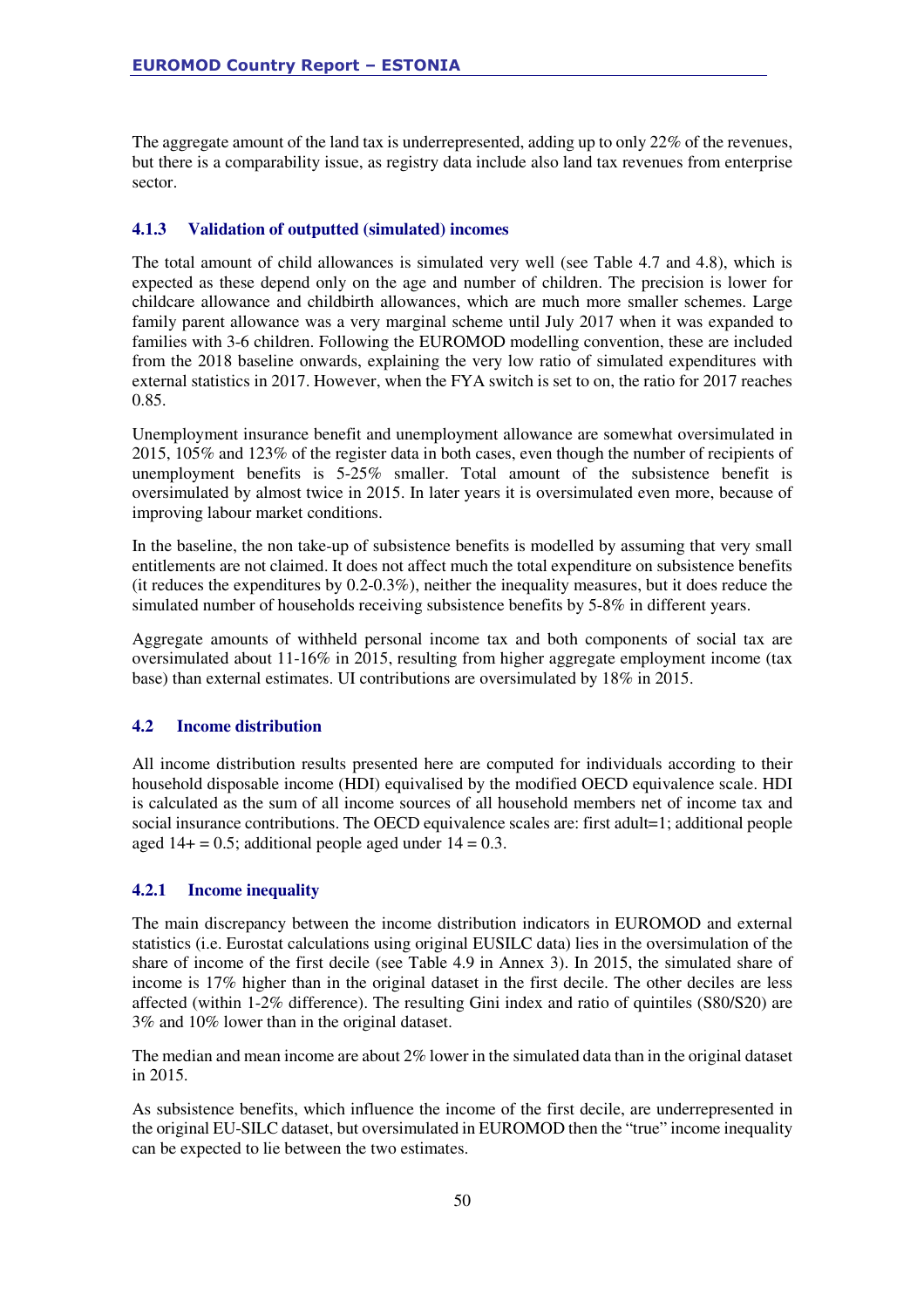The aggregate amount of the land tax is underrepresented, adding up to only 22% of the revenues, but there is a comparability issue, as registry data include also land tax revenues from enterprise sector.

### 4.1.3 Validation of outputted (simulated) incomes

The total amount of child allowances is simulated very well (see Table 4.7 and 4.8), which is expected as these depend only on the age and number of children. The precision is lower for childcare allowance and childbirth allowances, which are much more smaller schemes. Large family parent allowance was a very marginal scheme until July 2017 when it was expanded to families with 3-6 children. Following the EUROMOD modelling convention, these are included from the 2018 baseline onwards, explaining the very low ratio of simulated expenditures with external statistics in 2017. However, when the FYA switch is set to on, the ratio for 2017 reaches 0.85.

Unemployment insurance benefit and unemployment allowance are somewhat oversimulated in 2015, 105% and 123% of the register data in both cases, even though the number of recipients of unemployment benefits is 5-25% smaller. Total amount of the subsistence benefit is oversimulated by almost twice in 2015. In later years it is oversimulated even more, because of improving labour market conditions.

In the baseline, the non take-up of subsistence benefits is modelled by assuming that very small entitlements are not claimed. It does not affect much the total expenditure on subsistence benefits (it reduces the expenditures by 0.2-0.3%), neither the inequality measures, but it does reduce the simulated number of households receiving subsistence benefits by 5-8% in different years.

Aggregate amounts of withheld personal income tax and both components of social tax are oversimulated about 11-16% in 2015, resulting from higher aggregate employment income (tax base) than external estimates. UI contributions are oversimulated by 18% in 2015.

## 4.2 Income distribution

All income distribution results presented here are computed for individuals according to their household disposable income (HDI) equivalised by the modified OECD equivalence scale. HDI is calculated as the sum of all income sources of all household members net of income tax and social insurance contributions. The OECD equivalence scales are: first adult=1; additional people aged 14+ = 0.5; additional people aged under 14 = 0.3.

### 4.2.1 Income inequality

The main discrepancy between the income distribution indicators in EUROMOD and external statistics (i.e. Eurostat calculations using original EUSILC data) lies in the oversimulation of the share of income of the first decile (see Table 4.9 in Annex 3). In 2015, the simulated share of income is 17% higher than in the original dataset in the first decile. The other deciles are less affected (within 1-2% difference). The resulting Gini index and ratio of quintiles (S80/S20) are 3% and 10% lower than in the original dataset.

The median and mean income are about 2% lower in the simulated data than in the original dataset in 2015.

As subsistence benefits, which influence the income of the first decile, are underrepresented in the original EU-SILC dataset, but oversimulated in EUROMOD then the "true" income inequality can be expected to lie between the two estimates.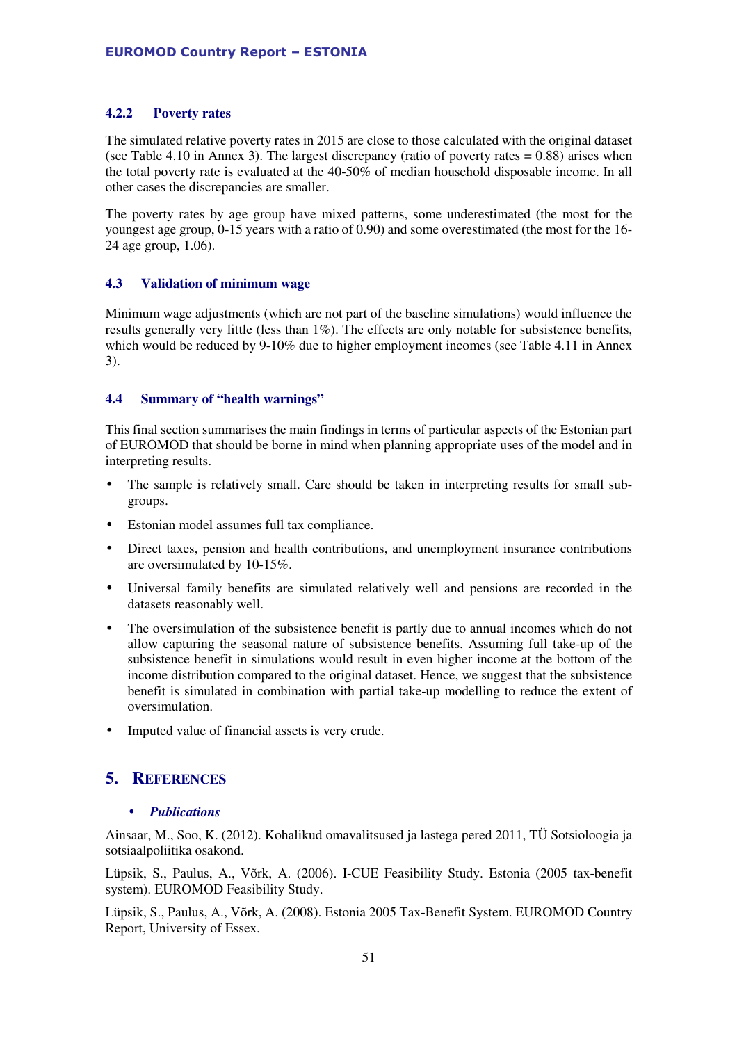### 4.2.2 Poverty rates

The simulated relative poverty rates in 2015 are close to those calculated with the original dataset (see Table 4.10 in Annex 3). The largest discrepancy (ratio of poverty rates = 0.88) arises when the total poverty rate is evaluated at the 40-50% of median household disposable income. In all other cases the discrepancies are smaller.

The poverty rates by age group have mixed patterns, some underestimated (the most for the youngest age group, 0-15 years with a ratio of 0.90) and some overestimated (the most for the 16-24 age group, 1.06).

## 4.3 Validation of minimum wage

Minimum wage adjustments (which are not part of the baseline simulations) would influence the results generally very little (less than 1%). The effects are only notable for subsistence benefits, which would be reduced by 9-10% due to higher employment incomes (see Table 4.11 in Annex 3).

## 4.4 Summary of "health warnings"

This final section summarises the main findings in terms of particular aspects of the Estonian part of EUROMOD that should be borne in mind when planning appropriate uses of the model and in interpreting results.

- The sample is relatively small. Care should be taken in interpreting results for small sub-groups.
- Estonian model assumes full tax compliance.
- Direct taxes, pension and health contributions, and unemployment insurance contributions are oversimulated by 10-15%.
- Universal family benefits are simulated relatively well and pensions are recorded in the datasets reasonably well.
- The oversimulation of the subsistence benefit is partly due to annual incomes which do not allow capturing the seasonal nature of subsistence benefits. Assuming full take-up of the subsistence benefit in simulations would result in even higher income at the bottom of the income distribution compared to the original dataset. Hence, we suggest that the subsistence benefit is simulated in combination with partial take-up modelling to reduce the extent of oversimulation.
- Imputed value of financial assets is very crude.

# 5. References

- ***Publications***

Ainsaar, M., Soo, K. (2012). Kohalikud omavalitsused ja lastega pered 2011, TÜ Sotsioloogia ja sotsiaalpoliitika osakond.

Lüpsik, S., Paulus, A., Võrk, A. (2006). I-CUE Feasibility Study. Estonia (2005 tax-benefit system). EUROMOD Feasibility Study.

Lüpsik, S., Paulus, A., Võrk, A. (2008). Estonia 2005 Tax-Benefit System. EUROMOD Country Report, University of Essex.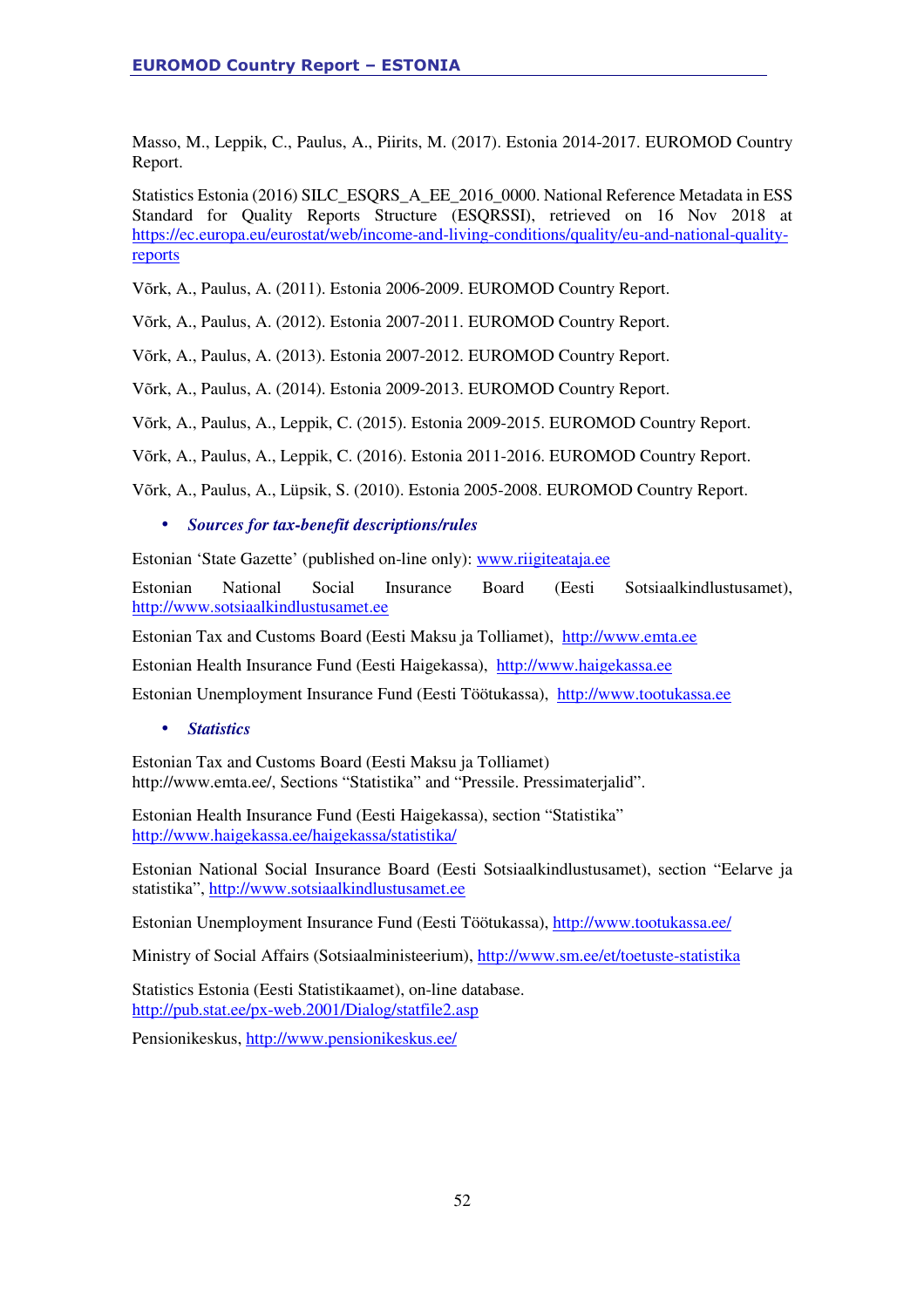Masso, M., Leppik, C., Paulus, A., Piirits, M. (2017). Estonia 2014-2017. EUROMOD Country Report.

Statistics Estonia (2016) SILC_ESQRS_A_EE_2016_0000. National Reference Metadata in ESS Standard for Quality Reports Structure (ESQRSSI), retrieved on 16 Nov 2018 at https://ec.europa.eu/eurostat/web/income-and-living-conditions/quality/eu-and-national-quality-reports

Võrk, A., Paulus, A. (2011). Estonia 2006-2009. EUROMOD Country Report.

Võrk, A., Paulus, A. (2012). Estonia 2007-2011. EUROMOD Country Report.

Võrk, A., Paulus, A. (2013). Estonia 2007-2012. EUROMOD Country Report.

Võrk, A., Paulus, A. (2014). Estonia 2009-2013. EUROMOD Country Report.

Võrk, A., Paulus, A., Leppik, C. (2015). Estonia 2009-2015. EUROMOD Country Report.

Võrk, A., Paulus, A., Leppik, C. (2016). Estonia 2011-2016. EUROMOD Country Report.

Võrk, A., Paulus, A., Lüpsik, S. (2010). Estonia 2005-2008. EUROMOD Country Report.

- ***Sources for tax-benefit descriptions/rules***

Estonian 'State Gazette' (published on-line only): www.riigiteataja.ee

Estonian National Social Insurance Board (Eesti Sotsiaalkindlustusamet), http://www.sotsiaalkindlustusamet.ee

Estonian Tax and Customs Board (Eesti Maksu ja Tolliamet), http://www.emta.ee

Estonian Health Insurance Fund (Eesti Haigekassa), http://www.haigekassa.ee

Estonian Unemployment Insurance Fund (Eesti Töötukassa), http://www.tootukassa.ee

- ***Statistics***

Estonian Tax and Customs Board (Eesti Maksu ja Tolliamet) http://www.emta.ee/, Sections "Statistika" and "Pressile. Pressimaterjalid".

Estonian Health Insurance Fund (Eesti Haigekassa), section "Statistika" http://www.haigekassa.ee/haigekassa/statistika/

Estonian National Social Insurance Board (Eesti Sotsiaalkindlustusamet), section "Eelarve ja statistika", http://www.sotsiaalkindlustusamet.ee

Estonian Unemployment Insurance Fund (Eesti Töötukassa), http://www.tootukassa.ee/

Ministry of Social Affairs (Sotsiaalministeerium), http://www.sm.ee/et/toetuste-statistika

Statistics Estonia (Eesti Statistikaamet), on-line database. http://pub.stat.ee/px-web.2001/Dialog/statfile2.asp

Pensionikeskus, http://www.pensionikeskus.ee/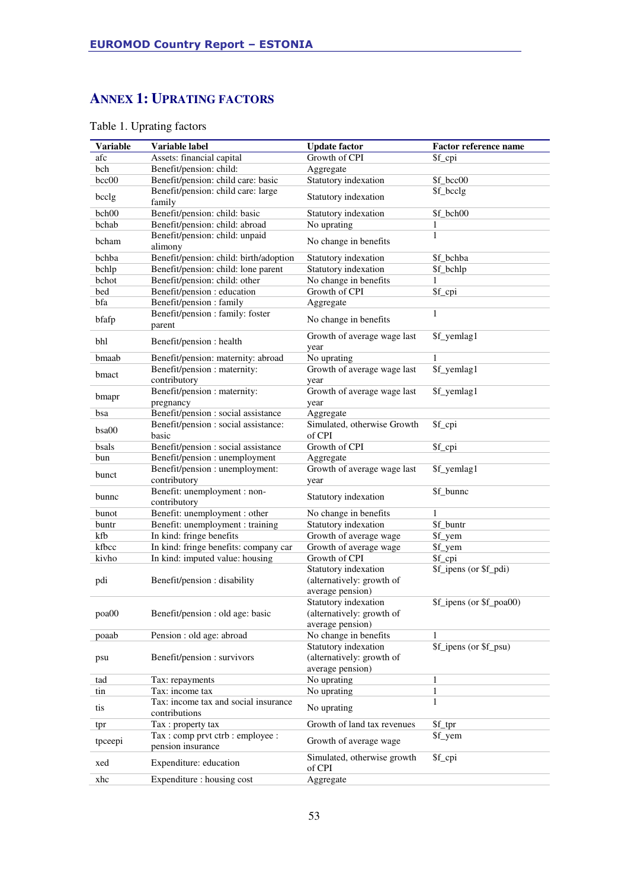# ANNEX 1: UPRATING FACTORS

Table 1. Uprating factors

| Variable | Variable label | Update factor | Factor reference name |
|---|---|---|---|
| afc | Assets: financial capital | Growth of CPI | $f_cpi |
| bch | Benefit/pension: child: | Aggregate | |
| bcc00 | Benefit/pension: child care: basic | Statutory indexation | $f_bcc00 |
| bcclg | Benefit/pension: child care: large family | Statutory indexation | $f_bcclg |
| bch00 | Benefit/pension: child: basic | Statutory indexation | $f_bch00 |
| bchab | Benefit/pension: child: abroad | No uprating | 1 |
| bcham | Benefit/pension: child: unpaid alimony | No change in benefits | 1 |
| bchba | Benefit/pension: child: birth/adoption | Statutory indexation | $f_bchba |
| bchlp | Benefit/pension: child: lone parent | Statutory indexation | $f_bchlp |
| bchot | Benefit/pension: child: other | No change in benefits | 1 |
| bed | Benefit/pension : education | Growth of CPI | $f_cpi |
| bfa | Benefit/pension : family | Aggregate | |
| bfafp | Benefit/pension : family: foster parent | No change in benefits | 1 |
| bhl | Benefit/pension : health | Growth of average wage last year | $f_yemlag1 |
| bmaab | Benefit/pension: maternity: abroad | No uprating | 1 |
| bmact | Benefit/pension : maternity: contributory | Growth of average wage last year | $f_yemlag1 |
| bmapr | Benefit/pension : maternity: pregnancy | Growth of average wage last year | $f_yemlag1 |
| bsa | Benefit/pension : social assistance | Aggregate | |
| bsa00 | Benefit/pension : social assistance: basic | Simulated, otherwise Growth of CPI | $f_cpi |
| bsals | Benefit/pension : social assistance | Growth of CPI | $f_cpi |
| bun | Benefit/pension : unemployment | Aggregate | |
| bunct | Benefit/pension : unemployment: contributory | Growth of average wage last year | $f_yemlag1 |
| bunnc | Benefit: unemployment : non-contributory | Statutory indexation | $f_bunnc |
| bunot | Benefit: unemployment : other | No change in benefits | 1 |
| buntr | Benefit: unemployment : training | Statutory indexation | $f_buntr |
| kfb | In kind: fringe benefits | Growth of average wage | $f_yem |
| kfbcc | In kind: fringe benefits: company car | Growth of average wage | $f_yem |
| kivho | In kind: imputed value: housing | Growth of CPI | $f_cpi |
| pdi | Benefit/pension : disability | Statutory indexation (alternatively: growth of average pension) | $f_ipens (or $f_pdi) |
| poa00 | Benefit/pension : old age: basic | Statutory indexation (alternatively: growth of average pension) | $f_ipens (or $f_poa00) |
| poaab | Pension : old age: abroad | No change in benefits | 1 |
| psu | Benefit/pension : survivors | Statutory indexation (alternatively: growth of average pension) | $f_ipens (or $f_psu) |
| tad | Tax: repayments | No uprating | 1 |
| tin | Tax: income tax | No uprating | 1 |
| tis | Tax: income tax and social insurance contributions | No uprating | 1 |
| tpr | Tax : property tax | Growth of land tax revenues | $f_tpr |
| tpceepi | Tax : comp prvt ctrb : employee : pension insurance | Growth of average wage | $f_yem |
| xed | Expenditure: education | Simulated, otherwise growth of CPI | $f_cpi |
| xhc | Expenditure : housing cost | Aggregate | |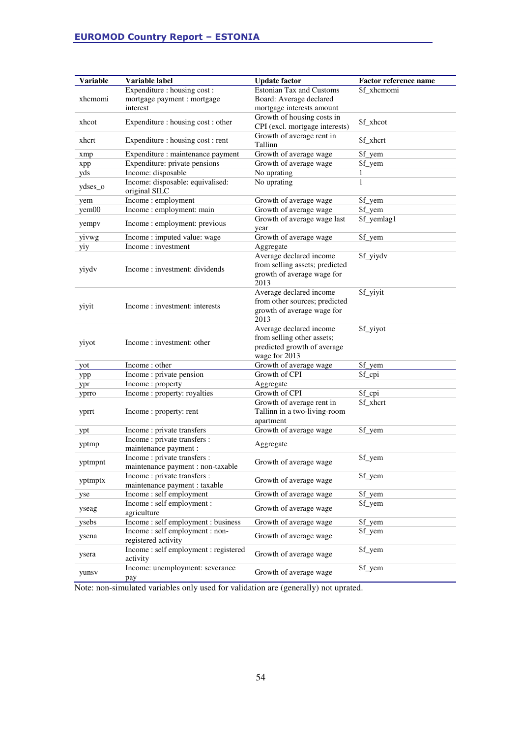| Variable | Variable label | Update factor | Factor reference name |
|---|---|---|---|
| xhcmomi | Expenditure : housing cost : mortgage payment : mortgage interest | Estonian Tax and Customs Board: Average declared mortgage interests amount | $f_xhcmomi |
| xhcot | Expenditure : housing cost : other | Growth of housing costs in CPI (excl. mortgage interests) | $f_xhcot |
| xhcrt | Expenditure : housing cost : rent | Growth of average rent in Tallinn | $f_xhcrt |
| xmp | Expenditure : maintenance payment | Growth of average wage | $f_yem |
| xpp | Expenditure: private pensions | Growth of average wage | $f_yem |
| yds | Income: disposable | No uprating | 1 |
| ydses_o | Income: disposable: equivalised: original SILC | No uprating | 1 |
| yem | Income : employment | Growth of average wage | $f_yem |
| yem00 | Income : employment: main | Growth of average wage | $f_yem |
| yempv | Income : employment: previous | Growth of average wage last year | $f_yemlag1 |
| yivwg | Income : imputed value: wage | Growth of average wage | $f_yem |
| yiy | Income : investment | Aggregate | |
| yiydv | Income : investment: dividends | Average declared income from selling assets; predicted growth of average wage for 2013 | $f_yiydv |
| yiyit | Income : investment: interests | Average declared income from other sources; predicted growth of average wage for 2013 | $f_yiyit |
| yiyot | Income : investment: other | Average declared income from selling other assets; predicted growth of average wage for 2013 | $f_yiyot |
| yot | Income : other | Growth of average wage | $f_yem |
| ypp | Income : private pension | Growth of CPI | $f_cpi |
| ypr | Income : property | Aggregate | |
| yprro | Income : property: royalties | Growth of CPI | $f_cpi |
| yprrt | Income : property: rent | Growth of average rent in Tallinn in a two-living-room apartment | $f_xhcrt |
| ypt | Income : private transfers | Growth of average wage | $f_yem |
| yptmp | Income : private transfers : maintenance payment : | Aggregate | |
| yptmpnt | Income : private transfers : maintenance payment : non-taxable | Growth of average wage | $f_yem |
| yptmptx | Income : private transfers : maintenance payment : taxable | Growth of average wage | $f_yem |
| yse | Income : self employment | Growth of average wage | $f_yem |
| yseag | Income : self employment : agriculture | Growth of average wage | $f_yem |
| ysebs | Income : self employment : business | Growth of average wage | $f_yem |
| ysena | Income : self employment : non-registered activity | Growth of average wage | $f_yem |
| ysera | Income : self employment : registered activity | Growth of average wage | $f_yem |
| yunsv | Income: unemployment: severance pay | Growth of average wage | $f_yem |

Note: non-simulated variables only used for validation are (generally) not uprated.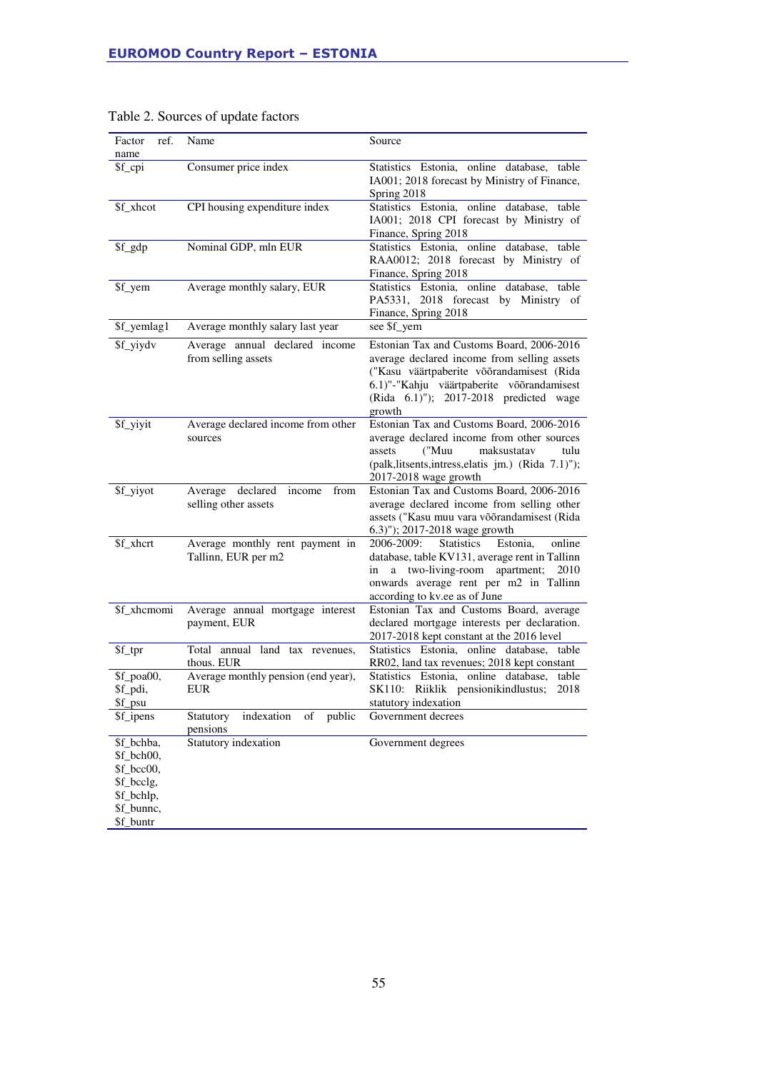Table 2. Sources of update factors

| Factor ref. name | Name | Source |
|---|---|---|
| $f_cpi | Consumer price index | Statistics Estonia, online database, table IA001; 2018 forecast by Ministry of Finance, Spring 2018 |
| $f_xhcot | CPI housing expenditure index | Statistics Estonia, online database, table IA001; 2018 CPI forecast by Ministry of Finance, Spring 2018 |
| $f_gdp | Nominal GDP, mln EUR | Statistics Estonia, online database, table RAA0012; 2018 forecast by Ministry of Finance, Spring 2018 |
| $f_yem | Average monthly salary, EUR | Statistics Estonia, online database, table PA5331, 2018 forecast by Ministry of Finance, Spring 2018 |
| $f_yemlag1 | Average monthly salary last year | see $f_yem |
| $f_yiydv | Average annual declared income from selling assets | Estonian Tax and Customs Board, 2006-2016 average declared income from selling assets ("Kasu väärtpaberite võõrandamisest (Rida 6.1)"-"Kahju väärtpaberite võõrandamisest (Rida 6.1)"); 2017-2018 predicted wage growth |
| $f_yiyit | Average declared income from other sources | Estonian Tax and Customs Board, 2006-2016 average declared income from other sources assets ("Muu maksustatav tulu (palk,litsents,intress,elatis jm.) (Rida 7.1)"); 2017-2018 wage growth |
| $f_yiyot | Average declared income from selling other assets | Estonian Tax and Customs Board, 2006-2016 average declared income from selling other assets ("Kasu muu vara võõrandamisest (Rida 6.3)"); 2017-2018 wage growth |
| $f_xhcrt | Average monthly rent payment in Tallinn, EUR per m2 | 2006-2009: Statistics Estonia, online database, table KV131, average rent in Tallinn in a two-living-room apartment; 2010 onwards average rent per m2 in Tallinn according to kv.ee as of June |
| $f_xhcmomi | Average annual mortgage interest payment, EUR | Estonian Tax and Customs Board, average declared mortgage interests per declaration. 2017-2018 kept constant at the 2016 level |
| $f_tpr | Total annual land tax revenues, thous. EUR | Statistics Estonia, online database, table RR02, land tax revenues; 2018 kept constant |
| $f_poa00, $f_pdi, $f_psu | Average monthly pension (end year), EUR | Statistics Estonia, online database, table SK110: Riiklik pensionikindlustus; 2018 statutory indexation |
| $f_ipens | Statutory indexation of public pensions | Government decrees |
| $f_bchba, $f_bch00, $f_bcc00, $f_bcclg, $f_bchlp, $f_bunnc, $f_buntr | Statutory indexation | Government degrees |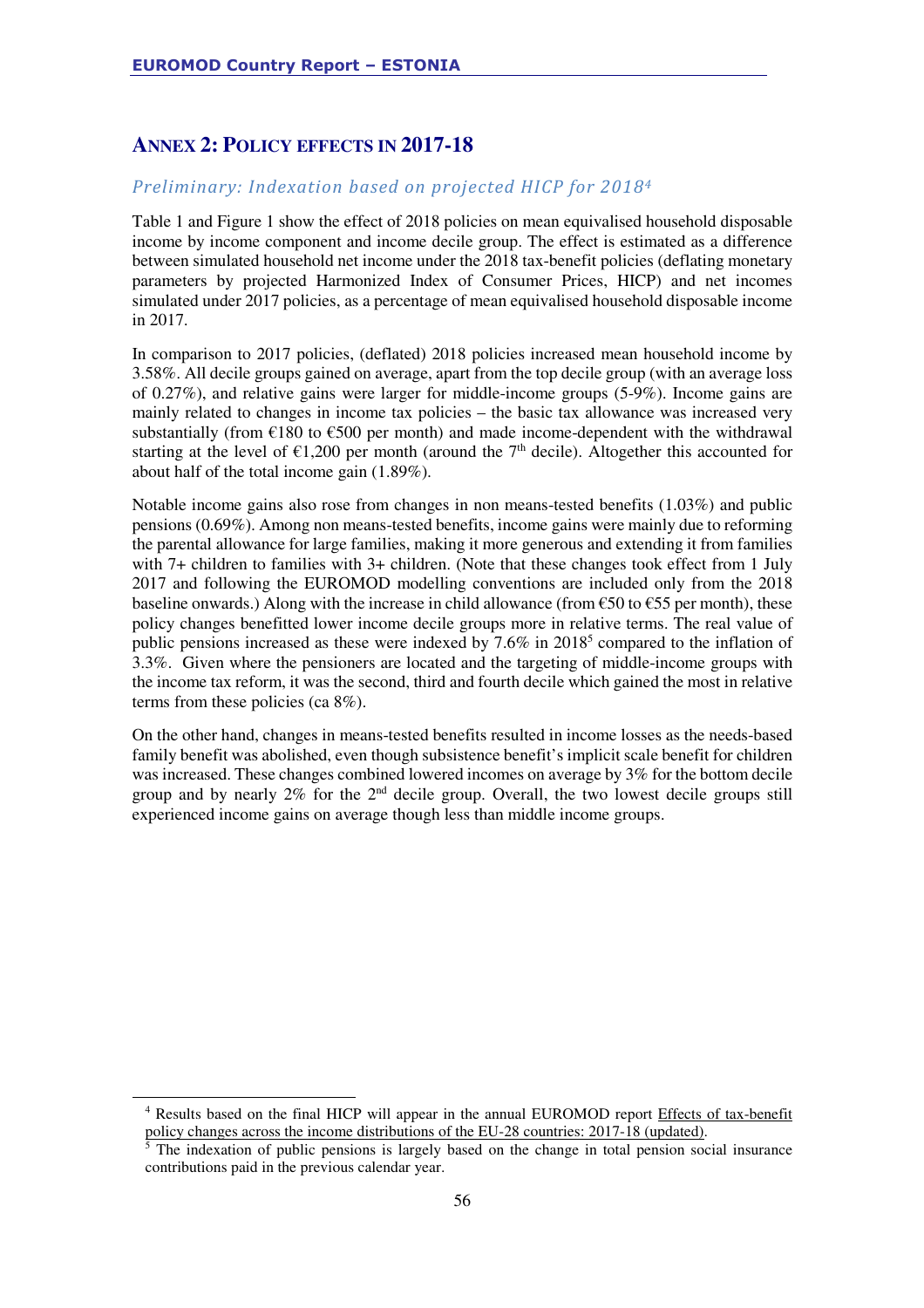## ANNEX 2: POLICY EFFECTS IN 2017-18

### *Preliminary: Indexation based on projected HICP for 2018*[4]

Table 1 and Figure 1 show the effect of 2018 policies on mean equivalised household disposable income by income component and income decile group. The effect is estimated as a difference between simulated household net income under the 2018 tax-benefit policies (deflating monetary parameters by projected Harmonized Index of Consumer Prices, HICP) and net incomes simulated under 2017 policies, as a percentage of mean equivalised household disposable income in 2017.

In comparison to 2017 policies, (deflated) 2018 policies increased mean household income by 3.58%. All decile groups gained on average, apart from the top decile group (with an average loss of 0.27%), and relative gains were larger for middle-income groups (5-9%). Income gains are mainly related to changes in income tax policies – the basic tax allowance was increased very substantially (from €180 to €500 per month) and made income-dependent with the withdrawal starting at the level of €1,200 per month (around the 7th decile). Altogether this accounted for about half of the total income gain (1.89%).

Notable income gains also rose from changes in non means-tested benefits (1.03%) and public pensions (0.69%). Among non means-tested benefits, income gains were mainly due to reforming the parental allowance for large families, making it more generous and extending it from families with 7+ children to families with 3+ children. (Note that these changes took effect from 1 July 2017 and following the EUROMOD modelling conventions are included only from the 2018 baseline onwards.) Along with the increase in child allowance (from €50 to €55 per month), these policy changes benefitted lower income decile groups more in relative terms. The real value of public pensions increased as these were indexed by 7.6% in 2018[5] compared to the inflation of 3.3%. Given where the pensioners are located and the targeting of middle-income groups with the income tax reform, it was the second, third and fourth decile which gained the most in relative terms from these policies (ca 8%).

On the other hand, changes in means-tested benefits resulted in income losses as the needs-based family benefit was abolished, even though subsistence benefit's implicit scale benefit for children was increased. These changes combined lowered incomes on average by 3% for the bottom decile group and by nearly 2% for the 2nd decile group. Overall, the two lowest decile groups still experienced income gains on average though less than middle income groups.

---

[4] Results based on the final HICP will appear in the annual EUROMOD report Effects of tax-benefit policy changes across the income distributions of the EU-28 countries: 2017-18 (updated).

[5] The indexation of public pensions is largely based on the change in total pension social insurance contributions paid in the previous calendar year.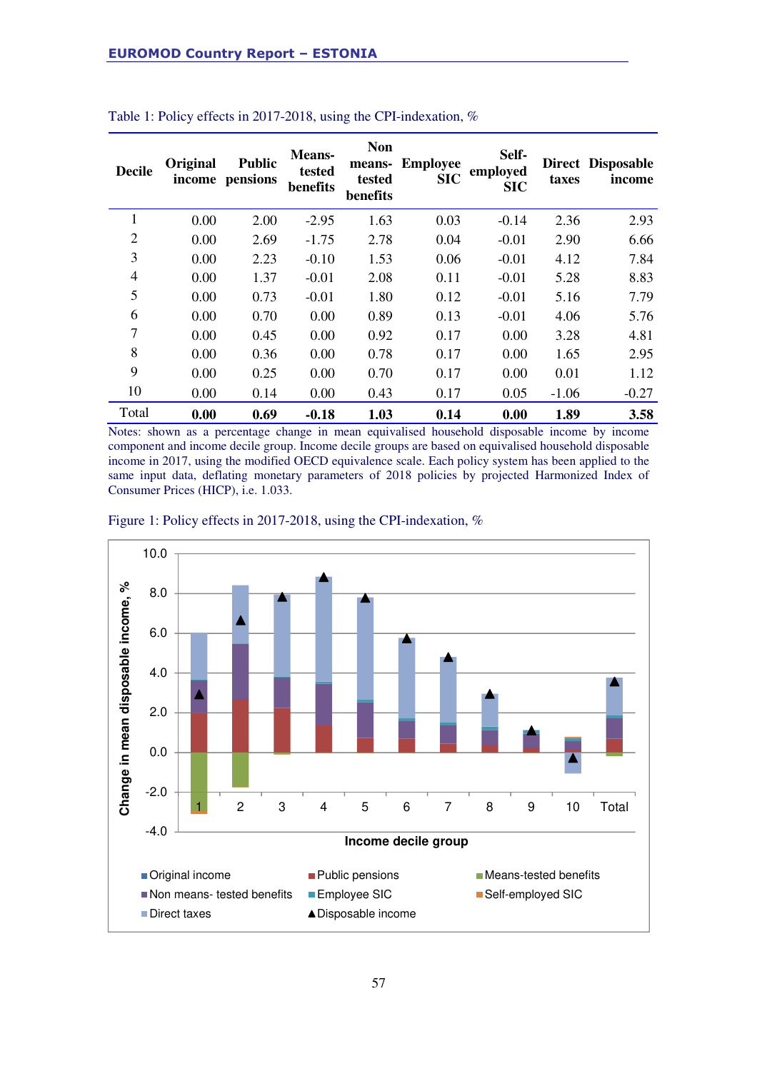Table 1: Policy effects in 2017-2018, using the CPI-indexation, %

| Decile | Original income | Public pensions | Means-tested benefits | Non means-tested benefits | Employee SIC | Self-employed SIC | Direct taxes | Disposable income |
|---|---|---|---|---|---|---|---|---|
| 1 | 0.00 | 2.00 | -2.95 | 1.63 | 0.03 | -0.14 | 2.36 | 2.93 |
| 2 | 0.00 | 2.69 | -1.75 | 2.78 | 0.04 | -0.01 | 2.90 | 6.66 |
| 3 | 0.00 | 2.23 | -0.10 | 1.53 | 0.06 | -0.01 | 4.12 | 7.84 |
| 4 | 0.00 | 1.37 | -0.01 | 2.08 | 0.11 | -0.01 | 5.28 | 8.83 |
| 5 | 0.00 | 0.73 | -0.01 | 1.80 | 0.12 | -0.01 | 5.16 | 7.79 |
| 6 | 0.00 | 0.70 | 0.00 | 0.89 | 0.13 | -0.01 | 4.06 | 5.76 |
| 7 | 0.00 | 0.45 | 0.00 | 0.92 | 0.17 | 0.00 | 3.28 | 4.81 |
| 8 | 0.00 | 0.36 | 0.00 | 0.78 | 0.17 | 0.00 | 1.65 | 2.95 |
| 9 | 0.00 | 0.25 | 0.00 | 0.70 | 0.17 | 0.00 | 0.01 | 1.12 |
| 10 | 0.00 | 0.14 | 0.00 | 0.43 | 0.17 | 0.05 | -1.06 | -0.27 |
| Total | **0.00** | **0.69** | **-0.18** | **1.03** | **0.14** | **0.00** | **1.89** | **3.58** |

Notes: shown as a percentage change in mean equivalised household disposable income by income component and income decile group. Income decile groups are based on equivalised household disposable income in 2017, using the modified OECD equivalence scale. Each policy system has been applied to the same input data, deflating monetary parameters of 2018 policies by projected Harmonized Index of Consumer Prices (HICP), i.e. 1.033.

Figure 1: Policy effects in 2017-2018, using the CPI-indexation, %

![Stacked bar chart of change in mean disposable income (%) by income decile group](figure)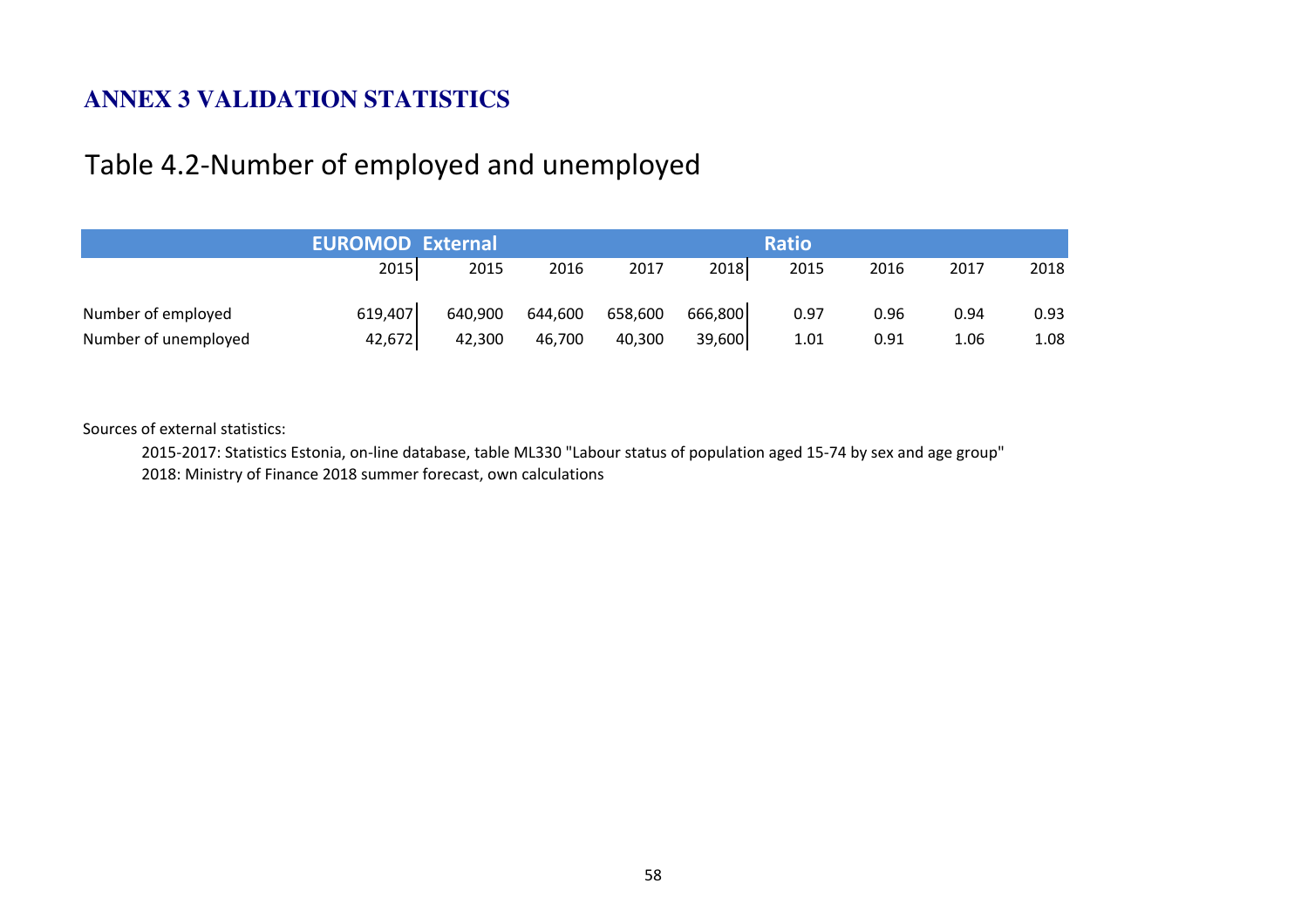# ANNEX 3 VALIDATION STATISTICS

## Table 4.2-Number of employed and unemployed

| | EUROMOD | External | | | | Ratio | | | |
|---|---|---|---|---|---|---|---|---|---|
| | 2015 | 2015 | 2016 | 2017 | 2018 | 2015 | 2016 | 2017 | 2018 |
| Number of employed | 619,407 | 640,900 | 644,600 | 658,600 | 666,800 | 0.97 | 0.96 | 0.94 | 0.93 |
| Number of unemployed | 42,672 | 42,300 | 46,700 | 40,300 | 39,600 | 1.01 | 0.91 | 1.06 | 1.08 |

Sources of external statistics:

2015-2017: Statistics Estonia, on-line database, table ML330 "Labour status of population aged 15-74 by sex and age group"

2018: Ministry of Finance 2018 summer forecast, own calculations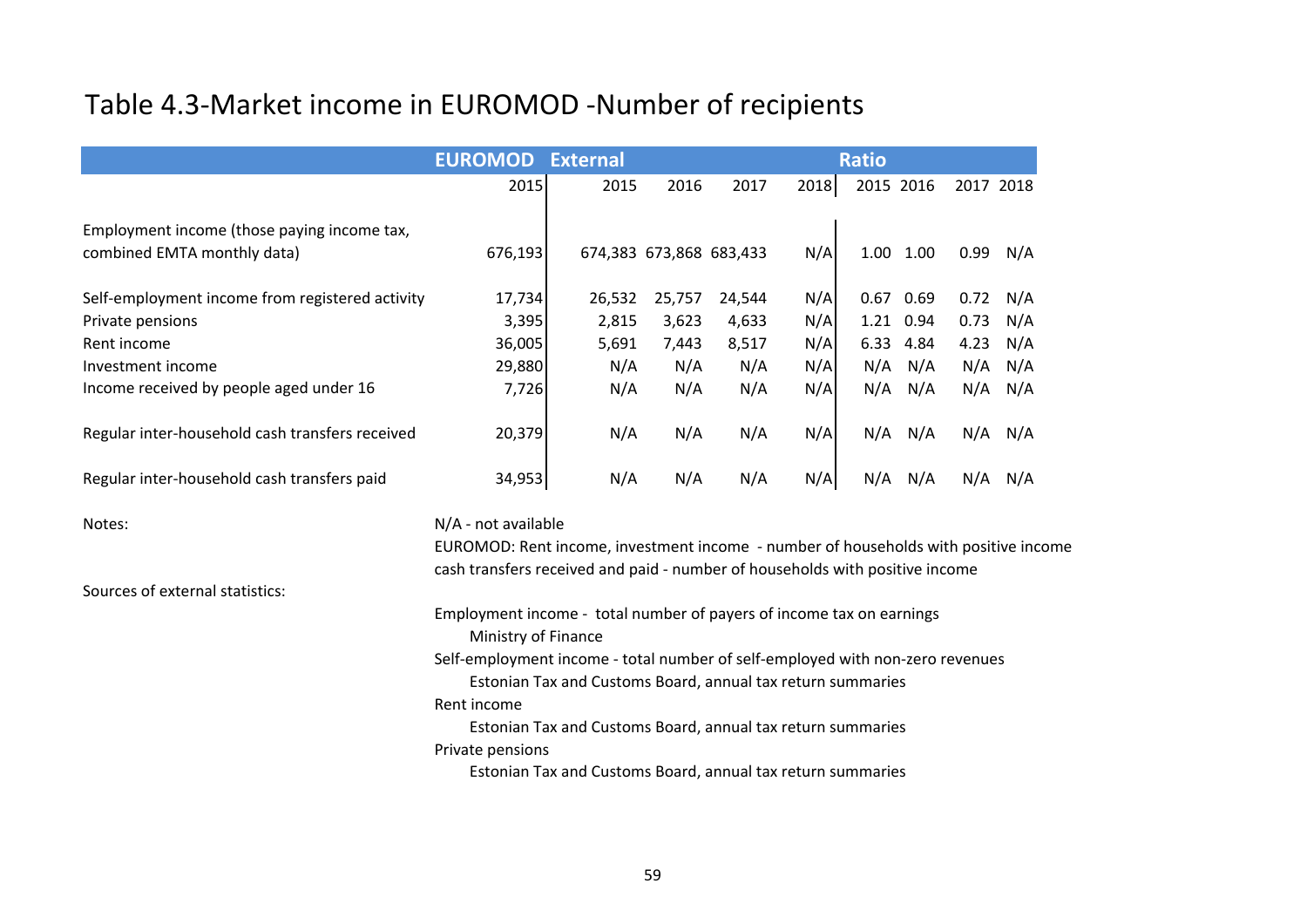# Table 4.3-Market income in EUROMOD -Number of recipients

| | EUROMOD | External | | | | Ratio | | | |
|---|---|---|---|---|---|---|---|---|---|
| | 2015 | 2015 | 2016 | 2017 | 2018 | 2015 | 2016 | 2017 | 2018 |
| Employment income (those paying income tax, combined EMTA monthly data) | 676,193 | 674,383 | 673,868 | 683,433 | N/A | 1.00 | 1.00 | 0.99 | N/A |
| Self-employment income from registered activity | 17,734 | 26,532 | 25,757 | 24,544 | N/A | 0.67 | 0.69 | 0.72 | N/A |
| Private pensions | 3,395 | 2,815 | 3,623 | 4,633 | N/A | 1.21 | 0.94 | 0.73 | N/A |
| Rent income | 36,005 | 5,691 | 7,443 | 8,517 | N/A | 6.33 | 4.84 | 4.23 | N/A |
| Investment income | 29,880 | N/A | N/A | N/A | N/A | N/A | N/A | N/A | N/A |
| Income received by people aged under 16 | 7,726 | N/A | N/A | N/A | N/A | N/A | N/A | N/A | N/A |
| Regular inter-household cash transfers received | 20,379 | N/A | N/A | N/A | N/A | N/A | N/A | N/A | N/A |
| Regular inter-household cash transfers paid | 34,953 | N/A | N/A | N/A | N/A | N/A | N/A | N/A | N/A |

Notes:

N/A - not available

EUROMOD: Rent income, investment income - number of households with positive income

cash transfers received and paid - number of households with positive income

Sources of external statistics:

Employment income - total number of payers of income tax on earnings
Ministry of Finance

Self-employment income - total number of self-employed with non-zero revenues
Estonian Tax and Customs Board, annual tax return summaries

Rent income
Estonian Tax and Customs Board, annual tax return summaries

Private pensions
Estonian Tax and Customs Board, annual tax return summaries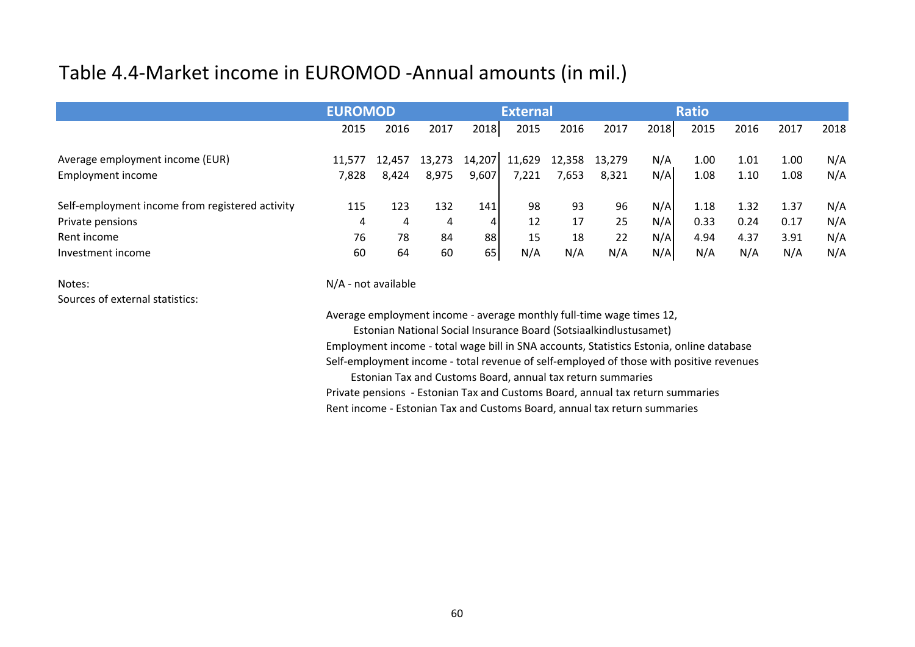# Table 4.4-Market income in EUROMOD -Annual amounts (in mil.)

| | EUROMOD | | | | External | | | | Ratio | | | |
|---|---|---|---|---|---|---|---|---|---|---|---|---|
| | 2015 | 2016 | 2017 | 2018 | 2015 | 2016 | 2017 | 2018 | 2015 | 2016 | 2017 | 2018 |
| Average employment income (EUR) | 11,577 | 12,457 | 13,273 | 14,207 | 11,629 | 12,358 | 13,279 | N/A | 1.00 | 1.01 | 1.00 | N/A |
| Employment income | 7,828 | 8,424 | 8,975 | 9,607 | 7,221 | 7,653 | 8,321 | N/A | 1.08 | 1.10 | 1.08 | N/A |
| Self-employment income from registered activity | 115 | 123 | 132 | 141 | 98 | 93 | 96 | N/A | 1.18 | 1.32 | 1.37 | N/A |
| Private pensions | 4 | 4 | 4 | 4 | 12 | 17 | 25 | N/A | 0.33 | 0.24 | 0.17 | N/A |
| Rent income | 76 | 78 | 84 | 88 | 15 | 18 | 22 | N/A | 4.94 | 4.37 | 3.91 | N/A |
| Investment income | 60 | 64 | 60 | 65 | N/A | N/A | N/A | N/A | N/A | N/A | N/A | N/A |

Notes: N/A - not available

Sources of external statistics:

Average employment income - average monthly full-time wage times 12,
Estonian National Social Insurance Board (Sotsiaalkindlustusamet)

Employment income - total wage bill in SNA accounts, Statistics Estonia, online database

Self-employment income - total revenue of self-employed of those with positive revenues
Estonian Tax and Customs Board, annual tax return summaries

Private pensions - Estonian Tax and Customs Board, annual tax return summaries

Rent income - Estonian Tax and Customs Board, annual tax return summaries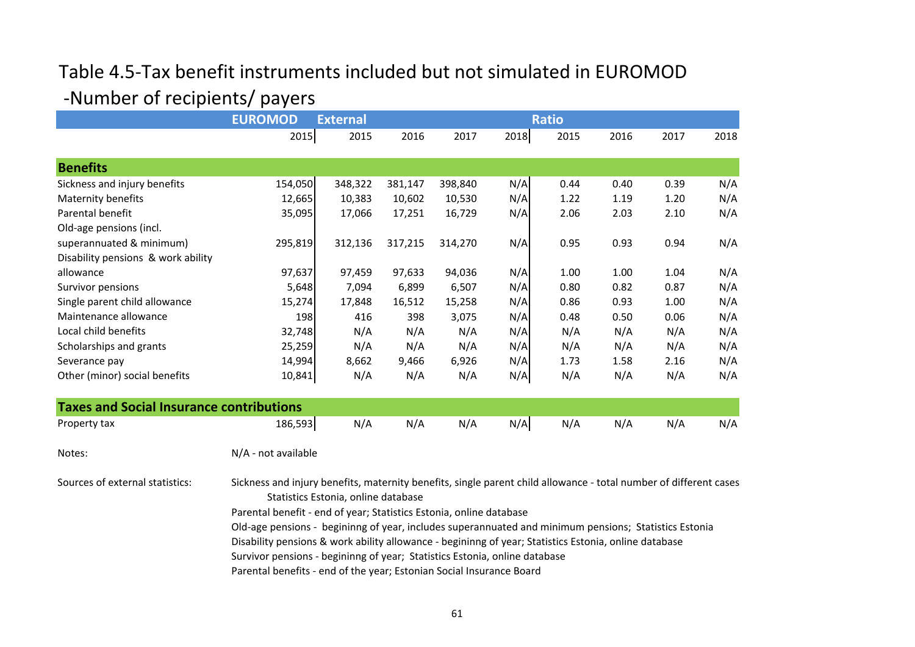# Table 4.5-Tax benefit instruments included but not simulated in EUROMOD

## -Number of recipients/ payers

| | EUROMOD | External | | | | Ratio | | | |
|---|---|---|---|---|---|---|---|---|---|
| | 2015 | 2015 | 2016 | 2017 | 2018 | 2015 | 2016 | 2017 | 2018 |
| **Benefits** | | | | | | | | | |
| Sickness and injury benefits | 154,050 | 348,322 | 381,147 | 398,840 | N/A | 0.44 | 0.40 | 0.39 | N/A |
| Maternity benefits | 12,665 | 10,383 | 10,602 | 10,530 | N/A | 1.22 | 1.19 | 1.20 | N/A |
| Parental benefit | 35,095 | 17,066 | 17,251 | 16,729 | N/A | 2.06 | 2.03 | 2.10 | N/A |
| Old-age pensions (incl. superannuated & minimum) | 295,819 | 312,136 | 317,215 | 314,270 | N/A | 0.95 | 0.93 | 0.94 | N/A |
| Disability pensions & work ability allowance | 97,637 | 97,459 | 97,633 | 94,036 | N/A | 1.00 | 1.00 | 1.04 | N/A |
| Survivor pensions | 5,648 | 7,094 | 6,899 | 6,507 | N/A | 0.80 | 0.82 | 0.87 | N/A |
| Single parent child allowance | 15,274 | 17,848 | 16,512 | 15,258 | N/A | 0.86 | 0.93 | 1.00 | N/A |
| Maintenance allowance | 198 | 416 | 398 | 3,075 | N/A | 0.48 | 0.50 | 0.06 | N/A |
| Local child benefits | 32,748 | N/A | N/A | N/A | N/A | N/A | N/A | N/A | N/A |
| Scholarships and grants | 25,259 | N/A | N/A | N/A | N/A | N/A | N/A | N/A | N/A |
| Severance pay | 14,994 | 8,662 | 9,466 | 6,926 | N/A | 1.73 | 1.58 | 2.16 | N/A |
| Other (minor) social benefits | 10,841 | N/A | N/A | N/A | N/A | N/A | N/A | N/A | N/A |
| **Taxes and Social Insurance contributions** | | | | | | | | | |
| Property tax | 186,593 | N/A | N/A | N/A | N/A | N/A | N/A | N/A | N/A |

Notes: N/A - not available

Sources of external statistics:

Sickness and injury benefits, maternity benefits, single parent child allowance - total number of different cases Statistics Estonia, online database

Parental benefit - end of year; Statistics Estonia, online database

Old-age pensions - begininng of year, includes superannuated and minimum pensions; Statistics Estonia

Disability pensions & work ability allowance - begininng of year; Statistics Estonia, online database

Survivor pensions - begininng of year; Statistics Estonia, online database

Parental benefits - end of the year; Estonian Social Insurance Board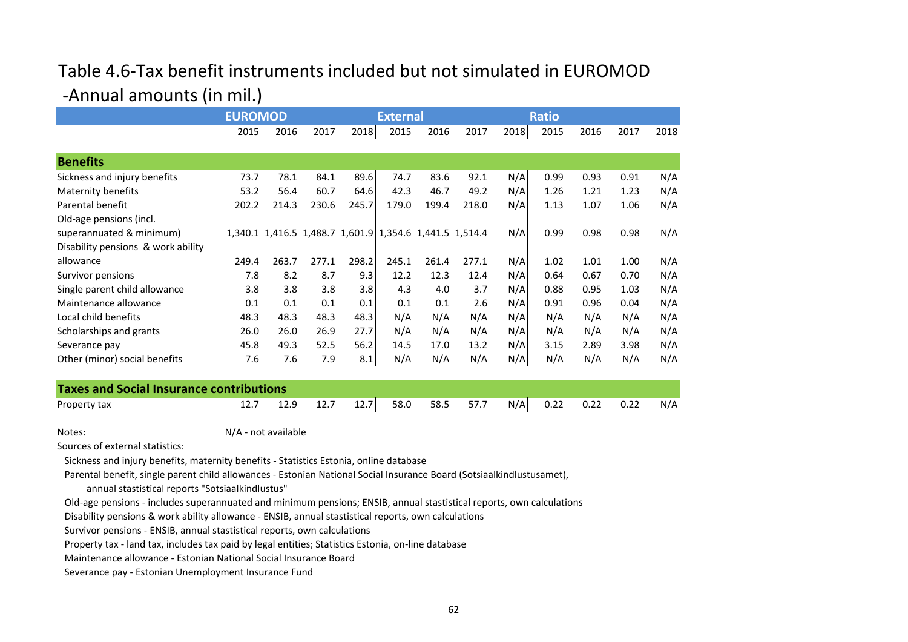# Table 4.6-Tax benefit instruments included but not simulated in EUROMOD -Annual amounts (in mil.)

| | EUROMOD | | | | External | | | | Ratio | | | |
|---|---|---|---|---|---|---|---|---|---|---|---|---|
| | 2015 | 2016 | 2017 | 2018 | 2015 | 2016 | 2017 | 2018 | 2015 | 2016 | 2017 | 2018 |
| **Benefits** | | | | | | | | | | | | |
| Sickness and injury benefits | 73.7 | 78.1 | 84.1 | 89.6 | 74.7 | 83.6 | 92.1 | N/A | 0.99 | 0.93 | 0.91 | N/A |
| Maternity benefits | 53.2 | 56.4 | 60.7 | 64.6 | 42.3 | 46.7 | 49.2 | N/A | 1.26 | 1.21 | 1.23 | N/A |
| Parental benefit | 202.2 | 214.3 | 230.6 | 245.7 | 179.0 | 199.4 | 218.0 | N/A | 1.13 | 1.07 | 1.06 | N/A |
| Old-age pensions (incl. superannuated & minimum) | 1,340.1 | 1,416.5 | 1,488.7 | 1,601.9 | 1,354.6 | 1,441.5 | 1,514.4 | N/A | 0.99 | 0.98 | 0.98 | N/A |
| Disability pensions & work ability allowance | 249.4 | 263.7 | 277.1 | 298.2 | 245.1 | 261.4 | 277.1 | N/A | 1.02 | 1.01 | 1.00 | N/A |
| Survivor pensions | 7.8 | 8.2 | 8.7 | 9.3 | 12.2 | 12.3 | 12.4 | N/A | 0.64 | 0.67 | 0.70 | N/A |
| Single parent child allowance | 3.8 | 3.8 | 3.8 | 3.8 | 4.3 | 4.0 | 3.7 | N/A | 0.88 | 0.95 | 1.03 | N/A |
| Maintenance allowance | 0.1 | 0.1 | 0.1 | 0.1 | 0.1 | 0.1 | 2.6 | N/A | 0.91 | 0.96 | 0.04 | N/A |
| Local child benefits | 48.3 | 48.3 | 48.3 | 48.3 | N/A | N/A | N/A | N/A | N/A | N/A | N/A | N/A |
| Scholarships and grants | 26.0 | 26.0 | 26.9 | 27.7 | N/A | N/A | N/A | N/A | N/A | N/A | N/A | N/A |
| Severance pay | 45.8 | 49.3 | 52.5 | 56.2 | 14.5 | 17.0 | 13.2 | N/A | 3.15 | 2.89 | 3.98 | N/A |
| Other (minor) social benefits | 7.6 | 7.6 | 7.9 | 8.1 | N/A | N/A | N/A | N/A | N/A | N/A | N/A | N/A |
| **Taxes and Social Insurance contributions** | | | | | | | | | | | | |
| Property tax | 12.7 | 12.9 | 12.7 | 12.7 | 58.0 | 58.5 | 57.7 | N/A | 0.22 | 0.22 | 0.22 | N/A |

Notes: N/A - not available

Sources of external statistics:

Sickness and injury benefits, maternity benefits - Statistics Estonia, online database

Parental benefit, single parent child allowances - Estonian National Social Insurance Board (Sotsiaalkindlustusamet), annual stastistical reports "Sotsiaalkindlustus"

Old-age pensions - includes superannuated and minimum pensions; ENSIB, annual stastistical reports, own calculations

Disability pensions & work ability allowance - ENSIB, annual stastistical reports, own calculations

Survivor pensions - ENSIB, annual stastistical reports, own calculations

Property tax - land tax, includes tax paid by legal entities; Statistics Estonia, on-line database

Maintenance allowance - Estonian National Social Insurance Board

Severance pay - Estonian Unemployment Insurance Fund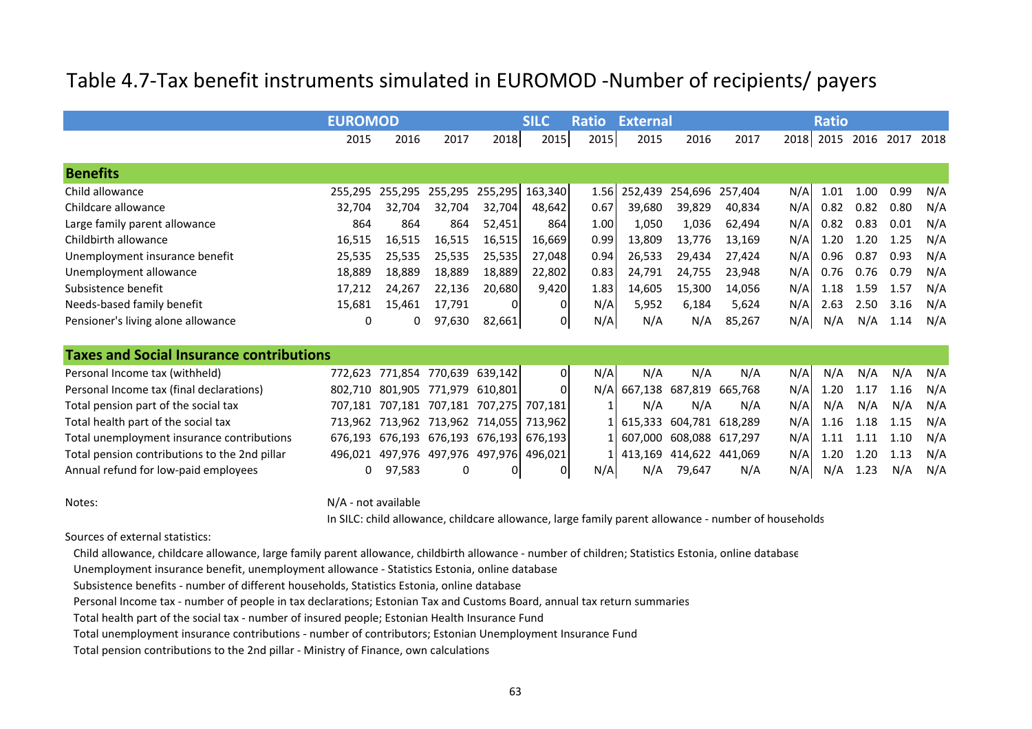# Table 4.7-Tax benefit instruments simulated in EUROMOD -Number of recipients/ payers

| | EUROMOD | | | | SILC | Ratio | External | | | | Ratio | | | |
|---|---|---|---|---|---|---|---|---|---|---|---|---|---|---|
| | 2015 | 2016 | 2017 | 2018 | 2015 | 2015 | 2015 | 2016 | 2017 | 2018 | 2015 | 2016 | 2017 | 2018 |
| **Benefits** | | | | | | | | | | | | | | |
| Child allowance | 255,295 | 255,295 | 255,295 | 255,295 | 163,340 | 1.56 | 252,439 | 254,696 | 257,404 | N/A | 1.01 | 1.00 | 0.99 | N/A |
| Childcare allowance | 32,704 | 32,704 | 32,704 | 32,704 | 48,642 | 0.67 | 39,680 | 39,829 | 40,834 | N/A | 0.82 | 0.82 | 0.80 | N/A |
| Large family parent allowance | 864 | 864 | 864 | 52,451 | 864 | 1.00 | 1,050 | 1,036 | 62,494 | N/A | 0.82 | 0.83 | 0.01 | N/A |
| Childbirth allowance | 16,515 | 16,515 | 16,515 | 16,515 | 16,669 | 0.99 | 13,809 | 13,776 | 13,169 | N/A | 1.20 | 1.20 | 1.25 | N/A |
| Unemployment insurance benefit | 25,535 | 25,535 | 25,535 | 25,535 | 27,048 | 0.94 | 26,533 | 29,434 | 27,424 | N/A | 0.96 | 0.87 | 0.93 | N/A |
| Unemployment allowance | 18,889 | 18,889 | 18,889 | 18,889 | 22,802 | 0.83 | 24,791 | 24,755 | 23,948 | N/A | 0.76 | 0.76 | 0.79 | N/A |
| Subsistence benefit | 17,212 | 24,267 | 22,136 | 20,680 | 9,420 | 1.83 | 14,605 | 15,300 | 14,056 | N/A | 1.18 | 1.59 | 1.57 | N/A |
| Needs-based family benefit | 15,681 | 15,461 | 17,791 | 0 | 0 | N/A | 5,952 | 6,184 | 5,624 | N/A | 2.63 | 2.50 | 3.16 | N/A |
| Pensioner's living alone allowance | 0 | 0 | 97,630 | 82,661 | 0 | N/A | N/A | N/A | 85,267 | N/A | N/A | N/A | 1.14 | N/A |
| **Taxes and Social Insurance contributions** | | | | | | | | | | | | | | |
| Personal Income tax (withheld) | 772,623 | 771,854 | 770,639 | 639,142 | 0 | N/A | N/A | N/A | N/A | N/A | N/A | N/A | N/A | N/A |
| Personal Income tax (final declarations) | 802,710 | 801,905 | 771,979 | 610,801 | 0 | N/A | 667,138 | 687,819 | 665,768 | N/A | 1.20 | 1.17 | 1.16 | N/A |
| Total pension part of the social tax | 707,181 | 707,181 | 707,181 | 707,275 | 707,181 | 1 | N/A | N/A | N/A | N/A | N/A | N/A | N/A | N/A |
| Total health part of the social tax | 713,962 | 713,962 | 713,962 | 714,055 | 713,962 | 1 | 615,333 | 604,781 | 618,289 | N/A | 1.16 | 1.18 | 1.15 | N/A |
| Total unemployment insurance contributions | 676,193 | 676,193 | 676,193 | 676,193 | 676,193 | 1 | 607,000 | 608,088 | 617,297 | N/A | 1.11 | 1.11 | 1.10 | N/A |
| Total pension contributions to the 2nd pillar | 496,021 | 497,976 | 497,976 | 497,976 | 496,021 | 1 | 413,169 | 414,622 | 441,069 | N/A | 1.20 | 1.20 | 1.13 | N/A |
| Annual refund for low-paid employees | 0 | 97,583 | 0 | 0 | 0 | N/A | N/A | 79,647 | N/A | N/A | N/A | 1.23 | N/A | N/A |

Notes: N/A - not available

In SILC: child allowance, childcare allowance, large family parent allowance - number of households

Sources of external statistics:

Child allowance, childcare allowance, large family parent allowance, childbirth allowance - number of children; Statistics Estonia, online database

Unemployment insurance benefit, unemployment allowance - Statistics Estonia, online database

Subsistence benefits - number of different households, Statistics Estonia, online database

Personal Income tax - number of people in tax declarations; Estonian Tax and Customs Board, annual tax return summaries

Total health part of the social tax - number of insured people; Estonian Health Insurance Fund

Total unemployment insurance contributions - number of contributors; Estonian Unemployment Insurance Fund

Total pension contributions to the 2nd pillar - Ministry of Finance, own calculations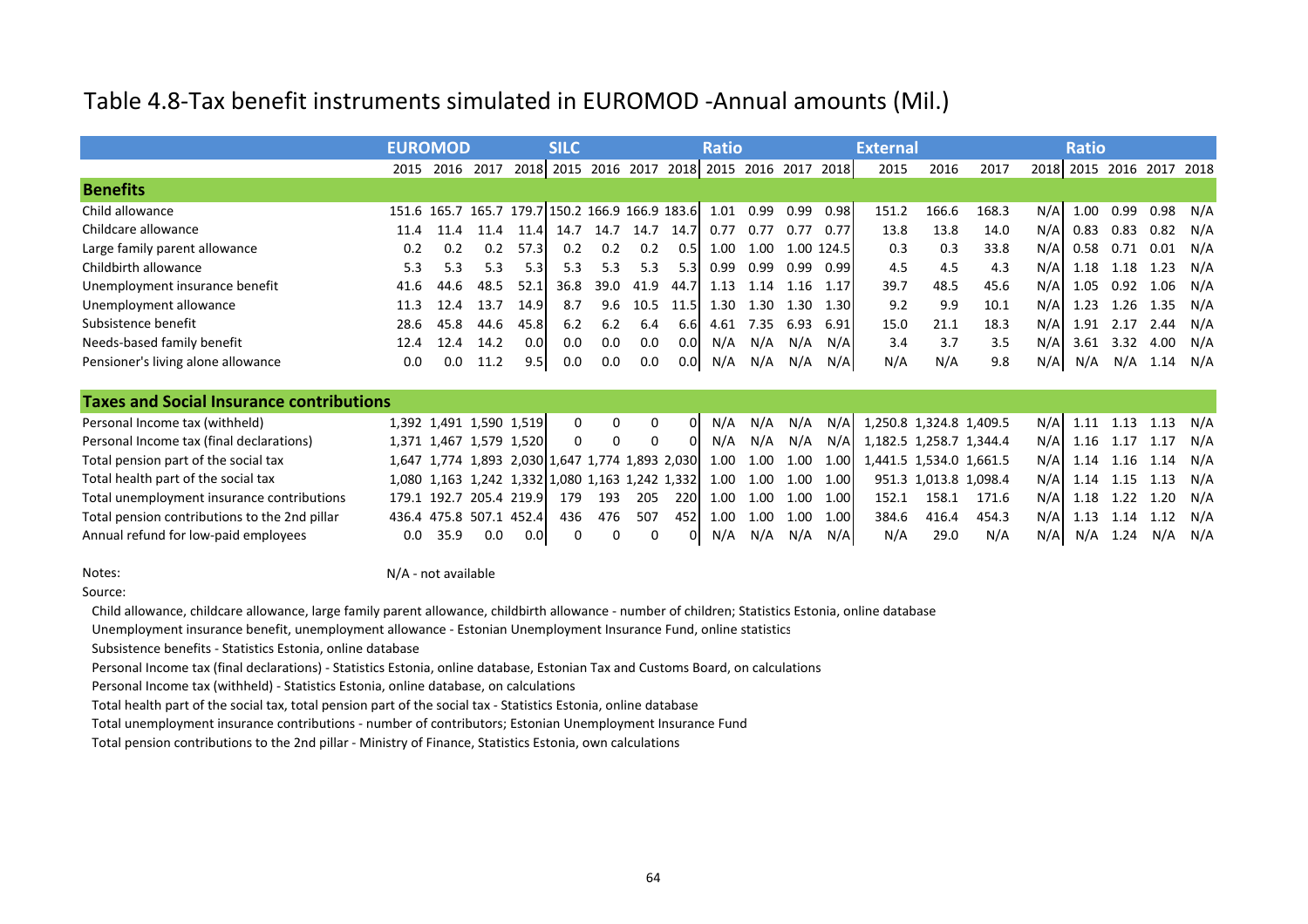# Table 4.8-Tax benefit instruments simulated in EUROMOD -Annual amounts (Mil.)

| | EUROMOD | | | | SILC | | | | Ratio | | | | External | | | | Ratio | | | |
|---|---|---|---|---|---|---|---|---|---|---|---|---|---|---|---|---|---|---|---|---|
| | 2015 | 2016 | 2017 | 2018 | 2015 | 2016 | 2017 | 2018 | 2015 | 2016 | 2017 | 2018 | 2015 | 2016 | 2017 | 2018 | 2015 | 2016 | 2017 | 2018 |
| **Benefits** | | | | | | | | | | | | | | | | | | | | |
| Child allowance | 151.6 | 165.7 | 165.7 | 179.7 | 150.2 | 166.9 | 166.9 | 183.6 | 1.01 | 0.99 | 0.99 | 0.98 | 151.2 | 166.6 | 168.3 | N/A | 1.00 | 0.99 | 0.98 | N/A |
| Childcare allowance | 11.4 | 11.4 | 11.4 | 11.4 | 14.7 | 14.7 | 14.7 | 14.7 | 0.77 | 0.77 | 0.77 | 0.77 | 13.8 | 13.8 | 14.0 | N/A | 0.83 | 0.83 | 0.82 | N/A |
| Large family parent allowance | 0.2 | 0.2 | 0.2 | 57.3 | 0.2 | 0.2 | 0.2 | 0.5 | 1.00 | 1.00 | 1.00 | 124.5 | 0.3 | 0.3 | 33.8 | N/A | 0.58 | 0.71 | 0.01 | N/A |
| Childbirth allowance | 5.3 | 5.3 | 5.3 | 5.3 | 5.3 | 5.3 | 5.3 | 5.3 | 0.99 | 0.99 | 0.99 | 0.99 | 4.5 | 4.5 | 4.3 | N/A | 1.18 | 1.18 | 1.23 | N/A |
| Unemployment insurance benefit | 41.6 | 44.6 | 48.5 | 52.1 | 36.8 | 39.0 | 41.9 | 44.7 | 1.13 | 1.14 | 1.16 | 1.17 | 39.7 | 48.5 | 45.6 | N/A | 1.05 | 0.92 | 1.06 | N/A |
| Unemployment allowance | 11.3 | 12.4 | 13.7 | 14.9 | 8.7 | 9.6 | 10.5 | 11.5 | 1.30 | 1.30 | 1.30 | 1.30 | 9.2 | 9.9 | 10.1 | N/A | 1.23 | 1.26 | 1.35 | N/A |
| Subsistence benefit | 28.6 | 45.8 | 44.6 | 45.8 | 6.2 | 6.2 | 6.4 | 6.6 | 4.61 | 7.35 | 6.93 | 6.91 | 15.0 | 21.1 | 18.3 | N/A | 1.91 | 2.17 | 2.44 | N/A |
| Needs-based family benefit | 12.4 | 12.4 | 14.2 | 0.0 | 0.0 | 0.0 | 0.0 | 0.0 | N/A | N/A | N/A | N/A | 3.4 | 3.7 | 3.5 | N/A | 3.61 | 3.32 | 4.00 | N/A |
| Pensioner's living alone allowance | 0.0 | 0.0 | 11.2 | 9.5 | 0.0 | 0.0 | 0.0 | 0.0 | N/A | N/A | N/A | N/A | N/A | N/A | 9.8 | N/A | N/A | N/A | 1.14 | N/A |
| **Taxes and Social Insurance contributions** | | | | | | | | | | | | | | | | | | | | |
| Personal Income tax (withheld) | 1,392 | 1,491 | 1,590 | 1,519 | 0 | 0 | 0 | 0 | N/A | N/A | N/A | N/A | 1,250.8 | 1,324.8 | 1,409.5 | N/A | 1.11 | 1.13 | 1.13 | N/A |
| Personal Income tax (final declarations) | 1,371 | 1,467 | 1,579 | 1,520 | 0 | 0 | 0 | 0 | N/A | N/A | N/A | N/A | 1,182.5 | 1,258.7 | 1,344.4 | N/A | 1.16 | 1.17 | 1.17 | N/A |
| Total pension part of the social tax | 1,647 | 1,774 | 1,893 | 2,030 | 1,647 | 1,774 | 1,893 | 2,030 | 1.00 | 1.00 | 1.00 | 1.00 | 1,441.5 | 1,534.0 | 1,661.5 | N/A | 1.14 | 1.16 | 1.14 | N/A |
| Total health part of the social tax | 1,080 | 1,163 | 1,242 | 1,332 | 1,080 | 1,163 | 1,242 | 1,332 | 1.00 | 1.00 | 1.00 | 1.00 | 951.3 | 1,013.8 | 1,098.4 | N/A | 1.14 | 1.15 | 1.13 | N/A |
| Total unemployment insurance contributions | 179.1 | 192.7 | 205.4 | 219.9 | 179 | 193 | 205 | 220 | 1.00 | 1.00 | 1.00 | 1.00 | 152.1 | 158.1 | 171.6 | N/A | 1.18 | 1.22 | 1.20 | N/A |
| Total pension contributions to the 2nd pillar | 436.4 | 475.8 | 507.1 | 452.4 | 436 | 476 | 507 | 452 | 1.00 | 1.00 | 1.00 | 1.00 | 384.6 | 416.4 | 454.3 | N/A | 1.13 | 1.14 | 1.12 | N/A |
| Annual refund for low-paid employees | 0.0 | 35.9 | 0.0 | 0.0 | 0 | 0 | 0 | 0 | N/A | N/A | N/A | N/A | N/A | 29.0 | N/A | N/A | N/A | 1.24 | N/A | N/A |

Notes: N/A - not available

Source:

Child allowance, childcare allowance, large family parent allowance, childbirth allowance - number of children; Statistics Estonia, online database

Unemployment insurance benefit, unemployment allowance - Estonian Unemployment Insurance Fund, online statistics

Subsistence benefits - Statistics Estonia, online database

Personal Income tax (final declarations) - Statistics Estonia, online database, Estonian Tax and Customs Board, on calculations

Personal Income tax (withheld) - Statistics Estonia, online database, on calculations

Total health part of the social tax, total pension part of the social tax - Statistics Estonia, online database

Total unemployment insurance contributions - number of contributors; Estonian Unemployment Insurance Fund

Total pension contributions to the 2nd pillar - Ministry of Finance, Statistics Estonia, own calculations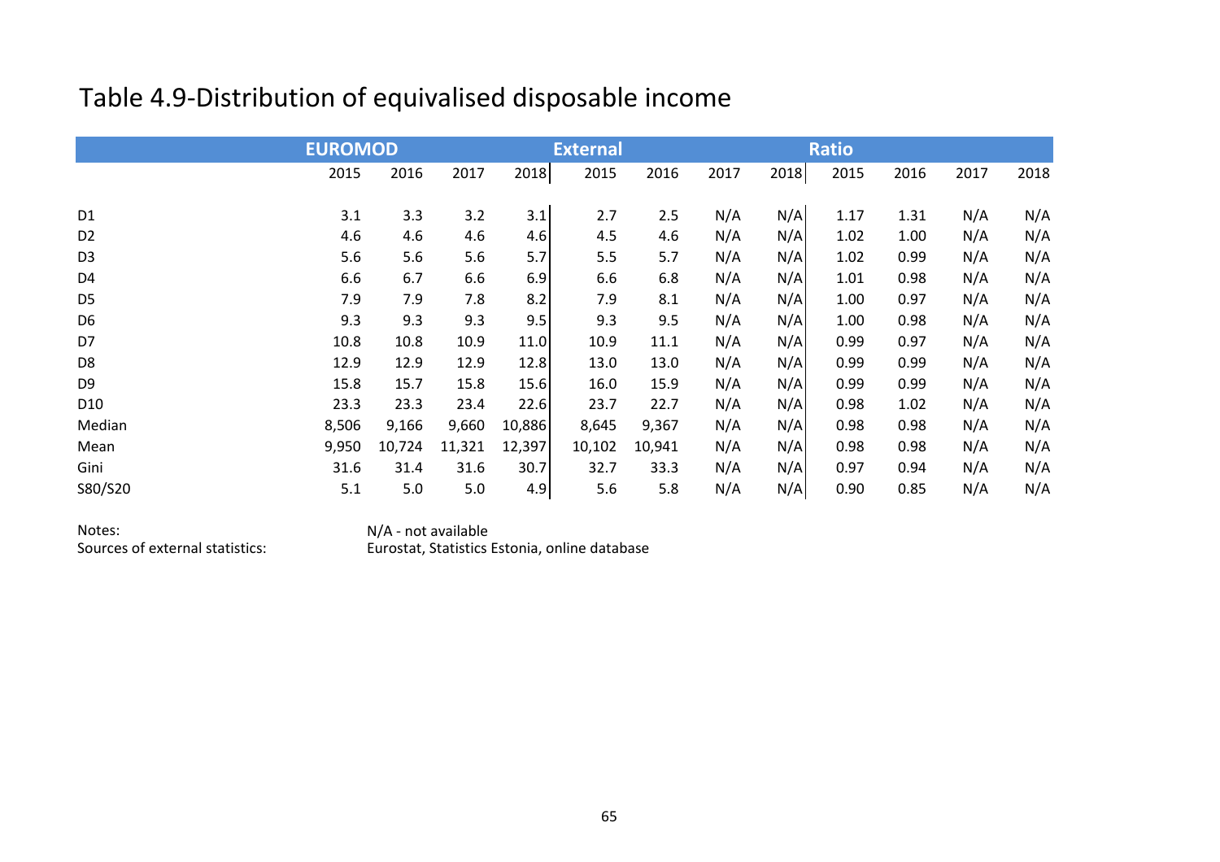# Table 4.9-Distribution of equivalised disposable income

| | EUROMOD | | | | External | | | | Ratio | | | |
|---|---|---|---|---|---|---|---|---|---|---|---|---|
| | 2015 | 2016 | 2017 | 2018 | 2015 | 2016 | 2017 | 2018 | 2015 | 2016 | 2017 | 2018 |
| D1 | 3.1 | 3.3 | 3.2 | 3.1 | 2.7 | 2.5 | N/A | N/A | 1.17 | 1.31 | N/A | N/A |
| D2 | 4.6 | 4.6 | 4.6 | 4.6 | 4.5 | 4.6 | N/A | N/A | 1.02 | 1.00 | N/A | N/A |
| D3 | 5.6 | 5.6 | 5.6 | 5.7 | 5.5 | 5.7 | N/A | N/A | 1.02 | 0.99 | N/A | N/A |
| D4 | 6.6 | 6.7 | 6.6 | 6.9 | 6.6 | 6.8 | N/A | N/A | 1.01 | 0.98 | N/A | N/A |
| D5 | 7.9 | 7.9 | 7.8 | 8.2 | 7.9 | 8.1 | N/A | N/A | 1.00 | 0.97 | N/A | N/A |
| D6 | 9.3 | 9.3 | 9.3 | 9.5 | 9.3 | 9.5 | N/A | N/A | 1.00 | 0.98 | N/A | N/A |
| D7 | 10.8 | 10.8 | 10.9 | 11.0 | 10.9 | 11.1 | N/A | N/A | 0.99 | 0.97 | N/A | N/A |
| D8 | 12.9 | 12.9 | 12.9 | 12.8 | 13.0 | 13.0 | N/A | N/A | 0.99 | 0.99 | N/A | N/A |
| D9 | 15.8 | 15.7 | 15.8 | 15.6 | 16.0 | 15.9 | N/A | N/A | 0.99 | 0.99 | N/A | N/A |
| D10 | 23.3 | 23.3 | 23.4 | 22.6 | 23.7 | 22.7 | N/A | N/A | 0.98 | 1.02 | N/A | N/A |
| Median | 8,506 | 9,166 | 9,660 | 10,886 | 8,645 | 9,367 | N/A | N/A | 0.98 | 0.98 | N/A | N/A |
| Mean | 9,950 | 10,724 | 11,321 | 12,397 | 10,102 | 10,941 | N/A | N/A | 0.98 | 0.98 | N/A | N/A |
| Gini | 31.6 | 31.4 | 31.6 | 30.7 | 32.7 | 33.3 | N/A | N/A | 0.97 | 0.94 | N/A | N/A |
| S80/S20 | 5.1 | 5.0 | 5.0 | 4.9 | 5.6 | 5.8 | N/A | N/A | 0.90 | 0.85 | N/A | N/A |

Notes: N/A - not available

Sources of external statistics: Eurostat, Statistics Estonia, online database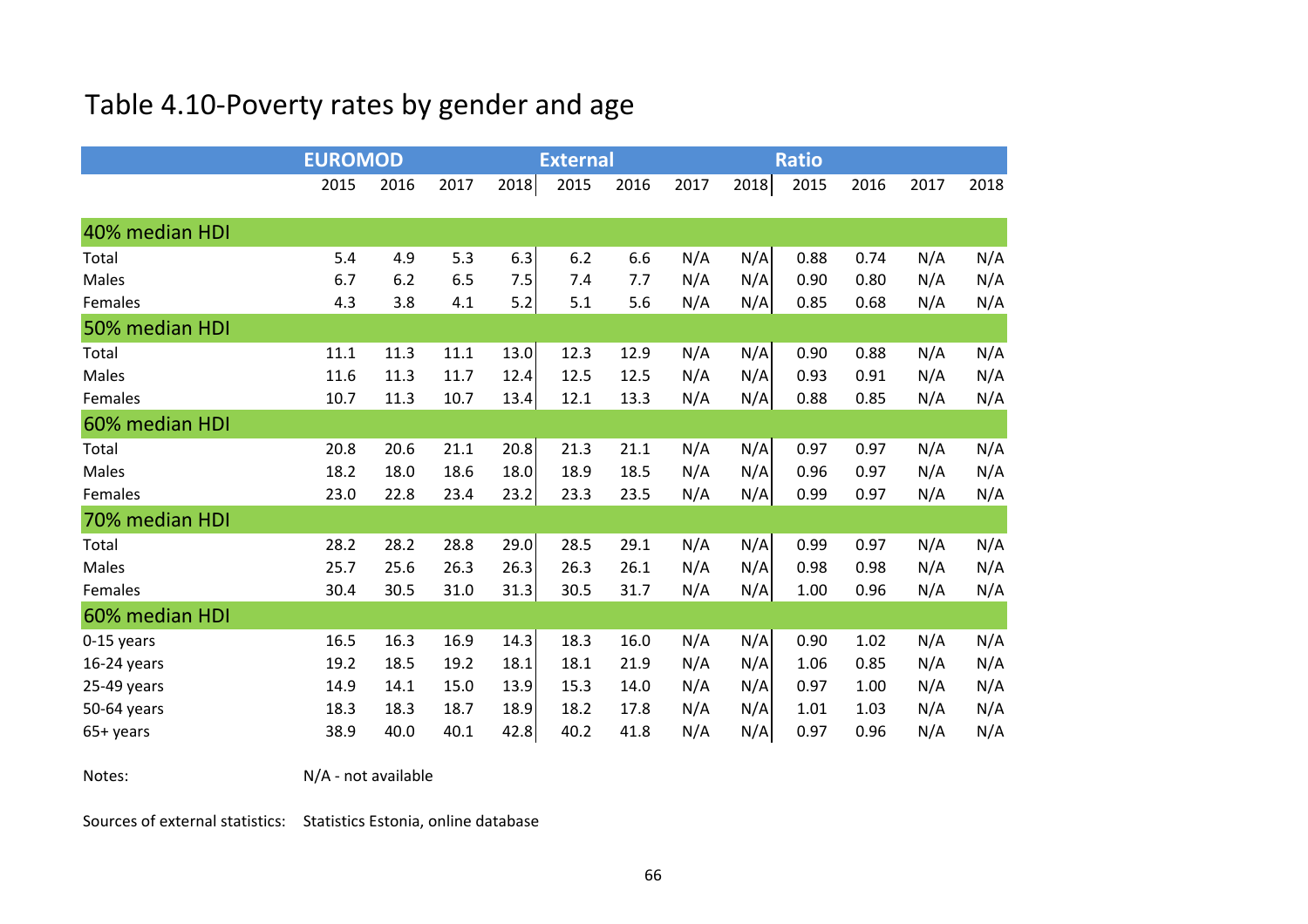# Table 4.10-Poverty rates by gender and age

| | EUROMOD | | | | External | | | | Ratio | | | |
|---|---|---|---|---|---|---|---|---|---|---|---|---|
| | 2015 | 2016 | 2017 | 2018 | 2015 | 2016 | 2017 | 2018 | 2015 | 2016 | 2017 | 2018 |
| **40% median HDI** | | | | | | | | | | | | |
| Total | 5.4 | 4.9 | 5.3 | 6.3 | 6.2 | 6.6 | N/A | N/A | 0.88 | 0.74 | N/A | N/A |
| Males | 6.7 | 6.2 | 6.5 | 7.5 | 7.4 | 7.7 | N/A | N/A | 0.90 | 0.80 | N/A | N/A |
| Females | 4.3 | 3.8 | 4.1 | 5.2 | 5.1 | 5.6 | N/A | N/A | 0.85 | 0.68 | N/A | N/A |
| **50% median HDI** | | | | | | | | | | | | |
| Total | 11.1 | 11.3 | 11.1 | 13.0 | 12.3 | 12.9 | N/A | N/A | 0.90 | 0.88 | N/A | N/A |
| Males | 11.6 | 11.3 | 11.7 | 12.4 | 12.5 | 12.5 | N/A | N/A | 0.93 | 0.91 | N/A | N/A |
| Females | 10.7 | 11.3 | 10.7 | 13.4 | 12.1 | 13.3 | N/A | N/A | 0.88 | 0.85 | N/A | N/A |
| **60% median HDI** | | | | | | | | | | | | |
| Total | 20.8 | 20.6 | 21.1 | 20.8 | 21.3 | 21.1 | N/A | N/A | 0.97 | 0.97 | N/A | N/A |
| Males | 18.2 | 18.0 | 18.6 | 18.0 | 18.9 | 18.5 | N/A | N/A | 0.96 | 0.97 | N/A | N/A |
| Females | 23.0 | 22.8 | 23.4 | 23.2 | 23.3 | 23.5 | N/A | N/A | 0.99 | 0.97 | N/A | N/A |
| **70% median HDI** | | | | | | | | | | | | |
| Total | 28.2 | 28.2 | 28.8 | 29.0 | 28.5 | 29.1 | N/A | N/A | 0.99 | 0.97 | N/A | N/A |
| Males | 25.7 | 25.6 | 26.3 | 26.3 | 26.3 | 26.1 | N/A | N/A | 0.98 | 0.98 | N/A | N/A |
| Females | 30.4 | 30.5 | 31.0 | 31.3 | 30.5 | 31.7 | N/A | N/A | 1.00 | 0.96 | N/A | N/A |
| **60% median HDI** | | | | | | | | | | | | |
| 0-15 years | 16.5 | 16.3 | 16.9 | 14.3 | 18.3 | 16.0 | N/A | N/A | 0.90 | 1.02 | N/A | N/A |
| 16-24 years | 19.2 | 18.5 | 19.2 | 18.1 | 18.1 | 21.9 | N/A | N/A | 1.06 | 0.85 | N/A | N/A |
| 25-49 years | 14.9 | 14.1 | 15.0 | 13.9 | 15.3 | 14.0 | N/A | N/A | 0.97 | 1.00 | N/A | N/A |
| 50-64 years | 18.3 | 18.3 | 18.7 | 18.9 | 18.2 | 17.8 | N/A | N/A | 1.01 | 1.03 | N/A | N/A |
| 65+ years | 38.9 | 40.0 | 40.1 | 42.8 | 40.2 | 41.8 | N/A | N/A | 0.97 | 0.96 | N/A | N/A |

Notes: N/A - not available

Sources of external statistics: Statistics Estonia, online database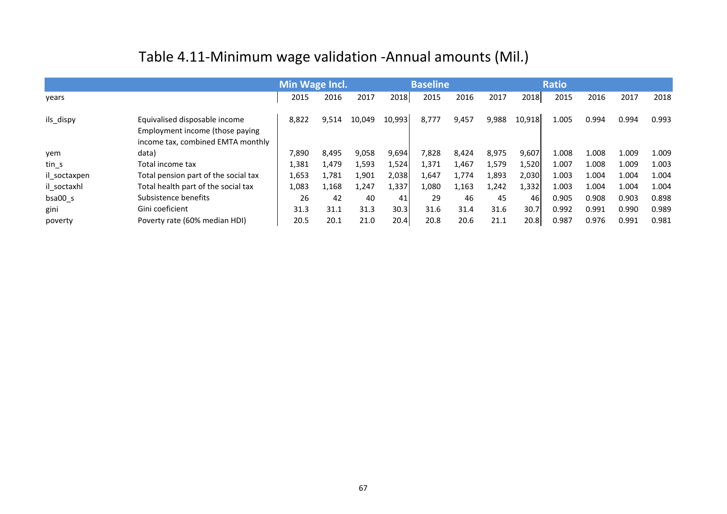# Table 4.11-Minimum wage validation -Annual amounts (Mil.)

| | | Min Wage Incl. | | | | Baseline | | | | Ratio | | | |
|---|---|---|---|---|---|---|---|---|---|---|---|---|---|
| years | | 2015 | 2016 | 2017 | 2018 | 2015 | 2016 | 2017 | 2018 | 2015 | 2016 | 2017 | 2018 |
| ils_dispy | Equivalised disposable income | 8,822 | 9,514 | 10,049 | 10,993 | 8,777 | 9,457 | 9,988 | 10,918 | 1.005 | 0.994 | 0.994 | 0.993 |
| yem | Employment income (those paying income tax, combined EMTA monthly data) | 7,890 | 8,495 | 9,058 | 9,694 | 7,828 | 8,424 | 8,975 | 9,607 | 1.008 | 1.008 | 1.009 | 1.009 |
| tin_s | Total income tax | 1,381 | 1,479 | 1,593 | 1,524 | 1,371 | 1,467 | 1,579 | 1,520 | 1.007 | 1.008 | 1.009 | 1.003 |
| il_soctaxpen | Total pension part of the social tax | 1,653 | 1,781 | 1,901 | 2,038 | 1,647 | 1,774 | 1,893 | 2,030 | 1.003 | 1.004 | 1.004 | 1.004 |
| il_soctaxhl | Total health part of the social tax | 1,083 | 1,168 | 1,247 | 1,337 | 1,080 | 1,163 | 1,242 | 1,332 | 1.003 | 1.004 | 1.004 | 1.004 |
| bsa00_s | Subsistence benefits | 26 | 42 | 40 | 41 | 29 | 46 | 45 | 46 | 0.905 | 0.908 | 0.903 | 0.898 |
| gini | Gini coeficient | 31.3 | 31.1 | 31.3 | 30.3 | 31.6 | 31.4 | 31.6 | 30.7 | 0.992 | 0.991 | 0.990 | 0.989 |
| poverty | Poverty rate (60% median HDI) | 20.5 | 20.1 | 21.0 | 20.4 | 20.8 | 20.6 | 21.1 | 20.8 | 0.987 | 0.976 | 0.991 | 0.981 |